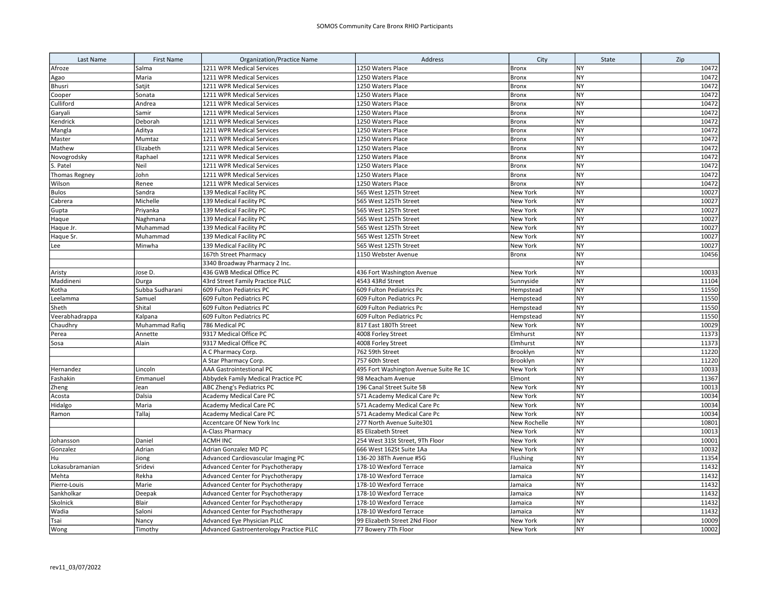# SOMOS Community Care Bronx RHIO Participants

| Last Name | First Name | Organization/Practice Name | Address | City | State | Zip |
|---|---|---|---|---|---|---|
| Afroze | Salma | 1211 WPR Medical Services | 1250 Waters Place | Bronx | NY | 10472 |
| Agao | Maria | 1211 WPR Medical Services | 1250 Waters Place | Bronx | NY | 10472 |
| Bhusri | Satjit | 1211 WPR Medical Services | 1250 Waters Place | Bronx | NY | 10472 |
| Cooper | Sonata | 1211 WPR Medical Services | 1250 Waters Place | Bronx | NY | 10472 |
| Culliford | Andrea | 1211 WPR Medical Services | 1250 Waters Place | Bronx | NY | 10472 |
| Garyali | Samir | 1211 WPR Medical Services | 1250 Waters Place | Bronx | NY | 10472 |
| Kendrick | Deborah | 1211 WPR Medical Services | 1250 Waters Place | Bronx | NY | 10472 |
| Mangla | Aditya | 1211 WPR Medical Services | 1250 Waters Place | Bronx | NY | 10472 |
| Master | Mumtaz | 1211 WPR Medical Services | 1250 Waters Place | Bronx | NY | 10472 |
| Mathew | Elizabeth | 1211 WPR Medical Services | 1250 Waters Place | Bronx | NY | 10472 |
| Novogrodsky | Raphael | 1211 WPR Medical Services | 1250 Waters Place | Bronx | NY | 10472 |
| S. Patel | Neil | 1211 WPR Medical Services | 1250 Waters Place | Bronx | NY | 10472 |
| Thomas Regney | John | 1211 WPR Medical Services | 1250 Waters Place | Bronx | NY | 10472 |
| Wilson | Renee | 1211 WPR Medical Services | 1250 Waters Place | Bronx | NY | 10472 |
| Bulos | Sandra | 139 Medical Facility PC | 565 West 125Th Street | New York | NY | 10027 |
| Cabrera | Michelle | 139 Medical Facility PC | 565 West 125Th Street | New York | NY | 10027 |
| Gupta | Priyanka | 139 Medical Facility PC | 565 West 125Th Street | New York | NY | 10027 |
| Haque | Naghmana | 139 Medical Facility PC | 565 West 125Th Street | New York | NY | 10027 |
| Haque Jr. | Muhammad | 139 Medical Facility PC | 565 West 125Th Street | New York | NY | 10027 |
| Haque Sr. | Muhammad | 139 Medical Facility PC | 565 West 125Th Street | New York | NY | 10027 |
| Lee | Minwha | 139 Medical Facility PC | 565 West 125Th Street | New York | NY | 10027 |
| | | 167th Street Pharmacy | 1150 Webster Avenue | Bronx | NY | 10456 |
| | | 3340 Broadway Pharmacy 2 Inc. | | | NY | |
| Aristy | Jose D. | 436 GWB Medical Office PC | 436 Fort Washington Avenue | New York | NY | 10033 |
| Maddineni | Durga | 43rd Street Family Practice PLLC | 4543 43Rd Street | Sunnyside | NY | 11104 |
| Kotha | Subba Sudharani | 609 Fulton Pediatrics PC | 609 Fulton Pediatrics Pc | Hempstead | NY | 11550 |
| Leelamma | Samuel | 609 Fulton Pediatrics PC | 609 Fulton Pediatrics Pc | Hempstead | NY | 11550 |
| Sheth | Shital | 609 Fulton Pediatrics PC | 609 Fulton Pediatrics Pc | Hempstead | NY | 11550 |
| Veerabhadrappa | Kalpana | 609 Fulton Pediatrics PC | 609 Fulton Pediatrics Pc | Hempstead | NY | 11550 |
| Chaudhry | Muhammad Rafiq | 786 Medical PC | 817 East 180Th Street | New York | NY | 10029 |
| Perea | Annette | 9317 Medical Office PC | 4008 Forley Street | Elmhurst | NY | 11373 |
| Sosa | Alain | 9317 Medical Office PC | 4008 Forley Street | Elmhurst | NY | 11373 |
| | | A C Pharmacy Corp. | 762 59th Street | Brooklyn | NY | 11220 |
| | | A Star Pharmacy Corp. | 757 60th Street | Brooklyn | NY | 11220 |
| Hernandez | Lincoln | AAA Gastrointestional PC | 495 Fort Washington Avenue Suite Re 1C | New York | NY | 10033 |
| Fashakin | Emmanuel | Abbydek Family Medical Practice PC | 98 Meacham Avenue | Elmont | NY | 11367 |
| Zheng | Jean | ABC Zheng's Pediatrics PC | 196 Canal Street Suite 5B | New York | NY | 10013 |
| Acosta | Dalsia | Academy Medical Care PC | 571 Academy Medical Care Pc | New York | NY | 10034 |
| Hidalgo | Maria | Academy Medical Care PC | 571 Academy Medical Care Pc | New York | NY | 10034 |
| Ramon | Tallaj | Academy Medical Care PC | 571 Academy Medical Care Pc | New York | NY | 10034 |
| | | Accentcare Of New York Inc | 277 North Avenue Suite301 | New Rochelle | NY | 10801 |
| | | A-Class Pharmacy | 85 Elizabeth Street | New York | NY | 10013 |
| Johansson | Daniel | ACMH INC | 254 West 31St Street, 9Th Floor | New York | NY | 10001 |
| Gonzalez | Adrian | Adrian Gonzalez MD PC | 666 West 162St Suite 1Aa | New York | NY | 10032 |
| Hu | Jiong | Advanced Cardiovascular Imaging PC | 136-20 38Th Avenue #5G | Flushing | NY | 11354 |
| Lokasubramanian | Sridevi | Advanced Center for Psychotherapy | 178-10 Wexford Terrace | Jamaica | NY | 11432 |
| Mehta | Rekha | Advanced Center for Psychotherapy | 178-10 Wexford Terrace | Jamaica | NY | 11432 |
| Pierre-Louis | Marie | Advanced Center for Psychotherapy | 178-10 Wexford Terrace | Jamaica | NY | 11432 |
| Sankholkar | Deepak | Advanced Center for Psychotherapy | 178-10 Wexford Terrace | Jamaica | NY | 11432 |
| Skolnick | Blair | Advanced Center for Psychotherapy | 178-10 Wexford Terrace | Jamaica | NY | 11432 |
| Wadia | Saloni | Advanced Center for Psychotherapy | 178-10 Wexford Terrace | Jamaica | NY | 11432 |
| Tsai | Nancy | Advanced Eye Physician PLLC | 99 Elizabeth Street 2Nd Floor | New York | NY | 10009 |
| Wong | Timothy | Advanced Gastroenterology Practice PLLC | 77 Bowery 7Th Floor | New York | NY | 10002 |

rev11_03/07/2022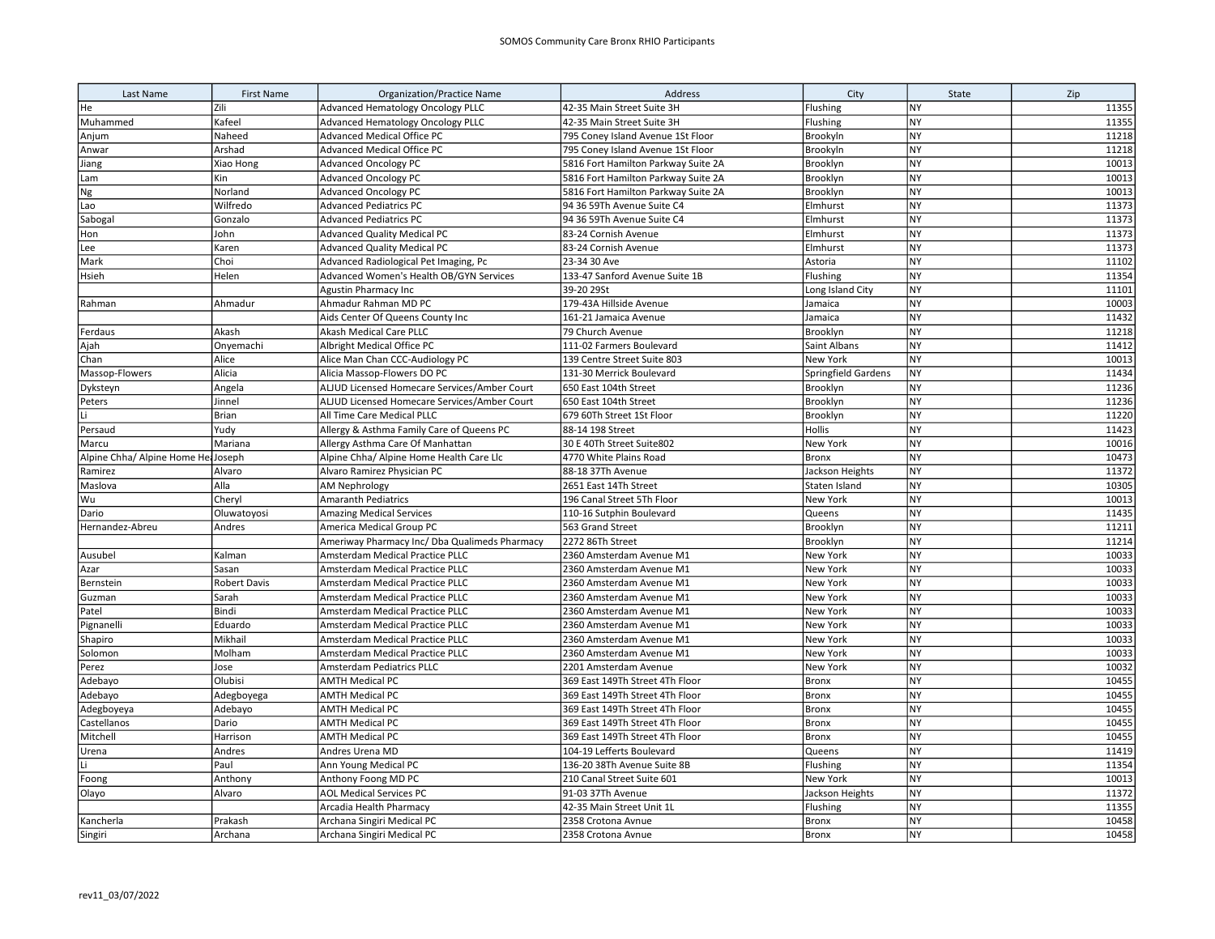SOMOS Community Care Bronx RHIO Participants

| Last Name | First Name | Organization/Practice Name | Address | City | State | Zip |
|---|---|---|---|---|---|---|
| He | Zili | Advanced Hematology Oncology PLLC | 42-35 Main Street Suite 3H | Flushing | NY | 11355 |
| Muhammed | Kafeel | Advanced Hematology Oncology PLLC | 42-35 Main Street Suite 3H | Flushing | NY | 11355 |
| Anjum | Naheed | Advanced Medical Office PC | 795 Coney Island Avenue 1St Floor | Brookyln | NY | 11218 |
| Anwar | Arshad | Advanced Medical Office PC | 795 Coney Island Avenue 1St Floor | Brookyln | NY | 11218 |
| Jiang | Xiao Hong | Advanced Oncology PC | 5816 Fort Hamilton Parkway Suite 2A | Brooklyn | NY | 10013 |
| Lam | Kin | Advanced Oncology PC | 5816 Fort Hamilton Parkway Suite 2A | Brooklyn | NY | 10013 |
| Ng | Norland | Advanced Oncology PC | 5816 Fort Hamilton Parkway Suite 2A | Brooklyn | NY | 10013 |
| Lao | Wilfredo | Advanced Pediatrics PC | 94 36 59Th Avenue Suite C4 | Elmhurst | NY | 11373 |
| Sabogal | Gonzalo | Advanced Pediatrics PC | 94 36 59Th Avenue Suite C4 | Elmhurst | NY | 11373 |
| Hon | John | Advanced Quality Medical PC | 83-24 Cornish Avenue | Elmhurst | NY | 11373 |
| Lee | Karen | Advanced Quality Medical PC | 83-24 Cornish Avenue | Elmhurst | NY | 11373 |
| Mark | Choi | Advanced Radiological Pet Imaging, Pc | 23-34 30 Ave | Astoria | NY | 11102 |
| Hsieh | Helen | Advanced Women's Health OB/GYN Services | 133-47 Sanford Avenue Suite 1B | Flushing | NY | 11354 |
| | | Agustin Pharmacy Inc | 39-20 29St | Long Island City | NY | 11101 |
| Rahman | Ahmadur | Ahmadur Rahman MD PC | 179-43A Hillside Avenue | Jamaica | NY | 10003 |
| | | Aids Center Of Queens County Inc | 161-21 Jamaica Avenue | Jamaica | NY | 11432 |
| Ferdaus | Akash | Akash Medical Care PLLC | 79 Church Avenue | Brooklyn | NY | 11218 |
| Ajah | Onyemachi | Albright Medical Office PC | 111-02 Farmers Boulevard | Saint Albans | NY | 11412 |
| Chan | Alice | Alice Man Chan CCC-Audiology PC | 139 Centre Street Suite 803 | New York | NY | 10013 |
| Massop-Flowers | Alicia | Alicia Massop-Flowers DO PC | 131-30 Merrick Boulevard | Springfield Gardens | NY | 11434 |
| Dyksteyn | Angela | ALJUD Licensed Homecare Services/Amber Court | 650 East 104th Street | Brooklyn | NY | 11236 |
| Peters | Jinnel | ALJUD Licensed Homecare Services/Amber Court | 650 East 104th Street | Brooklyn | NY | 11236 |
| Li | Brian | All Time Care Medical PLLC | 679 60Th Street 1St Floor | Brooklyn | NY | 11220 |
| Persaud | Yudy | Allergy & Asthma Family Care of Queens PC | 88-14 198 Street | Hollis | NY | 11423 |
| Marcu | Mariana | Allergy Asthma Care Of Manhattan | 30 E 40Th Street Suite802 | New York | NY | 10016 |
| Alpine Chha/ Alpine Home He | Joseph | Alpine Chha/ Alpine Home Health Care Llc | 4770 White Plains Road | Bronx | NY | 10473 |
| Ramirez | Alvaro | Alvaro Ramirez Physician PC | 88-18 37Th Avenue | Jackson Heights | NY | 11372 |
| Maslova | Alla | AM Nephrology | 2651 East 14Th Street | Staten Island | NY | 10305 |
| Wu | Cheryl | Amaranth Pediatrics | 196 Canal Street 5Th Floor | New York | NY | 10013 |
| Dario | Oluwatoyosi | Amazing Medical Services | 110-16 Sutphin Boulevard | Queens | NY | 11435 |
| Hernandez-Abreu | Andres | America Medical Group PC | 563 Grand Street | Brooklyn | NY | 11211 |
| | | Ameriway Pharmacy Inc/ Dba Qualimeds Pharmacy | 2272 86Th Street | Brooklyn | NY | 11214 |
| Ausubel | Kalman | Amsterdam Medical Practice PLLC | 2360 Amsterdam Avenue M1 | New York | NY | 10033 |
| Azar | Sasan | Amsterdam Medical Practice PLLC | 2360 Amsterdam Avenue M1 | New York | NY | 10033 |
| Bernstein | Robert Davis | Amsterdam Medical Practice PLLC | 2360 Amsterdam Avenue M1 | New York | NY | 10033 |
| Guzman | Sarah | Amsterdam Medical Practice PLLC | 2360 Amsterdam Avenue M1 | New York | NY | 10033 |
| Patel | Bindi | Amsterdam Medical Practice PLLC | 2360 Amsterdam Avenue M1 | New York | NY | 10033 |
| Pignanelli | Eduardo | Amsterdam Medical Practice PLLC | 2360 Amsterdam Avenue M1 | New York | NY | 10033 |
| Shapiro | Mikhail | Amsterdam Medical Practice PLLC | 2360 Amsterdam Avenue M1 | New York | NY | 10033 |
| Solomon | Molham | Amsterdam Medical Practice PLLC | 2360 Amsterdam Avenue M1 | New York | NY | 10033 |
| Perez | Jose | Amsterdam Pediatrics PLLC | 2201 Amsterdam Avenue | New York | NY | 10032 |
| Adebayo | Olubisi | AMTH Medical PC | 369 East 149Th Street 4Th Floor | Bronx | NY | 10455 |
| Adebayo | Adegboyega | AMTH Medical PC | 369 East 149Th Street 4Th Floor | Bronx | NY | 10455 |
| Adegboyeya | Adebayo | AMTH Medical PC | 369 East 149Th Street 4Th Floor | Bronx | NY | 10455 |
| Castellanos | Dario | AMTH Medical PC | 369 East 149Th Street 4Th Floor | Bronx | NY | 10455 |
| Mitchell | Harrison | AMTH Medical PC | 369 East 149Th Street 4Th Floor | Bronx | NY | 10455 |
| Urena | Andres | Andres Urena MD | 104-19 Lefferts Boulevard | Queens | NY | 11419 |
| Li | Paul | Ann Young Medical PC | 136-20 38Th Avenue Suite 8B | Flushing | NY | 11354 |
| Foong | Anthony | Anthony Foong MD PC | 210 Canal Street Suite 601 | New York | NY | 10013 |
| Olayo | Alvaro | AOL Medical Services PC | 91-03 37Th Avenue | Jackson Heights | NY | 11372 |
| | | Arcadia Health Pharmacy | 42-35 Main Street Unit 1L | Flushing | NY | 11355 |
| Kancherla | Prakash | Archana Singiri Medical PC | 2358 Crotona Avnue | Bronx | NY | 10458 |
| Singiri | Archana | Archana Singiri Medical PC | 2358 Crotona Avnue | Bronx | NY | 10458 |

rev11_03/07/2022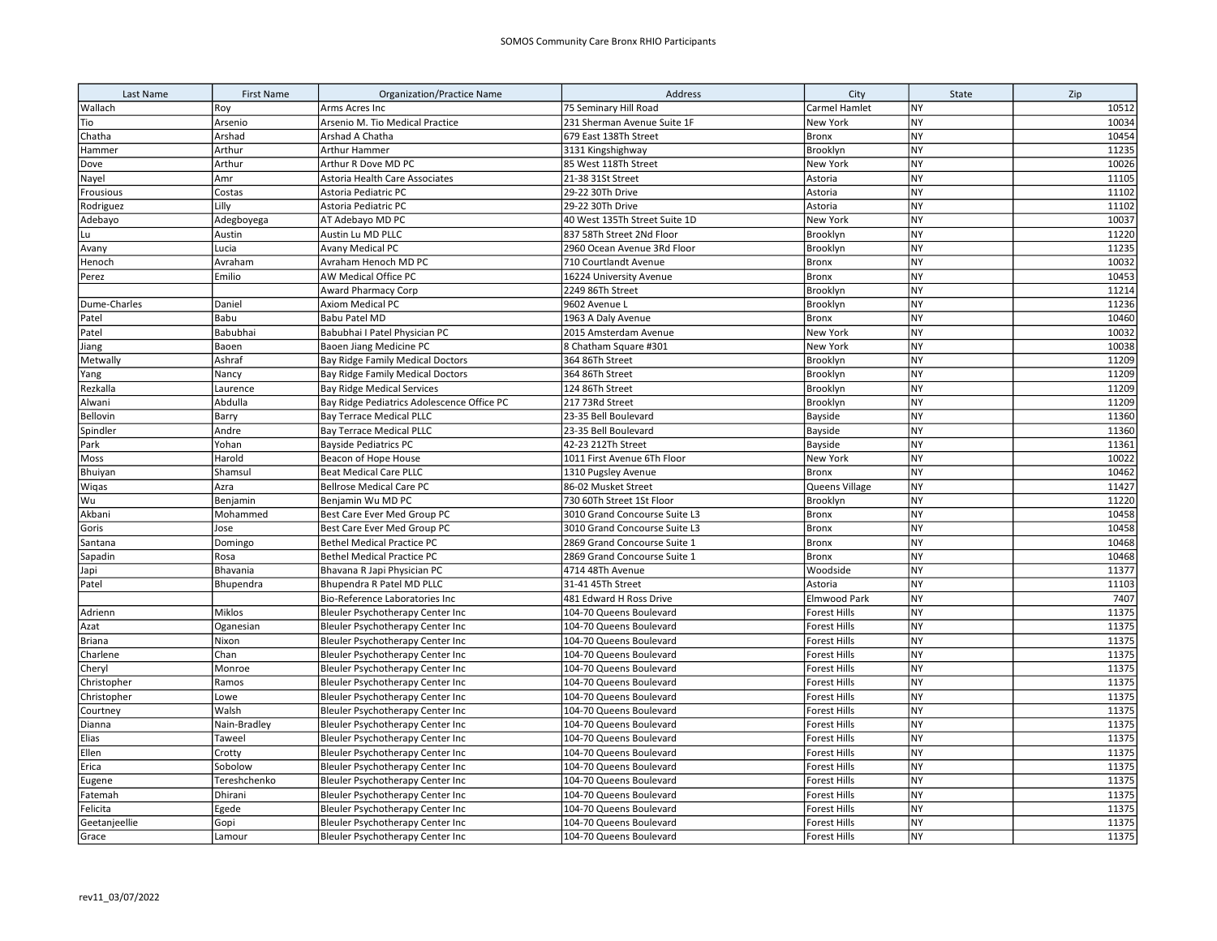SOMOS Community Care Bronx RHIO Participants

| Last Name | First Name | Organization/Practice Name | Address | City | State | Zip |
|---|---|---|---|---|---|---|
| Wallach | Roy | Arms Acres Inc | 75 Seminary Hill Road | Carmel Hamlet | NY | 10512 |
| Tio | Arsenio | Arsenio M. Tio Medical Practice | 231 Sherman Avenue Suite 1F | New York | NY | 10034 |
| Chatha | Arshad | Arshad A Chatha | 679 East 138Th Street | Bronx | NY | 10454 |
| Hammer | Arthur | Arthur Hammer | 3131 Kingshighway | Brooklyn | NY | 11235 |
| Dove | Arthur | Arthur R Dove MD PC | 85 West 118Th Street | New York | NY | 10026 |
| Nayel | Amr | Astoria Health Care Associates | 21-38 31St Street | Astoria | NY | 11105 |
| Frousious | Costas | Astoria Pediatric PC | 29-22 30Th Drive | Astoria | NY | 11102 |
| Rodriguez | Lilly | Astoria Pediatric PC | 29-22 30Th Drive | Astoria | NY | 11102 |
| Adebayo | Adegboyega | AT Adebayo MD PC | 40 West 135Th Street Suite 1D | New York | NY | 10037 |
| Lu | Austin | Austin Lu MD PLLC | 837 58Th Street 2Nd Floor | Brooklyn | NY | 11220 |
| Avany | Lucia | Avany Medical PC | 2960 Ocean Avenue 3Rd Floor | Brooklyn | NY | 11235 |
| Henoch | Avraham | Avraham Henoch MD PC | 710 Courtlandt Avenue | Bronx | NY | 10032 |
| Perez | Emilio | AW Medical Office PC | 16224 University Avenue | Bronx | NY | 10453 |
| | | Award Pharmacy Corp | 2249 86Th Street | Brooklyn | NY | 11214 |
| Dume-Charles | Daniel | Axiom Medical PC | 9602 Avenue L | Brooklyn | NY | 11236 |
| Patel | Babu | Babu Patel MD | 1963 A Daly Avenue | Bronx | NY | 10460 |
| Patel | Babubhai | Babubhai I Patel Physician PC | 2015 Amsterdam Avenue | New York | NY | 10032 |
| Jiang | Baoen | Baoen Jiang Medicine PC | 8 Chatham Square #301 | New York | NY | 10038 |
| Metwally | Ashraf | Bay Ridge Family Medical Doctors | 364 86Th Street | Brooklyn | NY | 11209 |
| Yang | Nancy | Bay Ridge Family Medical Doctors | 364 86Th Street | Brooklyn | NY | 11209 |
| Rezkalla | Laurence | Bay Ridge Medical Services | 124 86Th Street | Brooklyn | NY | 11209 |
| Alwani | Abdulla | Bay Ridge Pediatrics Adolescence Office PC | 217 73Rd Street | Brooklyn | NY | 11209 |
| Bellovin | Barry | Bay Terrace Medical PLLC | 23-35 Bell Boulevard | Bayside | NY | 11360 |
| Spindler | Andre | Bay Terrace Medical PLLC | 23-35 Bell Boulevard | Bayside | NY | 11360 |
| Park | Yohan | Bayside Pediatrics PC | 42-23 212Th Street | Bayside | NY | 11361 |
| Moss | Harold | Beacon of Hope House | 1011 First Avenue 6Th Floor | New York | NY | 10022 |
| Bhuiyan | Shamsul | Beat Medical Care PLLC | 1310 Pugsley Avenue | Bronx | NY | 10462 |
| Wiqas | Azra | Bellrose Medical Care PC | 86-02 Musket Street | Queens Village | NY | 11427 |
| Wu | Benjamin | Benjamin Wu MD PC | 730 60Th Street 1St Floor | Brooklyn | NY | 11220 |
| Akbani | Mohammed | Best Care Ever Med Group PC | 3010 Grand Concourse Suite L3 | Bronx | NY | 10458 |
| Goris | Jose | Best Care Ever Med Group PC | 3010 Grand Concourse Suite L3 | Bronx | NY | 10458 |
| Santana | Domingo | Bethel Medical Practice PC | 2869 Grand Concourse Suite 1 | Bronx | NY | 10468 |
| Sapadin | Rosa | Bethel Medical Practice PC | 2869 Grand Concourse Suite 1 | Bronx | NY | 10468 |
| Japi | Bhavania | Bhavana R Japi Physician PC | 4714 48Th Avenue | Woodside | NY | 11377 |
| Patel | Bhupendra | Bhupendra R Patel MD PLLC | 31-41 45Th Street | Astoria | NY | 11103 |
| | | Bio-Reference Laboratories Inc | 481 Edward H Ross Drive | Elmwood Park | NY | 7407 |
| Adrienn | Miklos | Bleuler Psychotherapy Center Inc | 104-70 Queens Boulevard | Forest Hills | NY | 11375 |
| Azat | Oganesian | Bleuler Psychotherapy Center Inc | 104-70 Queens Boulevard | Forest Hills | NY | 11375 |
| Briana | Nixon | Bleuler Psychotherapy Center Inc | 104-70 Queens Boulevard | Forest Hills | NY | 11375 |
| Charlene | Chan | Bleuler Psychotherapy Center Inc | 104-70 Queens Boulevard | Forest Hills | NY | 11375 |
| Cheryl | Monroe | Bleuler Psychotherapy Center Inc | 104-70 Queens Boulevard | Forest Hills | NY | 11375 |
| Christopher | Ramos | Bleuler Psychotherapy Center Inc | 104-70 Queens Boulevard | Forest Hills | NY | 11375 |
| Christopher | Lowe | Bleuler Psychotherapy Center Inc | 104-70 Queens Boulevard | Forest Hills | NY | 11375 |
| Courtney | Walsh | Bleuler Psychotherapy Center Inc | 104-70 Queens Boulevard | Forest Hills | NY | 11375 |
| Dianna | Nain-Bradley | Bleuler Psychotherapy Center Inc | 104-70 Queens Boulevard | Forest Hills | NY | 11375 |
| Elias | Taweel | Bleuler Psychotherapy Center Inc | 104-70 Queens Boulevard | Forest Hills | NY | 11375 |
| Ellen | Crotty | Bleuler Psychotherapy Center Inc | 104-70 Queens Boulevard | Forest Hills | NY | 11375 |
| Erica | Sobolow | Bleuler Psychotherapy Center Inc | 104-70 Queens Boulevard | Forest Hills | NY | 11375 |
| Eugene | Tereshchenko | Bleuler Psychotherapy Center Inc | 104-70 Queens Boulevard | Forest Hills | NY | 11375 |
| Fatemah | Dhirani | Bleuler Psychotherapy Center Inc | 104-70 Queens Boulevard | Forest Hills | NY | 11375 |
| Felicita | Egede | Bleuler Psychotherapy Center Inc | 104-70 Queens Boulevard | Forest Hills | NY | 11375 |
| Geetanjeellie | Gopi | Bleuler Psychotherapy Center Inc | 104-70 Queens Boulevard | Forest Hills | NY | 11375 |
| Grace | Lamour | Bleuler Psychotherapy Center Inc | 104-70 Queens Boulevard | Forest Hills | NY | 11375 |

rev11_03/07/2022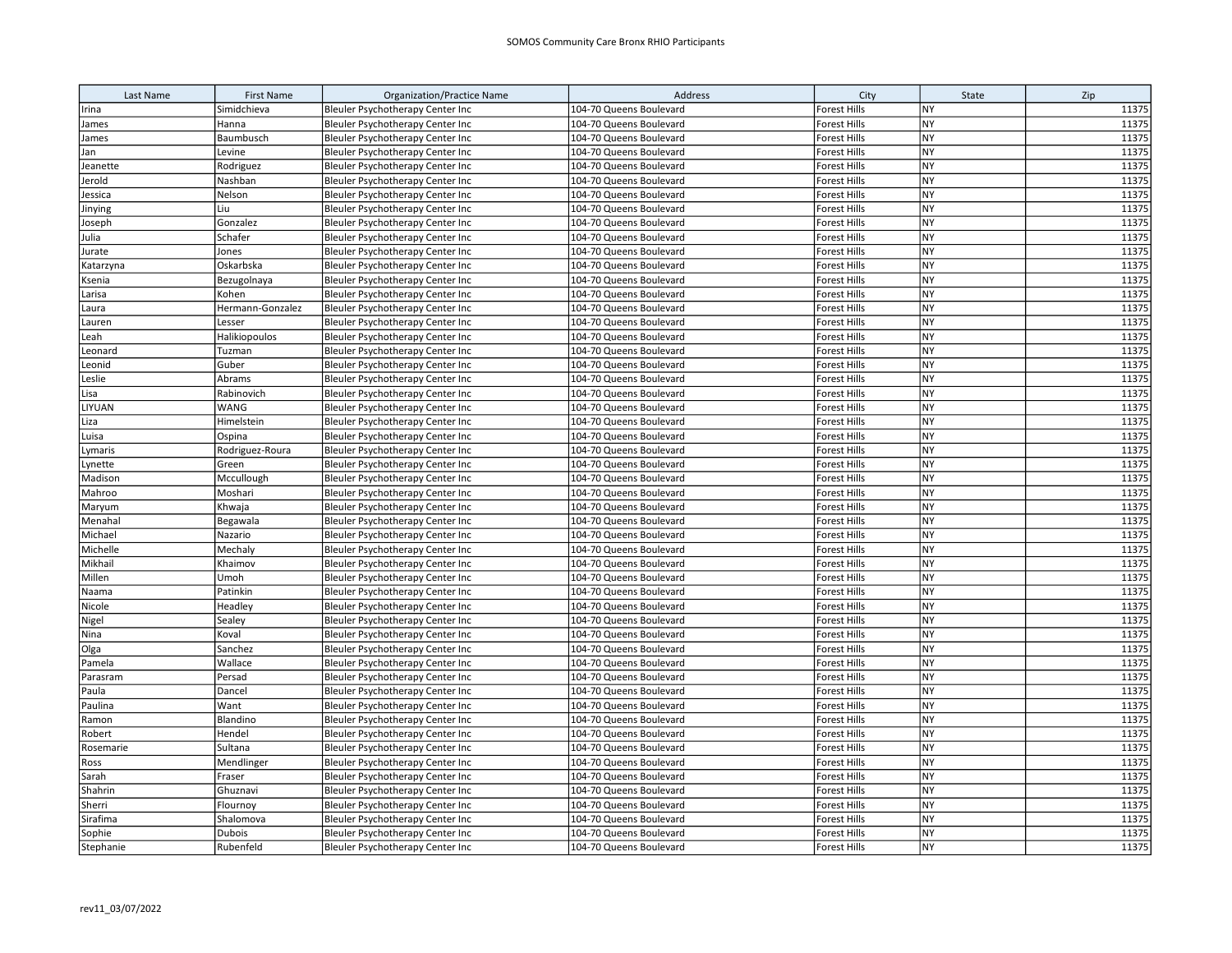SOMOS Community Care Bronx RHIO Participants

| Last Name | First Name | Organization/Practice Name | Address | City | State | Zip |
|---|---|---|---|---|---|---|
| Irina | Simidchieva | Bleuler Psychotherapy Center Inc | 104-70 Queens Boulevard | Forest Hills | NY | 11375 |
| James | Hanna | Bleuler Psychotherapy Center Inc | 104-70 Queens Boulevard | Forest Hills | NY | 11375 |
| James | Baumbusch | Bleuler Psychotherapy Center Inc | 104-70 Queens Boulevard | Forest Hills | NY | 11375 |
| Jan | Levine | Bleuler Psychotherapy Center Inc | 104-70 Queens Boulevard | Forest Hills | NY | 11375 |
| Jeanette | Rodriguez | Bleuler Psychotherapy Center Inc | 104-70 Queens Boulevard | Forest Hills | NY | 11375 |
| Jerold | Nashban | Bleuler Psychotherapy Center Inc | 104-70 Queens Boulevard | Forest Hills | NY | 11375 |
| Jessica | Nelson | Bleuler Psychotherapy Center Inc | 104-70 Queens Boulevard | Forest Hills | NY | 11375 |
| Jinying | Liu | Bleuler Psychotherapy Center Inc | 104-70 Queens Boulevard | Forest Hills | NY | 11375 |
| Joseph | Gonzalez | Bleuler Psychotherapy Center Inc | 104-70 Queens Boulevard | Forest Hills | NY | 11375 |
| Julia | Schafer | Bleuler Psychotherapy Center Inc | 104-70 Queens Boulevard | Forest Hills | NY | 11375 |
| Jurate | Jones | Bleuler Psychotherapy Center Inc | 104-70 Queens Boulevard | Forest Hills | NY | 11375 |
| Katarzyna | Oskarbska | Bleuler Psychotherapy Center Inc | 104-70 Queens Boulevard | Forest Hills | NY | 11375 |
| Ksenia | Bezugolnaya | Bleuler Psychotherapy Center Inc | 104-70 Queens Boulevard | Forest Hills | NY | 11375 |
| Larisa | Kohen | Bleuler Psychotherapy Center Inc | 104-70 Queens Boulevard | Forest Hills | NY | 11375 |
| Laura | Hermann-Gonzalez | Bleuler Psychotherapy Center Inc | 104-70 Queens Boulevard | Forest Hills | NY | 11375 |
| Lauren | Lesser | Bleuler Psychotherapy Center Inc | 104-70 Queens Boulevard | Forest Hills | NY | 11375 |
| Leah | Halikiopoulos | Bleuler Psychotherapy Center Inc | 104-70 Queens Boulevard | Forest Hills | NY | 11375 |
| Leonard | Tuzman | Bleuler Psychotherapy Center Inc | 104-70 Queens Boulevard | Forest Hills | NY | 11375 |
| Leonid | Guber | Bleuler Psychotherapy Center Inc | 104-70 Queens Boulevard | Forest Hills | NY | 11375 |
| Leslie | Abrams | Bleuler Psychotherapy Center Inc | 104-70 Queens Boulevard | Forest Hills | NY | 11375 |
| Lisa | Rabinovich | Bleuler Psychotherapy Center Inc | 104-70 Queens Boulevard | Forest Hills | NY | 11375 |
| LIYUAN | WANG | Bleuler Psychotherapy Center Inc | 104-70 Queens Boulevard | Forest Hills | NY | 11375 |
| Liza | Himelstein | Bleuler Psychotherapy Center Inc | 104-70 Queens Boulevard | Forest Hills | NY | 11375 |
| Luisa | Ospina | Bleuler Psychotherapy Center Inc | 104-70 Queens Boulevard | Forest Hills | NY | 11375 |
| Lymaris | Rodriguez-Roura | Bleuler Psychotherapy Center Inc | 104-70 Queens Boulevard | Forest Hills | NY | 11375 |
| Lynette | Green | Bleuler Psychotherapy Center Inc | 104-70 Queens Boulevard | Forest Hills | NY | 11375 |
| Madison | Mccullough | Bleuler Psychotherapy Center Inc | 104-70 Queens Boulevard | Forest Hills | NY | 11375 |
| Mahroo | Moshari | Bleuler Psychotherapy Center Inc | 104-70 Queens Boulevard | Forest Hills | NY | 11375 |
| Maryum | Khwaja | Bleuler Psychotherapy Center Inc | 104-70 Queens Boulevard | Forest Hills | NY | 11375 |
| Menahal | Begawala | Bleuler Psychotherapy Center Inc | 104-70 Queens Boulevard | Forest Hills | NY | 11375 |
| Michael | Nazario | Bleuler Psychotherapy Center Inc | 104-70 Queens Boulevard | Forest Hills | NY | 11375 |
| Michelle | Mechaly | Bleuler Psychotherapy Center Inc | 104-70 Queens Boulevard | Forest Hills | NY | 11375 |
| Mikhail | Khaimov | Bleuler Psychotherapy Center Inc | 104-70 Queens Boulevard | Forest Hills | NY | 11375 |
| Millen | Umoh | Bleuler Psychotherapy Center Inc | 104-70 Queens Boulevard | Forest Hills | NY | 11375 |
| Naama | Patinkin | Bleuler Psychotherapy Center Inc | 104-70 Queens Boulevard | Forest Hills | NY | 11375 |
| Nicole | Headley | Bleuler Psychotherapy Center Inc | 104-70 Queens Boulevard | Forest Hills | NY | 11375 |
| Nigel | Sealey | Bleuler Psychotherapy Center Inc | 104-70 Queens Boulevard | Forest Hills | NY | 11375 |
| Nina | Koval | Bleuler Psychotherapy Center Inc | 104-70 Queens Boulevard | Forest Hills | NY | 11375 |
| Olga | Sanchez | Bleuler Psychotherapy Center Inc | 104-70 Queens Boulevard | Forest Hills | NY | 11375 |
| Pamela | Wallace | Bleuler Psychotherapy Center Inc | 104-70 Queens Boulevard | Forest Hills | NY | 11375 |
| Parasram | Persad | Bleuler Psychotherapy Center Inc | 104-70 Queens Boulevard | Forest Hills | NY | 11375 |
| Paula | Dancel | Bleuler Psychotherapy Center Inc | 104-70 Queens Boulevard | Forest Hills | NY | 11375 |
| Paulina | Want | Bleuler Psychotherapy Center Inc | 104-70 Queens Boulevard | Forest Hills | NY | 11375 |
| Ramon | Blandino | Bleuler Psychotherapy Center Inc | 104-70 Queens Boulevard | Forest Hills | NY | 11375 |
| Robert | Hendel | Bleuler Psychotherapy Center Inc | 104-70 Queens Boulevard | Forest Hills | NY | 11375 |
| Rosemarie | Sultana | Bleuler Psychotherapy Center Inc | 104-70 Queens Boulevard | Forest Hills | NY | 11375 |
| Ross | Mendlinger | Bleuler Psychotherapy Center Inc | 104-70 Queens Boulevard | Forest Hills | NY | 11375 |
| Sarah | Fraser | Bleuler Psychotherapy Center Inc | 104-70 Queens Boulevard | Forest Hills | NY | 11375 |
| Shahrin | Ghuznavi | Bleuler Psychotherapy Center Inc | 104-70 Queens Boulevard | Forest Hills | NY | 11375 |
| Sherri | Flournoy | Bleuler Psychotherapy Center Inc | 104-70 Queens Boulevard | Forest Hills | NY | 11375 |
| Sirafima | Shalomova | Bleuler Psychotherapy Center Inc | 104-70 Queens Boulevard | Forest Hills | NY | 11375 |
| Sophie | Dubois | Bleuler Psychotherapy Center Inc | 104-70 Queens Boulevard | Forest Hills | NY | 11375 |
| Stephanie | Rubenfeld | Bleuler Psychotherapy Center Inc | 104-70 Queens Boulevard | Forest Hills | NY | 11375 |

rev11_03/07/2022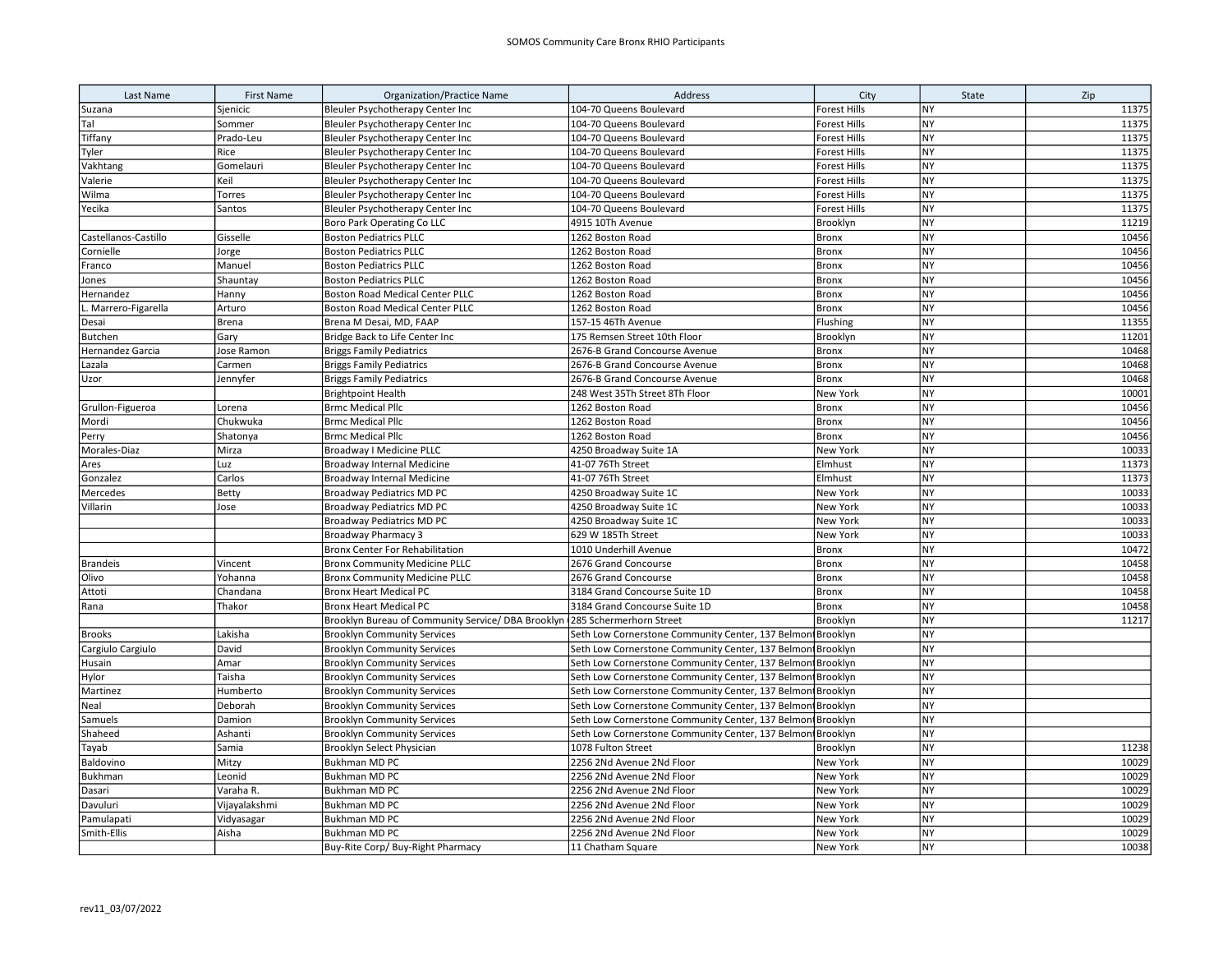| Last Name | First Name | Organization/Practice Name | Address | City | State | Zip |
|---|---|---|---|---|---|---|
| Suzana | Sjenicic | Bleuler Psychotherapy Center Inc | 104-70 Queens Boulevard | Forest Hills | NY | 11375 |
| Tal | Sommer | Bleuler Psychotherapy Center Inc | 104-70 Queens Boulevard | Forest Hills | NY | 11375 |
| Tiffany | Prado-Leu | Bleuler Psychotherapy Center Inc | 104-70 Queens Boulevard | Forest Hills | NY | 11375 |
| Tyler | Rice | Bleuler Psychotherapy Center Inc | 104-70 Queens Boulevard | Forest Hills | NY | 11375 |
| Vakhtang | Gomelauri | Bleuler Psychotherapy Center Inc | 104-70 Queens Boulevard | Forest Hills | NY | 11375 |
| Valerie | Keil | Bleuler Psychotherapy Center Inc | 104-70 Queens Boulevard | Forest Hills | NY | 11375 |
| Wilma | Torres | Bleuler Psychotherapy Center Inc | 104-70 Queens Boulevard | Forest Hills | NY | 11375 |
| Yecika | Santos | Bleuler Psychotherapy Center Inc | 104-70 Queens Boulevard | Forest Hills | NY | 11375 |
| | | Boro Park Operating Co LLC | 4915 10Th Avenue | Brooklyn | NY | 11219 |
| Castellanos-Castillo | Gisselle | Boston Pediatrics PLLC | 1262 Boston Road | Bronx | NY | 10456 |
| Cornielle | Jorge | Boston Pediatrics PLLC | 1262 Boston Road | Bronx | NY | 10456 |
| Franco | Manuel | Boston Pediatrics PLLC | 1262 Boston Road | Bronx | NY | 10456 |
| Jones | Shauntay | Boston Pediatrics PLLC | 1262 Boston Road | Bronx | NY | 10456 |
| Hernandez | Hanny | Boston Road Medical Center PLLC | 1262 Boston Road | Bronx | NY | 10456 |
| L. Marrero-Figarella | Arturo | Boston Road Medical Center PLLC | 1262 Boston Road | Bronx | NY | 10456 |
| Desai | Brena | Brena M Desai, MD, FAAP | 157-15 46Th Avenue | Flushing | NY | 11355 |
| Butchen | Gary | Bridge Back to Life Center Inc | 175 Remsen Street 10th Floor | Brooklyn | NY | 11201 |
| Hernandez Garcia | Jose Ramon | Briggs Family Pediatrics | 2676-B Grand Concourse Avenue | Bronx | NY | 10468 |
| Lazala | Carmen | Briggs Family Pediatrics | 2676-B Grand Concourse Avenue | Bronx | NY | 10468 |
| Uzor | Jennyfer | Briggs Family Pediatrics | 2676-B Grand Concourse Avenue | Bronx | NY | 10468 |
| | | Brightpoint Health | 248 West 35Th Street 8Th Floor | New York | NY | 10001 |
| Grullon-Figueroa | Lorena | Brmc Medical Pllc | 1262 Boston Road | Bronx | NY | 10456 |
| Mordi | Chukwuka | Brmc Medical Pllc | 1262 Boston Road | Bronx | NY | 10456 |
| Perry | Shatonya | Brmc Medical Pllc | 1262 Boston Road | Bronx | NY | 10456 |
| Morales-Diaz | Mirza | Broadway I Medicine PLLC | 4250 Broadway Suite 1A | New York | NY | 10033 |
| Ares | Luz | Broadway Internal Medicine | 41-07 76Th Street | Elmhust | NY | 11373 |
| Gonzalez | Carlos | Broadway Internal Medicine | 41-07 76Th Street | Elmhust | NY | 11373 |
| Mercedes | Betty | Broadway Pediatrics MD PC | 4250 Broadway Suite 1C | New York | NY | 10033 |
| Villarin | Jose | Broadway Pediatrics MD PC | 4250 Broadway Suite 1C | New York | NY | 10033 |
| | | Broadway Pediatrics MD PC | 4250 Broadway Suite 1C | New York | NY | 10033 |
| | | Broadway Pharmacy 3 | 629 W 185Th Street | New York | NY | 10033 |
| | | Bronx Center For Rehabilitation | 1010 Underhill Avenue | Bronx | NY | 10472 |
| Brandeis | Vincent | Bronx Community Medicine PLLC | 2676 Grand Concourse | Bronx | NY | 10458 |
| Olivo | Yohanna | Bronx Community Medicine PLLC | 2676 Grand Concourse | Bronx | NY | 10458 |
| Attoti | Chandana | Bronx Heart Medical PC | 3184 Grand Concourse Suite 1D | Bronx | NY | 10458 |
| Rana | Thakor | Bronx Heart Medical PC | 3184 Grand Concourse Suite 1D | Bronx | NY | 10458 |
| | | Brooklyn Bureau of Community Service/ DBA Brooklyn | 285 Schermerhorn Street | Brooklyn | NY | 11217 |
| Brooks | Lakisha | Brooklyn Community Services | Seth Low Cornerstone Community Center, 137 Belmont | Brooklyn | NY | |
| Cargiulo Cargiulo | David | Brooklyn Community Services | Seth Low Cornerstone Community Center, 137 Belmont | Brooklyn | NY | |
| Husain | Amar | Brooklyn Community Services | Seth Low Cornerstone Community Center, 137 Belmont | Brooklyn | NY | |
| Hylor | Taisha | Brooklyn Community Services | Seth Low Cornerstone Community Center, 137 Belmont | Brooklyn | NY | |
| Martinez | Humberto | Brooklyn Community Services | Seth Low Cornerstone Community Center, 137 Belmont | Brooklyn | NY | |
| Neal | Deborah | Brooklyn Community Services | Seth Low Cornerstone Community Center, 137 Belmont | Brooklyn | NY | |
| Samuels | Damion | Brooklyn Community Services | Seth Low Cornerstone Community Center, 137 Belmont | Brooklyn | NY | |
| Shaheed | Ashanti | Brooklyn Community Services | Seth Low Cornerstone Community Center, 137 Belmont | Brooklyn | NY | |
| Tayab | Samia | Brooklyn Select Physician | 1078 Fulton Street | Brooklyn | NY | 11238 |
| Baldovino | Mitzy | Bukhman MD PC | 2256 2Nd Avenue 2Nd Floor | New York | NY | 10029 |
| Bukhman | Leonid | Bukhman MD PC | 2256 2Nd Avenue 2Nd Floor | New York | NY | 10029 |
| Dasari | Varaha R. | Bukhman MD PC | 2256 2Nd Avenue 2Nd Floor | New York | NY | 10029 |
| Davuluri | Vijayalakshmi | Bukhman MD PC | 2256 2Nd Avenue 2Nd Floor | New York | NY | 10029 |
| Pamulapati | Vidyasagar | Bukhman MD PC | 2256 2Nd Avenue 2Nd Floor | New York | NY | 10029 |
| Smith-Ellis | Aisha | Bukhman MD PC | 2256 2Nd Avenue 2Nd Floor | New York | NY | 10029 |
| | | Buy-Rite Corp/ Buy-Right Pharmacy | 11 Chatham Square | New York | NY | 10038 |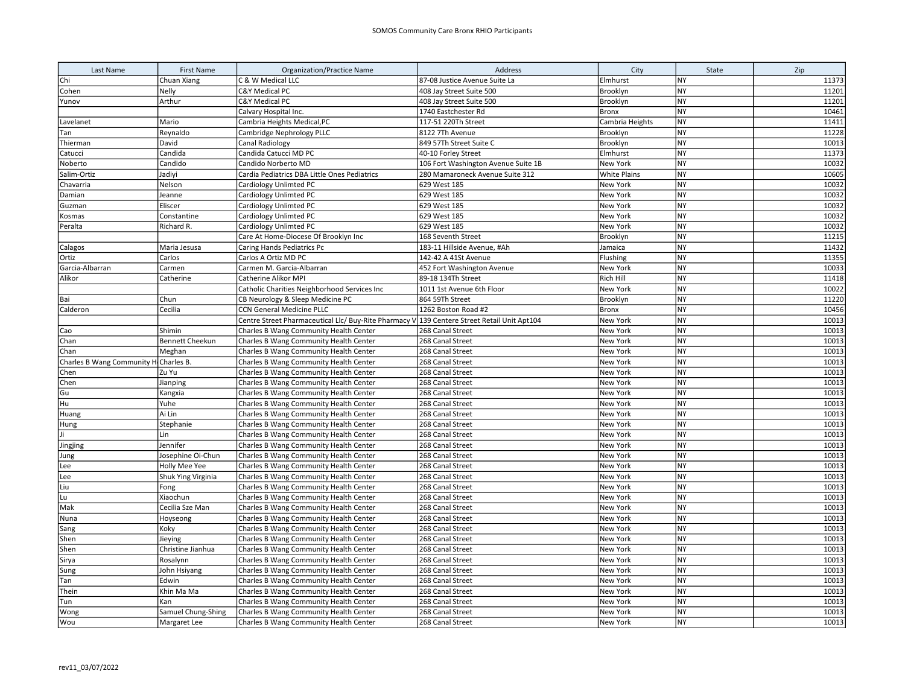SOMOS Community Care Bronx RHIO Participants

| Last Name | First Name | Organization/Practice Name | Address | City | State | Zip |
|---|---|---|---|---|---|---|
| Chi | Chuan Xiang | C & W Medical LLC | 87-08 Justice Avenue Suite La | Elmhurst | NY | 11373 |
| Cohen | Nelly | C&Y Medical PC | 408 Jay Street Suite 500 | Brooklyn | NY | 11201 |
| Yunov | Arthur | C&Y Medical PC | 408 Jay Street Suite 500 | Brooklyn | NY | 11201 |
| | | Calvary Hospital Inc. | 1740 Eastchester Rd | Bronx | NY | 10461 |
| Lavelanet | Mario | Cambria Heights Medical,PC | 117-51 220Th Street | Cambria Heights | NY | 11411 |
| Tan | Reynaldo | Cambridge Nephrology PLLC | 8122 7Th Avenue | Brooklyn | NY | 11228 |
| Thierman | David | Canal Radiology | 849 57Th Street Suite C | Brooklyn | NY | 10013 |
| Catucci | Candida | Candida Catucci MD PC | 40-10 Forley Street | Elmhurst | NY | 11373 |
| Noberto | Candido | Candido Norberto MD | 106 Fort Washington Avenue Suite 1B | New York | NY | 10032 |
| Salim-Ortiz | Jadiyi | Cardia Pediatrics DBA Little Ones Pediatrics | 280 Mamaroneck Avenue Suite 312 | White Plains | NY | 10605 |
| Chavarria | Nelson | Cardiology Unlimted PC | 629 West 185 | New York | NY | 10032 |
| Damian | Jeanne | Cardiology Unlimted PC | 629 West 185 | New York | NY | 10032 |
| Guzman | Eliscer | Cardiology Unlimted PC | 629 West 185 | New York | NY | 10032 |
| Kosmas | Constantine | Cardiology Unlimted PC | 629 West 185 | New York | NY | 10032 |
| Peralta | Richard R. | Cardiology Unlimted PC | 629 West 185 | New York | NY | 10032 |
| | | Care At Home-Diocese Of Brooklyn Inc | 168 Seventh Street | Brooklyn | NY | 11215 |
| Calagos | Maria Jesusa | Caring Hands Pediatrics Pc | 183-11 Hillside Avenue, #Ah | Jamaica | NY | 11432 |
| Ortiz | Carlos | Carlos A Ortiz MD PC | 142-42 A 41St Avenue | Flushing | NY | 11355 |
| Garcia-Albarran | Carmen | Carmen M. Garcia-Albarran | 452 Fort Washington Avenue | New York | NY | 10033 |
| Alikor | Catherine | Catherine Alikor MPI | 89-18 134Th Street | Rich Hill | NY | 11418 |
| | | Catholic Charities Neighborhood Services Inc | 1011 1st Avenue 6th Floor | New York | NY | 10022 |
| Bai | Chun | CB Neurology & Sleep Medicine PC | 864 59Th Street | Brooklyn | NY | 11220 |
| Calderon | Cecilia | CCN General Medicine PLLC | 1262 Boston Road #2 | Bronx | NY | 10456 |
| | | Centre Street Pharmaceutical Llc/ Buy-Rite Pharmacy V | 139 Centere Street Retail Unit Apt104 | New York | NY | 10013 |
| Cao | Shimin | Charles B Wang Community Health Center | 268 Canal Street | New York | NY | 10013 |
| Chan | Bennett Cheekun | Charles B Wang Community Health Center | 268 Canal Street | New York | NY | 10013 |
| Chan | Meghan | Charles B Wang Community Health Center | 268 Canal Street | New York | NY | 10013 |
| Charles B Wang Community H | Charles B. | Charles B Wang Community Health Center | 268 Canal Street | New York | NY | 10013 |
| Chen | Zu Yu | Charles B Wang Community Health Center | 268 Canal Street | New York | NY | 10013 |
| Chen | Jianping | Charles B Wang Community Health Center | 268 Canal Street | New York | NY | 10013 |
| Gu | Kangxia | Charles B Wang Community Health Center | 268 Canal Street | New York | NY | 10013 |
| Hu | Yuhe | Charles B Wang Community Health Center | 268 Canal Street | New York | NY | 10013 |
| Huang | Ai Lin | Charles B Wang Community Health Center | 268 Canal Street | New York | NY | 10013 |
| Hung | Stephanie | Charles B Wang Community Health Center | 268 Canal Street | New York | NY | 10013 |
| Ji | Lin | Charles B Wang Community Health Center | 268 Canal Street | New York | NY | 10013 |
| Jingjing | Jennifer | Charles B Wang Community Health Center | 268 Canal Street | New York | NY | 10013 |
| Jung | Josephine Oi-Chun | Charles B Wang Community Health Center | 268 Canal Street | New York | NY | 10013 |
| Lee | Holly Mee Yee | Charles B Wang Community Health Center | 268 Canal Street | New York | NY | 10013 |
| Lee | Shuk Ying Virginia | Charles B Wang Community Health Center | 268 Canal Street | New York | NY | 10013 |
| Liu | Fong | Charles B Wang Community Health Center | 268 Canal Street | New York | NY | 10013 |
| Lu | Xiaochun | Charles B Wang Community Health Center | 268 Canal Street | New York | NY | 10013 |
| Mak | Cecilia Sze Man | Charles B Wang Community Health Center | 268 Canal Street | New York | NY | 10013 |
| Nuna | Hoyseong | Charles B Wang Community Health Center | 268 Canal Street | New York | NY | 10013 |
| Sang | Koky | Charles B Wang Community Health Center | 268 Canal Street | New York | NY | 10013 |
| Shen | Jieying | Charles B Wang Community Health Center | 268 Canal Street | New York | NY | 10013 |
| Shen | Christine Jianhua | Charles B Wang Community Health Center | 268 Canal Street | New York | NY | 10013 |
| Sirya | Rosalynn | Charles B Wang Community Health Center | 268 Canal Street | New York | NY | 10013 |
| Sung | John Hsiyang | Charles B Wang Community Health Center | 268 Canal Street | New York | NY | 10013 |
| Tan | Edwin | Charles B Wang Community Health Center | 268 Canal Street | New York | NY | 10013 |
| Thein | Khin Ma Ma | Charles B Wang Community Health Center | 268 Canal Street | New York | NY | 10013 |
| Tun | Kan | Charles B Wang Community Health Center | 268 Canal Street | New York | NY | 10013 |
| Wong | Samuel Chung-Shing | Charles B Wang Community Health Center | 268 Canal Street | New York | NY | 10013 |
| Wou | Margaret Lee | Charles B Wang Community Health Center | 268 Canal Street | New York | NY | 10013 |

rev11_03/07/2022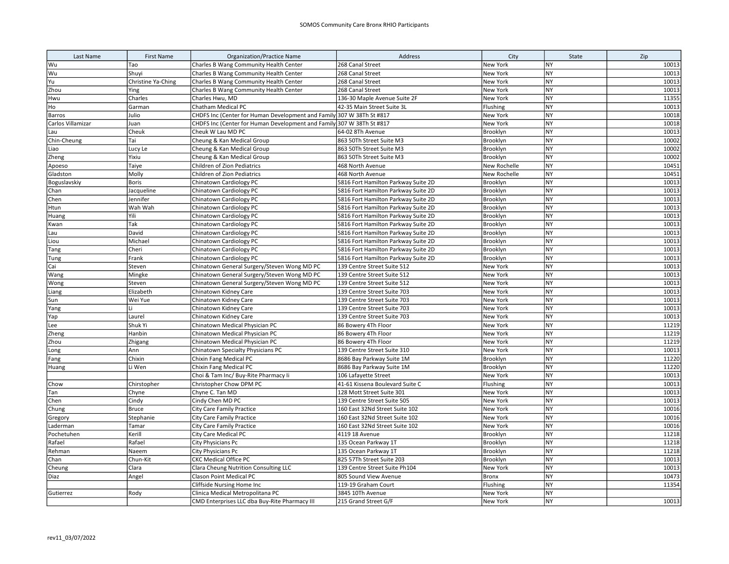SOMOS Community Care Bronx RHIO Participants

| Last Name | First Name | Organization/Practice Name | Address | City | State | Zip |
|---|---|---|---|---|---|---|
| Wu | Tao | Charles B Wang Community Health Center | 268 Canal Street | New York | NY | 10013 |
| Wu | Shuyi | Charles B Wang Community Health Center | 268 Canal Street | New York | NY | 10013 |
| Yu | Christine Ya-Ching | Charles B Wang Community Health Center | 268 Canal Street | New York | NY | 10013 |
| Zhou | Ying | Charles B Wang Community Health Center | 268 Canal Street | New York | NY | 10013 |
| Hwu | Charles | Charles Hwu, MD | 136-30 Maple Avenue Suite 2F | New York | NY | 11355 |
| Ho | Garman | Chatham Medical PC | 42-35 Main Street Suite 3L | Flushing | NY | 10013 |
| Barros | Julio | CHDFS Inc (Center for Human Development and Family | 307 W 38Th St #817 | New York | NY | 10018 |
| Carlos Villamizar | Juan | CHDFS Inc (Center for Human Development and Family | 307 W 38Th St #817 | New York | NY | 10018 |
| Lau | Cheuk | Cheuk W Lau MD PC | 64-02 8Th Avenue | Brooklyn | NY | 10013 |
| Chin-Cheung | Tai | Cheung & Kan Medical Group | 863 50Th Street Suite M3 | Brooklyn | NY | 10002 |
| Liao | Lucy Le | Cheung & Kan Medical Group | 863 50Th Street Suite M3 | Brooklyn | NY | 10002 |
| Zheng | Yixiu | Cheung & Kan Medical Group | 863 50Th Street Suite M3 | Brooklyn | NY | 10002 |
| Apoeso | Taiye | Children of Zion Pediatrics | 468 North Avenue | New Rochelle | NY | 10451 |
| Gladston | Molly | Children of Zion Pediatrics | 468 North Avenue | New Rochelle | NY | 10451 |
| Boguslavskiy | Boris | Chinatown Cardiology PC | 5816 Fort Hamilton Parkway Suite 2D | Brooklyn | NY | 10013 |
| Chan | Jacqueline | Chinatown Cardiology PC | 5816 Fort Hamilton Parkway Suite 2D | Brooklyn | NY | 10013 |
| Chen | Jennifer | Chinatown Cardiology PC | 5816 Fort Hamilton Parkway Suite 2D | Brooklyn | NY | 10013 |
| Htun | Wah Wah | Chinatown Cardiology PC | 5816 Fort Hamilton Parkway Suite 2D | Brooklyn | NY | 10013 |
| Huang | Yili | Chinatown Cardiology PC | 5816 Fort Hamilton Parkway Suite 2D | Brooklyn | NY | 10013 |
| Kwan | Tak | Chinatown Cardiology PC | 5816 Fort Hamilton Parkway Suite 2D | Brooklyn | NY | 10013 |
| Lau | David | Chinatown Cardiology PC | 5816 Fort Hamilton Parkway Suite 2D | Brooklyn | NY | 10013 |
| Liou | Michael | Chinatown Cardiology PC | 5816 Fort Hamilton Parkway Suite 2D | Brooklyn | NY | 10013 |
| Tang | Cheri | Chinatown Cardiology PC | 5816 Fort Hamilton Parkway Suite 2D | Brooklyn | NY | 10013 |
| Tung | Frank | Chinatown Cardiology PC | 5816 Fort Hamilton Parkway Suite 2D | Brooklyn | NY | 10013 |
| Cai | Steven | Chinatown General Surgery/Steven Wong MD PC | 139 Centre Street Suite 512 | New York | NY | 10013 |
| Wang | Mingke | Chinatown General Surgery/Steven Wong MD PC | 139 Centre Street Suite 512 | New York | NY | 10013 |
| Wong | Steven | Chinatown General Surgery/Steven Wong MD PC | 139 Centre Street Suite 512 | New York | NY | 10013 |
| Liang | Elizabeth | Chinatown Kidney Care | 139 Centre Street Suite 703 | New York | NY | 10013 |
| Sun | Wei Yue | Chinatown Kidney Care | 139 Centre Street Suite 703 | New York | NY | 10013 |
| Yang | Li | Chinatown Kidney Care | 139 Centre Street Suite 703 | New York | NY | 10013 |
| Yap | Laurel | Chinatown Kidney Care | 139 Centre Street Suite 703 | New York | NY | 10013 |
| Lee | Shuk Yi | Chinatown Medical Physician PC | 86 Bowery 4Th Floor | New York | NY | 11219 |
| Zheng | Hanbin | Chinatown Medical Physician PC | 86 Bowery 4Th Floor | New York | NY | 11219 |
| Zhou | Zhigang | Chinatown Medical Physician PC | 86 Bowery 4Th Floor | New York | NY | 11219 |
| Long | Ann | Chinatown Specialty Physicians PC | 139 Centre Street Suite 310 | New York | NY | 10013 |
| Fang | Chixin | Chixin Fang Medical PC | 8686 Bay Parkway Suite 1M | Brooklyn | NY | 11220 |
| Huang | Li Wen | Chixin Fang Medical PC | 8686 Bay Parkway Suite 1M | Brooklyn | NY | 11220 |
| | | Choi & Tam Inc/ Buy-Rite Pharmacy Ii | 106 Lafayette Street | New York | NY | 10013 |
| Chow | Chirstopher | Christopher Chow DPM PC | 41-61 Kissena Boulevard Suite C | Flushing | NY | 10013 |
| Tan | Chyne | Chyne C. Tan MD | 128 Mott Street Suite 301 | New York | NY | 10013 |
| Chen | Cindy | Cindy Chen MD PC | 139 Centre Street Suite 505 | New York | NY | 10013 |
| Chung | Bruce | City Care Family Practice | 160 East 32Nd Street Suite 102 | New York | NY | 10016 |
| Gregory | Stephanie | City Care Family Practice | 160 East 32Nd Street Suite 102 | New York | NY | 10016 |
| Laderman | Tamar | City Care Family Practice | 160 East 32Nd Street Suite 102 | New York | NY | 10016 |
| Pochetuhen | Kerill | City Care Medical PC | 4119 18 Avenue | Brooklyn | NY | 11218 |
| Rafael | Rafael | City Physicians Pc | 135 Ocean Parkway 1T | Brooklyn | NY | 11218 |
| Rehman | Naeem | City Physicians Pc | 135 Ocean Parkway 1T | Brooklyn | NY | 11218 |
| Chan | Chun-Kit | CKC Medical Office PC | 825 57Th Street Suite 203 | Brooklyn | NY | 10013 |
| Cheung | Clara | Clara Cheung Nutrition Consulting LLC | 139 Centre Street Suite Ph104 | New York | NY | 10013 |
| Diaz | Angel | Clason Point Medical PC | 805 Sound View Avenue | Bronx | NY | 10473 |
| | | Cliffside Nursing Home Inc | 119-19 Graham Court | Flushing | NY | 11354 |
| Gutierrez | Rody | Clinica Medical Metropolitana PC | 3845 10Th Avenue | New York | NY | |
| | | CMD Enterprises LLC dba Buy-Rite Pharmacy III | 215 Grand Street G/F | New York | NY | 10013 |

rev11_03/07/2022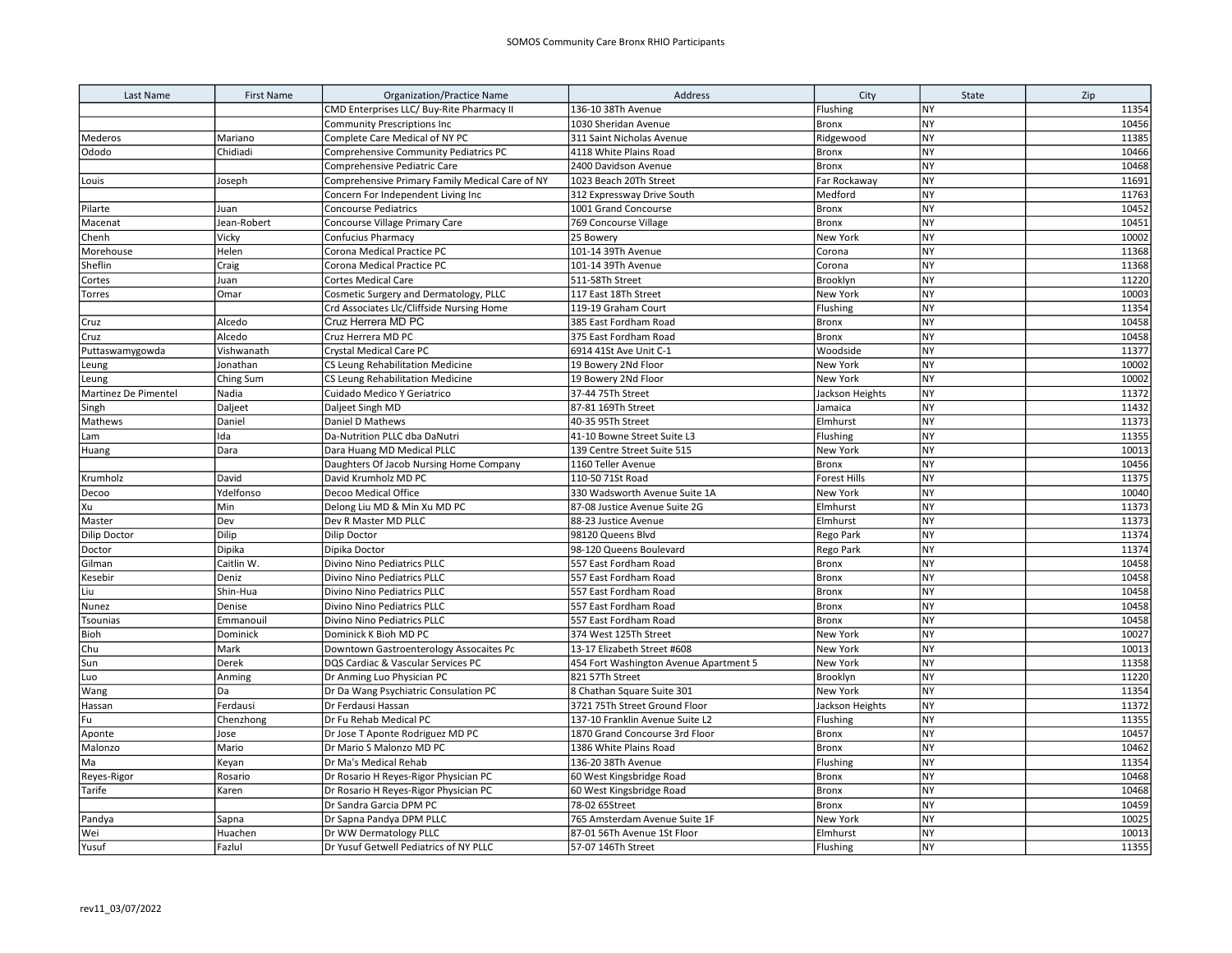SOMOS Community Care Bronx RHIO Participants

| Last Name | First Name | Organization/Practice Name | Address | City | State | Zip |
|---|---|---|---|---|---|---|
| | | CMD Enterprises LLC/ Buy-Rite Pharmacy II | 136-10 38Th Avenue | Flushing | NY | 11354 |
| | | Community Prescriptions Inc | 1030 Sheridan Avenue | Bronx | NY | 10456 |
| Mederos | Mariano | Complete Care Medical of NY PC | 311 Saint Nicholas Avenue | Ridgewood | NY | 11385 |
| Ododo | Chidiadi | Comprehensive Community Pediatrics PC | 4118 White Plains Road | Bronx | NY | 10466 |
| | | Comprehensive Pediatric Care | 2400 Davidson Avenue | Bronx | NY | 10468 |
| Louis | Joseph | Comprehensive Primary Family Medical Care of NY | 1023 Beach 20Th Street | Far Rockaway | NY | 11691 |
| | | Concern For Independent Living Inc | 312 Expressway Drive South | Medford | NY | 11763 |
| Pilarte | Juan | Concourse Pediatrics | 1001 Grand Concourse | Bronx | NY | 10452 |
| Macenat | Jean-Robert | Concourse Village Primary Care | 769 Concourse Village | Bronx | NY | 10451 |
| Chenh | Vicky | Confucius Pharmacy | 25 Bowery | New York | NY | 10002 |
| Morehouse | Helen | Corona Medical Practice PC | 101-14 39Th Avenue | Corona | NY | 11368 |
| Sheflin | Craig | Corona Medical Practice PC | 101-14 39Th Avenue | Corona | NY | 11368 |
| Cortes | Juan | Cortes Medical Care | 511-58Th Street | Brooklyn | NY | 11220 |
| Torres | Omar | Cosmetic Surgery and Dermatology, PLLC | 117 East 18Th Street | New York | NY | 10003 |
| | | Crd Associates Llc/Cliffside Nursing Home | 119-19 Graham Court | Flushing | NY | 11354 |
| Cruz | Alcedo | Cruz Herrera MD PC | 385 East Fordham Road | Bronx | NY | 10458 |
| Cruz | Alcedo | Cruz Herrera MD PC | 375 East Fordham Road | Bronx | NY | 10458 |
| Puttaswamygowda | Vishwanath | Crystal Medical Care PC | 6914 41St Ave Unit C-1 | Woodside | NY | 11377 |
| Leung | Jonathan | CS Leung Rehabilitation Medicine | 19 Bowery 2Nd Floor | New York | NY | 10002 |
| Leung | Ching Sum | CS Leung Rehabilitation Medicine | 19 Bowery 2Nd Floor | New York | NY | 10002 |
| Martinez De Pimentel | Nadia | Cuidado Medico Y Geriatrico | 37-44 75Th Street | Jackson Heights | NY | 11372 |
| Singh | Daljeet | Daljeet Singh MD | 87-81 169Th Street | Jamaica | NY | 11432 |
| Mathews | Daniel | Daniel D Mathews | 40-35 95Th Street | Elmhurst | NY | 11373 |
| Lam | Ida | Da-Nutrition PLLC dba DaNutri | 41-10 Bowne Street Suite L3 | Flushing | NY | 11355 |
| Huang | Dara | Dara Huang MD Medical PLLC | 139 Centre Street Suite 515 | New York | NY | 10013 |
| | | Daughters Of Jacob Nursing Home Company | 1160 Teller Avenue | Bronx | NY | 10456 |
| Krumholz | David | David Krumholz MD PC | 110-50 71St Road | Forest Hills | NY | 11375 |
| Decoo | Ydelfonso | Decoo Medical Office | 330 Wadsworth Avenue Suite 1A | New York | NY | 10040 |
| Xu | Min | Delong Liu MD & Min Xu MD PC | 87-08 Justice Avenue Suite 2G | Elmhurst | NY | 11373 |
| Master | Dev | Dev R Master MD PLLC | 88-23 Justice Avenue | Elmhurst | NY | 11373 |
| Dilip Doctor | Dilip | Dilip Doctor | 98120 Queens Blvd | Rego Park | NY | 11374 |
| Doctor | Dipika | Dipika Doctor | 98-120 Queens Boulevard | Rego Park | NY | 11374 |
| Gilman | Caitlin W. | Divino Nino Pediatrics PLLC | 557 East Fordham Road | Bronx | NY | 10458 |
| Kesebir | Deniz | Divino Nino Pediatrics PLLC | 557 East Fordham Road | Bronx | NY | 10458 |
| Liu | Shin-Hua | Divino Nino Pediatrics PLLC | 557 East Fordham Road | Bronx | NY | 10458 |
| Nunez | Denise | Divino Nino Pediatrics PLLC | 557 East Fordham Road | Bronx | NY | 10458 |
| Tsounias | Emmanouil | Divino Nino Pediatrics PLLC | 557 East Fordham Road | Bronx | NY | 10458 |
| Bioh | Dominick | Dominick K Bioh MD PC | 374 West 125Th Street | New York | NY | 10027 |
| Chu | Mark | Downtown Gastroenterology Assocaites Pc | 13-17 Elizabeth Street #608 | New York | NY | 10013 |
| Sun | Derek | DQS Cardiac & Vascular Services PC | 454 Fort Washington Avenue Apartment 5 | New York | NY | 11358 |
| Luo | Anming | Dr Anming Luo Physician PC | 821 57Th Street | Brooklyn | NY | 11220 |
| Wang | Da | Dr Da Wang Psychiatric Consulation PC | 8 Chathan Square Suite 301 | New York | NY | 11354 |
| Hassan | Ferdausi | Dr Ferdausi Hassan | 3721 75Th Street Ground Floor | Jackson Heights | NY | 11372 |
| Fu | Chenzhong | Dr Fu Rehab Medical PC | 137-10 Franklin Avenue Suite L2 | Flushing | NY | 11355 |
| Aponte | Jose | Dr Jose T Aponte Rodriguez MD PC | 1870 Grand Concourse 3rd Floor | Bronx | NY | 10457 |
| Malonzo | Mario | Dr Mario S Malonzo MD PC | 1386 White Plains Road | Bronx | NY | 10462 |
| Ma | Keyan | Dr Ma's Medical Rehab | 136-20 38Th Avenue | Flushing | NY | 11354 |
| Reyes-Rigor | Rosario | Dr Rosario H Reyes-Rigor Physician PC | 60 West Kingsbridge Road | Bronx | NY | 10468 |
| Tarife | Karen | Dr Rosario H Reyes-Rigor Physician PC | 60 West Kingsbridge Road | Bronx | NY | 10468 |
| | | Dr Sandra Garcia DPM PC | 78-02 65Street | Bronx | NY | 10459 |
| Pandya | Sapna | Dr Sapna Pandya DPM PLLC | 765 Amsterdam Avenue Suite 1F | New York | NY | 10025 |
| Wei | Huachen | Dr WW Dermatology PLLC | 87-01 56Th Avenue 1St Floor | Elmhurst | NY | 10013 |
| Yusuf | Fazlul | Dr Yusuf Getwell Pediatrics of NY PLLC | 57-07 146Th Street | Flushing | NY | 11355 |

rev11_03/07/2022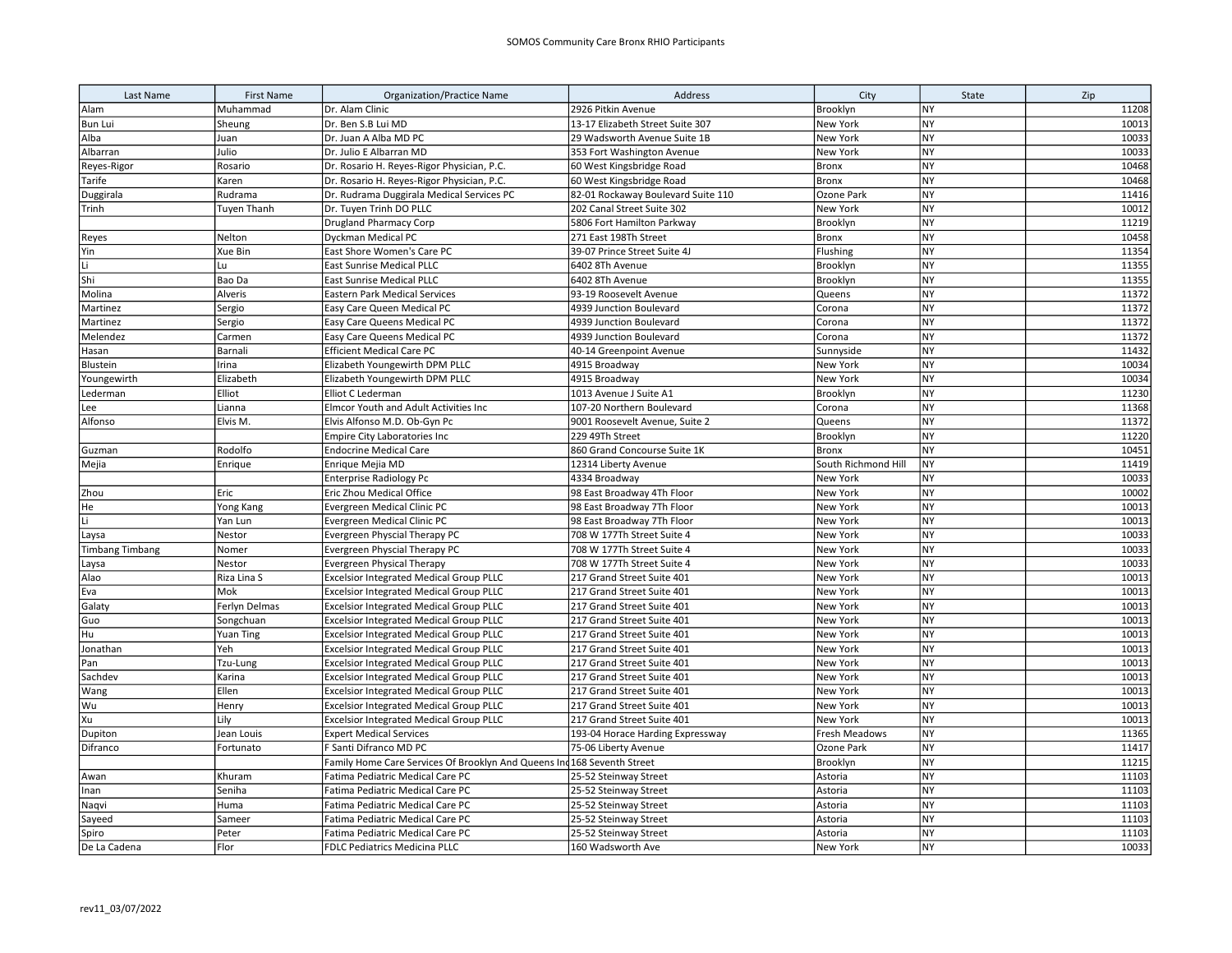SOMOS Community Care Bronx RHIO Participants

| Last Name | First Name | Organization/Practice Name | Address | City | State | Zip |
|---|---|---|---|---|---|---|
| Alam | Muhammad | Dr. Alam Clinic | 2926 Pitkin Avenue | Brooklyn | NY | 11208 |
| Bun Lui | Sheung | Dr. Ben S.B Lui MD | 13-17 Elizabeth Street Suite 307 | New York | NY | 10013 |
| Alba | Juan | Dr. Juan A Alba MD PC | 29 Wadsworth Avenue Suite 1B | New York | NY | 10033 |
| Albarran | Julio | Dr. Julio E Albarran MD | 353 Fort Washington Avenue | New York | NY | 10033 |
| Reyes-Rigor | Rosario | Dr. Rosario H. Reyes-Rigor Physician, P.C. | 60 West Kingsbridge Road | Bronx | NY | 10468 |
| Tarife | Karen | Dr. Rosario H. Reyes-Rigor Physician, P.C. | 60 West Kingsbridge Road | Bronx | NY | 10468 |
| Duggirala | Rudrama | Dr. Rudrama Duggirala Medical Services PC | 82-01 Rockaway Boulevard Suite 110 | Ozone Park | NY | 11416 |
| Trinh | Tuyen Thanh | Dr. Tuyen Trinh DO PLLC | 202 Canal Street Suite 302 | New York | NY | 10012 |
| | | Drugland Pharmacy Corp | 5806 Fort Hamilton Parkway | Brooklyn | NY | 11219 |
| Reyes | Nelton | Dyckman Medical PC | 271 East 198Th Street | Bronx | NY | 10458 |
| Yin | Xue Bin | East Shore Women's Care PC | 39-07 Prince Street Suite 4J | Flushing | NY | 11354 |
| Li | Lu | East Sunrise Medical PLLC | 6402 8Th Avenue | Brooklyn | NY | 11355 |
| Shi | Bao Da | East Sunrise Medical PLLC | 6402 8Th Avenue | Brooklyn | NY | 11355 |
| Molina | Alveris | Eastern Park Medical Services | 93-19 Roosevelt Avenue | Queens | NY | 11372 |
| Martinez | Sergio | Easy Care Queen Medical PC | 4939 Junction Boulevard | Corona | NY | 11372 |
| Martinez | Sergio | Easy Care Queens Medical PC | 4939 Junction Boulevard | Corona | NY | 11372 |
| Melendez | Carmen | Easy Care Queens Medical PC | 4939 Junction Boulevard | Corona | NY | 11372 |
| Hasan | Barnali | Efficient Medical Care PC | 40-14 Greenpoint Avenue | Sunnyside | NY | 11432 |
| Blustein | Irina | Elizabeth Youngewirth DPM PLLC | 4915 Broadway | New York | NY | 10034 |
| Youngewirth | Elizabeth | Elizabeth Youngewirth DPM PLLC | 4915 Broadway | New York | NY | 10034 |
| Lederman | Elliot | Elliot C Lederman | 1013 Avenue J Suite A1 | Brooklyn | NY | 11230 |
| Lee | Lianna | Elmcor Youth and Adult Activities Inc | 107-20 Northern Boulevard | Corona | NY | 11368 |
| Alfonso | Elvis M. | Elvis Alfonso M.D. Ob-Gyn Pc | 9001 Roosevelt Avenue, Suite 2 | Queens | NY | 11372 |
| | | Empire City Laboratories Inc | 229 49Th Street | Brooklyn | NY | 11220 |
| Guzman | Rodolfo | Endocrine Medical Care | 860 Grand Concourse Suite 1K | Bronx | NY | 10451 |
| Mejia | Enrique | Enrique Mejia MD | 12314 Liberty Avenue | South Richmond Hill | NY | 11419 |
| | | Enterprise Radiology Pc | 4334 Broadway | New York | NY | 10033 |
| Zhou | Eric | Eric Zhou Medical Office | 98 East Broadway 4Th Floor | New York | NY | 10002 |
| He | Yong Kang | Evergreen Medical Clinic PC | 98 East Broadway 7Th Floor | New York | NY | 10013 |
| Li | Yan Lun | Evergreen Medical Clinic PC | 98 East Broadway 7Th Floor | New York | NY | 10013 |
| Laysa | Nestor | Evergreen Physcial Therapy PC | 708 W 177Th Street Suite 4 | New York | NY | 10033 |
| Timbang Timbang | Nomer | Evergreen Physcial Therapy PC | 708 W 177Th Street Suite 4 | New York | NY | 10033 |
| Laysa | Nestor | Evergreen Physical Therapy | 708 W 177Th Street Suite 4 | New York | NY | 10033 |
| Alao | Riza Lina S | Excelsior Integrated Medical Group PLLC | 217 Grand Street Suite 401 | New York | NY | 10013 |
| Eva | Mok | Excelsior Integrated Medical Group PLLC | 217 Grand Street Suite 401 | New York | NY | 10013 |
| Galaty | Ferlyn Delmas | Excelsior Integrated Medical Group PLLC | 217 Grand Street Suite 401 | New York | NY | 10013 |
| Guo | Songchuan | Excelsior Integrated Medical Group PLLC | 217 Grand Street Suite 401 | New York | NY | 10013 |
| Hu | Yuan Ting | Excelsior Integrated Medical Group PLLC | 217 Grand Street Suite 401 | New York | NY | 10013 |
| Jonathan | Yeh | Excelsior Integrated Medical Group PLLC | 217 Grand Street Suite 401 | New York | NY | 10013 |
| Pan | Tzu-Lung | Excelsior Integrated Medical Group PLLC | 217 Grand Street Suite 401 | New York | NY | 10013 |
| Sachdev | Karina | Excelsior Integrated Medical Group PLLC | 217 Grand Street Suite 401 | New York | NY | 10013 |
| Wang | Ellen | Excelsior Integrated Medical Group PLLC | 217 Grand Street Suite 401 | New York | NY | 10013 |
| Wu | Henry | Excelsior Integrated Medical Group PLLC | 217 Grand Street Suite 401 | New York | NY | 10013 |
| Xu | Lily | Excelsior Integrated Medical Group PLLC | 217 Grand Street Suite 401 | New York | NY | 10013 |
| Dupiton | Jean Louis | Expert Medical Services | 193-04 Horace Harding Expressway | Fresh Meadows | NY | 11365 |
| Difranco | Fortunato | F Santi Difranco MD PC | 75-06 Liberty Avenue | Ozone Park | NY | 11417 |
| | | Family Home Care Services Of Brooklyn And Queens Inc | 168 Seventh Street | Brooklyn | NY | 11215 |
| Awan | Khuram | Fatima Pediatric Medical Care PC | 25-52 Steinway Street | Astoria | NY | 11103 |
| Inan | Seniha | Fatima Pediatric Medical Care PC | 25-52 Steinway Street | Astoria | NY | 11103 |
| Naqvi | Huma | Fatima Pediatric Medical Care PC | 25-52 Steinway Street | Astoria | NY | 11103 |
| Sayeed | Sameer | Fatima Pediatric Medical Care PC | 25-52 Steinway Street | Astoria | NY | 11103 |
| Spiro | Peter | Fatima Pediatric Medical Care PC | 25-52 Steinway Street | Astoria | NY | 11103 |
| De La Cadena | Flor | FDLC Pediatrics Medicina PLLC | 160 Wadsworth Ave | New York | NY | 10033 |

rev11_03/07/2022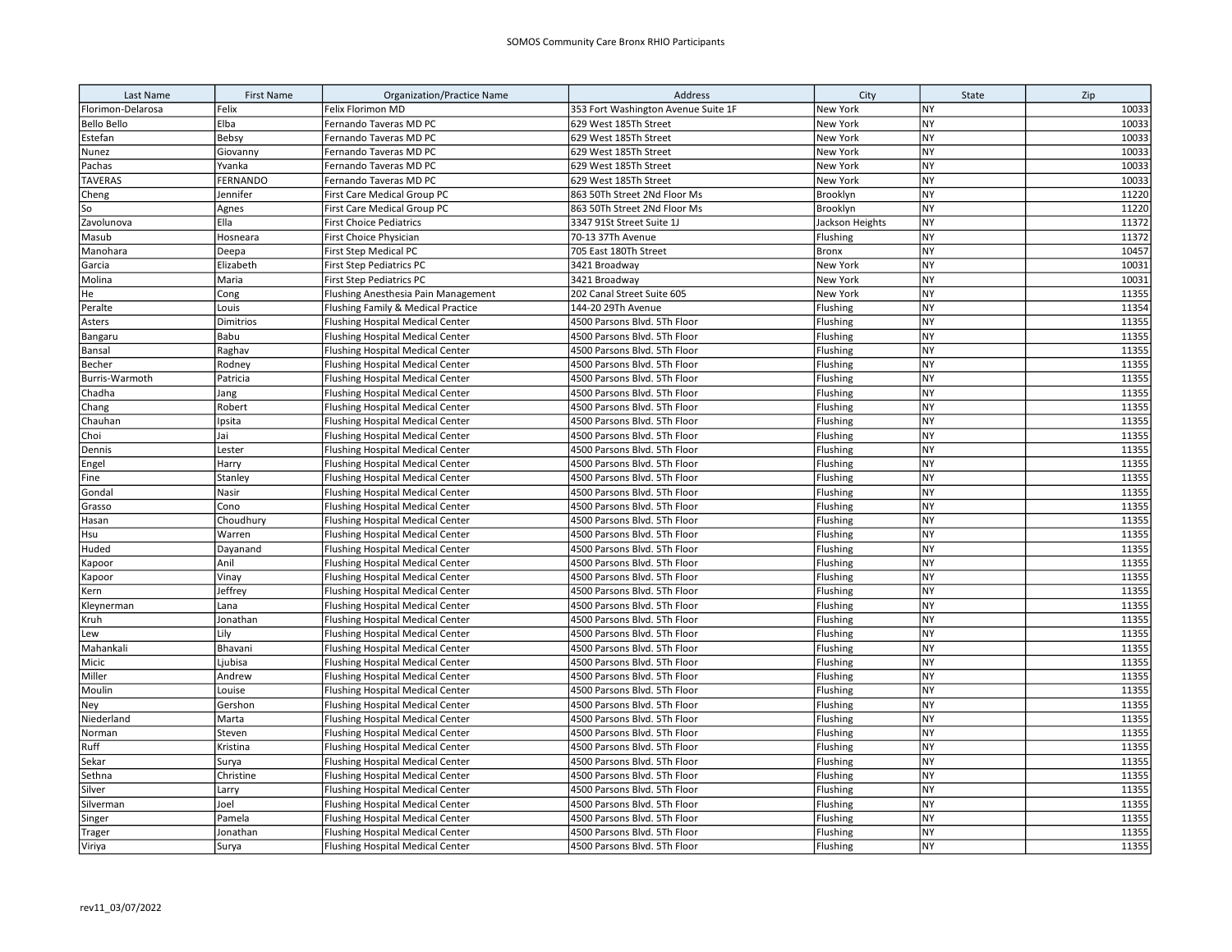| Last Name | First Name | Organization/Practice Name | Address | City | State | Zip |
|---|---|---|---|---|---|---|
| Florimon-Delarosa | Felix | Felix Florimon MD | 353 Fort Washington Avenue Suite 1F | New York | NY | 10033 |
| Bello Bello | Elba | Fernando Taveras MD PC | 629 West 185Th Street | New York | NY | 10033 |
| Estefan | Bebsy | Fernando Taveras MD PC | 629 West 185Th Street | New York | NY | 10033 |
| Nunez | Giovanny | Fernando Taveras MD PC | 629 West 185Th Street | New York | NY | 10033 |
| Pachas | Yvanka | Fernando Taveras MD PC | 629 West 185Th Street | New York | NY | 10033 |
| TAVERAS | FERNANDO | Fernando Taveras MD PC | 629 West 185Th Street | New York | NY | 10033 |
| Cheng | Jennifer | First Care Medical Group PC | 863 50Th Street 2Nd Floor Ms | Brooklyn | NY | 11220 |
| So | Agnes | First Care Medical Group PC | 863 50Th Street 2Nd Floor Ms | Brooklyn | NY | 11220 |
| Zavolunova | Ella | First Choice Pediatrics | 3347 91St Street Suite 1J | Jackson Heights | NY | 11372 |
| Masub | Hosneara | First Choice Physician | 70-13 37Th Avenue | Flushing | NY | 11372 |
| Manohara | Deepa | First Step Medical PC | 705 East 180Th Street | Bronx | NY | 10457 |
| Garcia | Elizabeth | First Step Pediatrics PC | 3421 Broadway | New York | NY | 10031 |
| Molina | Maria | First Step Pediatrics PC | 3421 Broadway | New York | NY | 10031 |
| He | Cong | Flushing Anesthesia Pain Management | 202 Canal Street Suite 605 | New York | NY | 11355 |
| Peralte | Louis | Flushing Family & Medical Practice | 144-20 29Th Avenue | Flushing | NY | 11354 |
| Asters | Dimitrios | Flushing Hospital Medical Center | 4500 Parsons Blvd. 5Th Floor | Flushing | NY | 11355 |
| Bangaru | Babu | Flushing Hospital Medical Center | 4500 Parsons Blvd. 5Th Floor | Flushing | NY | 11355 |
| Bansal | Raghav | Flushing Hospital Medical Center | 4500 Parsons Blvd. 5Th Floor | Flushing | NY | 11355 |
| Becher | Rodney | Flushing Hospital Medical Center | 4500 Parsons Blvd. 5Th Floor | Flushing | NY | 11355 |
| Burris-Warmoth | Patricia | Flushing Hospital Medical Center | 4500 Parsons Blvd. 5Th Floor | Flushing | NY | 11355 |
| Chadha | Jang | Flushing Hospital Medical Center | 4500 Parsons Blvd. 5Th Floor | Flushing | NY | 11355 |
| Chang | Robert | Flushing Hospital Medical Center | 4500 Parsons Blvd. 5Th Floor | Flushing | NY | 11355 |
| Chauhan | Ipsita | Flushing Hospital Medical Center | 4500 Parsons Blvd. 5Th Floor | Flushing | NY | 11355 |
| Choi | Jai | Flushing Hospital Medical Center | 4500 Parsons Blvd. 5Th Floor | Flushing | NY | 11355 |
| Dennis | Lester | Flushing Hospital Medical Center | 4500 Parsons Blvd. 5Th Floor | Flushing | NY | 11355 |
| Engel | Harry | Flushing Hospital Medical Center | 4500 Parsons Blvd. 5Th Floor | Flushing | NY | 11355 |
| Fine | Stanley | Flushing Hospital Medical Center | 4500 Parsons Blvd. 5Th Floor | Flushing | NY | 11355 |
| Gondal | Nasir | Flushing Hospital Medical Center | 4500 Parsons Blvd. 5Th Floor | Flushing | NY | 11355 |
| Grasso | Cono | Flushing Hospital Medical Center | 4500 Parsons Blvd. 5Th Floor | Flushing | NY | 11355 |
| Hasan | Choudhury | Flushing Hospital Medical Center | 4500 Parsons Blvd. 5Th Floor | Flushing | NY | 11355 |
| Hsu | Warren | Flushing Hospital Medical Center | 4500 Parsons Blvd. 5Th Floor | Flushing | NY | 11355 |
| Huded | Dayanand | Flushing Hospital Medical Center | 4500 Parsons Blvd. 5Th Floor | Flushing | NY | 11355 |
| Kapoor | Anil | Flushing Hospital Medical Center | 4500 Parsons Blvd. 5Th Floor | Flushing | NY | 11355 |
| Kapoor | Vinay | Flushing Hospital Medical Center | 4500 Parsons Blvd. 5Th Floor | Flushing | NY | 11355 |
| Kern | Jeffrey | Flushing Hospital Medical Center | 4500 Parsons Blvd. 5Th Floor | Flushing | NY | 11355 |
| Kleynerman | Lana | Flushing Hospital Medical Center | 4500 Parsons Blvd. 5Th Floor | Flushing | NY | 11355 |
| Kruh | Jonathan | Flushing Hospital Medical Center | 4500 Parsons Blvd. 5Th Floor | Flushing | NY | 11355 |
| Lew | Lily | Flushing Hospital Medical Center | 4500 Parsons Blvd. 5Th Floor | Flushing | NY | 11355 |
| Mahankali | Bhavani | Flushing Hospital Medical Center | 4500 Parsons Blvd. 5Th Floor | Flushing | NY | 11355 |
| Micic | Ljubisa | Flushing Hospital Medical Center | 4500 Parsons Blvd. 5Th Floor | Flushing | NY | 11355 |
| Miller | Andrew | Flushing Hospital Medical Center | 4500 Parsons Blvd. 5Th Floor | Flushing | NY | 11355 |
| Moulin | Louise | Flushing Hospital Medical Center | 4500 Parsons Blvd. 5Th Floor | Flushing | NY | 11355 |
| Ney | Gershon | Flushing Hospital Medical Center | 4500 Parsons Blvd. 5Th Floor | Flushing | NY | 11355 |
| Niederland | Marta | Flushing Hospital Medical Center | 4500 Parsons Blvd. 5Th Floor | Flushing | NY | 11355 |
| Norman | Steven | Flushing Hospital Medical Center | 4500 Parsons Blvd. 5Th Floor | Flushing | NY | 11355 |
| Ruff | Kristina | Flushing Hospital Medical Center | 4500 Parsons Blvd. 5Th Floor | Flushing | NY | 11355 |
| Sekar | Surya | Flushing Hospital Medical Center | 4500 Parsons Blvd. 5Th Floor | Flushing | NY | 11355 |
| Sethna | Christine | Flushing Hospital Medical Center | 4500 Parsons Blvd. 5Th Floor | Flushing | NY | 11355 |
| Silver | Larry | Flushing Hospital Medical Center | 4500 Parsons Blvd. 5Th Floor | Flushing | NY | 11355 |
| Silverman | Joel | Flushing Hospital Medical Center | 4500 Parsons Blvd. 5Th Floor | Flushing | NY | 11355 |
| Singer | Pamela | Flushing Hospital Medical Center | 4500 Parsons Blvd. 5Th Floor | Flushing | NY | 11355 |
| Trager | Jonathan | Flushing Hospital Medical Center | 4500 Parsons Blvd. 5Th Floor | Flushing | NY | 11355 |
| Viriya | Surya | Flushing Hospital Medical Center | 4500 Parsons Blvd. 5Th Floor | Flushing | NY | 11355 |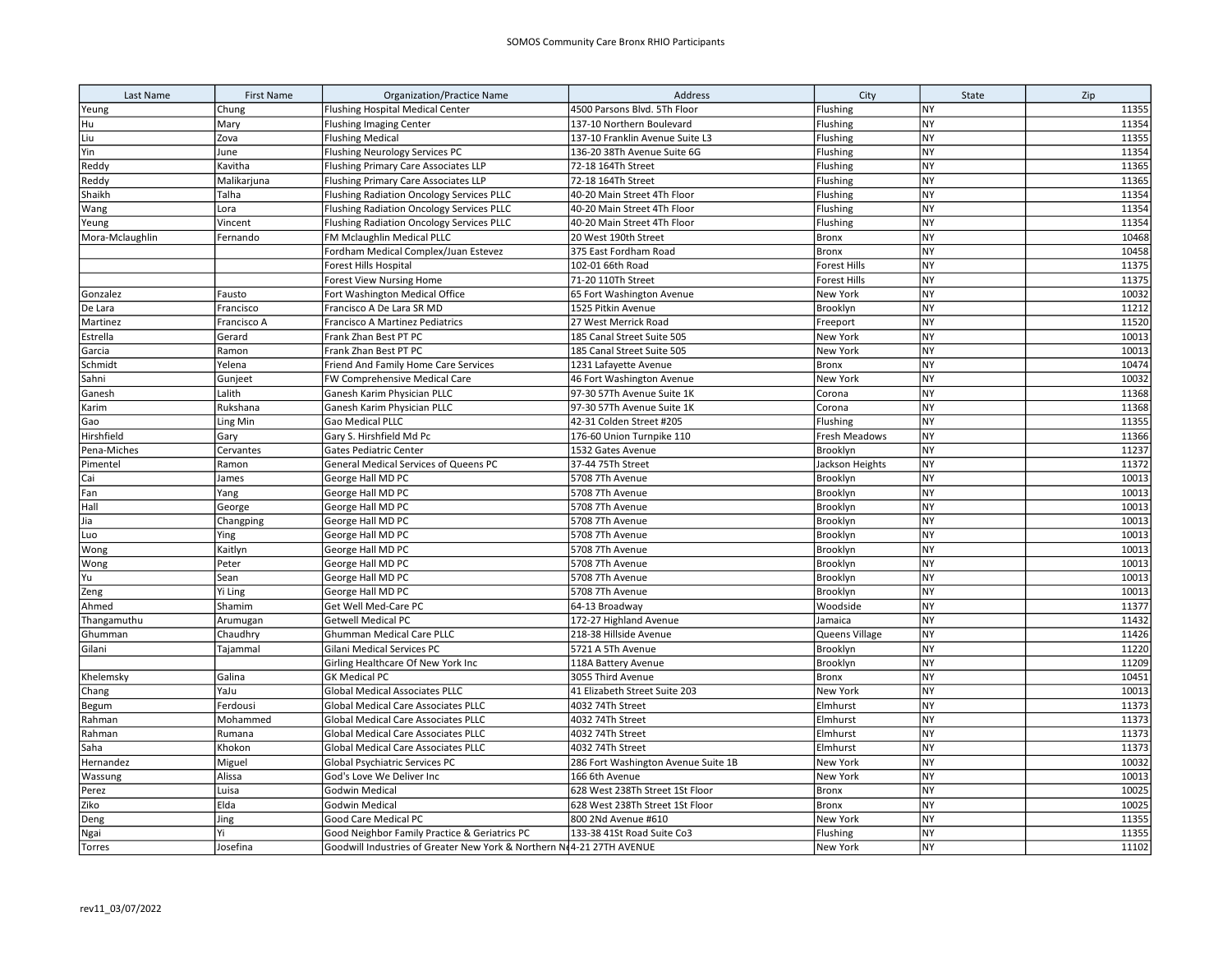SOMOS Community Care Bronx RHIO Participants

| Last Name | First Name | Organization/Practice Name | Address | City | State | Zip |
|---|---|---|---|---|---|---|
| Yeung | Chung | Flushing Hospital Medical Center | 4500 Parsons Blvd. 5Th Floor | Flushing | NY | 11355 |
| Hu | Mary | Flushing Imaging Center | 137-10 Northern Boulevard | Flushing | NY | 11354 |
| Liu | Zova | Flushing Medical | 137-10 Franklin Avenue Suite L3 | Flushing | NY | 11355 |
| Yin | June | Flushing Neurology Services PC | 136-20 38Th Avenue Suite 6G | Flushing | NY | 11354 |
| Reddy | Kavitha | Flushing Primary Care Associates LLP | 72-18 164Th Street | Flushing | NY | 11365 |
| Reddy | Malikarjuna | Flushing Primary Care Associates LLP | 72-18 164Th Street | Flushing | NY | 11365 |
| Shaikh | Talha | Flushing Radiation Oncology Services PLLC | 40-20 Main Street 4Th Floor | Flushing | NY | 11354 |
| Wang | Lora | Flushing Radiation Oncology Services PLLC | 40-20 Main Street 4Th Floor | Flushing | NY | 11354 |
| Yeung | Vincent | Flushing Radiation Oncology Services PLLC | 40-20 Main Street 4Th Floor | Flushing | NY | 11354 |
| Mora-Mclaughlin | Fernando | FM Mclaughlin Medical PLLC | 20 West 190th Street | Bronx | NY | 10468 |
| | | Fordham Medical Complex/Juan Estevez | 375 East Fordham Road | Bronx | NY | 10458 |
| | | Forest Hills Hospital | 102-01 66th Road | Forest Hills | NY | 11375 |
| | | Forest View Nursing Home | 71-20 110Th Street | Forest Hills | NY | 11375 |
| Gonzalez | Fausto | Fort Washington Medical Office | 65 Fort Washington Avenue | New York | NY | 10032 |
| De Lara | Francisco | Francisco A De Lara SR MD | 1525 Pitkin Avenue | Brooklyn | NY | 11212 |
| Martinez | Francisco A | Francisco A Martinez Pediatrics | 27 West Merrick Road | Freeport | NY | 11520 |
| Estrella | Gerard | Frank Zhan Best PT PC | 185 Canal Street Suite 505 | New York | NY | 10013 |
| Garcia | Ramon | Frank Zhan Best PT PC | 185 Canal Street Suite 505 | New York | NY | 10013 |
| Schmidt | Yelena | Friend And Family Home Care Services | 1231 Lafayette Avenue | Bronx | NY | 10474 |
| Sahni | Gunjeet | FW Comprehensive Medical Care | 46 Fort Washington Avenue | New York | NY | 10032 |
| Ganesh | Lalith | Ganesh Karim Physician PLLC | 97-30 57Th Avenue Suite 1K | Corona | NY | 11368 |
| Karim | Rukshana | Ganesh Karim Physician PLLC | 97-30 57Th Avenue Suite 1K | Corona | NY | 11368 |
| Gao | Ling Min | Gao Medical PLLC | 42-31 Colden Street #205 | Flushing | NY | 11355 |
| Hirshfield | Gary | Gary S. Hirshfield Md Pc | 176-60 Union Turnpike 110 | Fresh Meadows | NY | 11366 |
| Pena-Miches | Cervantes | Gates Pediatric Center | 1532 Gates Avenue | Brooklyn | NY | 11237 |
| Pimentel | Ramon | General Medical Services of Queens PC | 37-44 75Th Street | Jackson Heights | NY | 11372 |
| Cai | James | George Hall MD PC | 5708 7Th Avenue | Brooklyn | NY | 10013 |
| Fan | Yang | George Hall MD PC | 5708 7Th Avenue | Brooklyn | NY | 10013 |
| Hall | George | George Hall MD PC | 5708 7Th Avenue | Brooklyn | NY | 10013 |
| Jia | Changping | George Hall MD PC | 5708 7Th Avenue | Brooklyn | NY | 10013 |
| Luo | Ying | George Hall MD PC | 5708 7Th Avenue | Brooklyn | NY | 10013 |
| Wong | Kaitlyn | George Hall MD PC | 5708 7Th Avenue | Brooklyn | NY | 10013 |
| Wong | Peter | George Hall MD PC | 5708 7Th Avenue | Brooklyn | NY | 10013 |
| Yu | Sean | George Hall MD PC | 5708 7Th Avenue | Brooklyn | NY | 10013 |
| Zeng | Yi Ling | George Hall MD PC | 5708 7Th Avenue | Brooklyn | NY | 10013 |
| Ahmed | Shamim | Get Well Med-Care PC | 64-13 Broadway | Woodside | NY | 11377 |
| Thangamuthu | Arumugan | Getwell Medical PC | 172-27 Highland Avenue | Jamaica | NY | 11432 |
| Ghumman | Chaudhry | Ghumman Medical Care PLLC | 218-38 Hillside Avenue | Queens Village | NY | 11426 |
| Gilani | Tajammal | Gilani Medical Services PC | 5721 A 5Th Avenue | Brooklyn | NY | 11220 |
| | | Girling Healthcare Of New York Inc | 118A Battery Avenue | Brooklyn | NY | 11209 |
| Khelemsky | Galina | GK Medical PC | 3055 Third Avenue | Bronx | NY | 10451 |
| Chang | YaJu | Global Medical Associates PLLC | 41 Elizabeth Street Suite 203 | New York | NY | 10013 |
| Begum | Ferdousi | Global Medical Care Associates PLLC | 4032 74Th Street | Elmhurst | NY | 11373 |
| Rahman | Mohammed | Global Medical Care Associates PLLC | 4032 74Th Street | Elmhurst | NY | 11373 |
| Rahman | Rumana | Global Medical Care Associates PLLC | 4032 74Th Street | Elmhurst | NY | 11373 |
| Saha | Khokon | Global Medical Care Associates PLLC | 4032 74Th Street | Elmhurst | NY | 11373 |
| Hernandez | Miguel | Global Psychiatric Services PC | 286 Fort Washington Avenue Suite 1B | New York | NY | 10032 |
| Wassung | Alissa | God's Love We Deliver Inc | 166 6th Avenue | New York | NY | 10013 |
| Perez | Luisa | Godwin Medical | 628 West 238Th Street 1St Floor | Bronx | NY | 10025 |
| Ziko | Elda | Godwin Medical | 628 West 238Th Street 1St Floor | Bronx | NY | 10025 |
| Deng | Jing | Good Care Medical PC | 800 2Nd Avenue #610 | New York | NY | 11355 |
| Ngai | Yi | Good Neighbor Family Practice & Geriatrics PC | 133-38 41St Road Suite Co3 | Flushing | NY | 11355 |
| Torres | Josefina | Goodwill Industries of Greater New York & Northern Ne | 4-21 27TH AVENUE | New York | NY | 11102 |

rev11_03/07/2022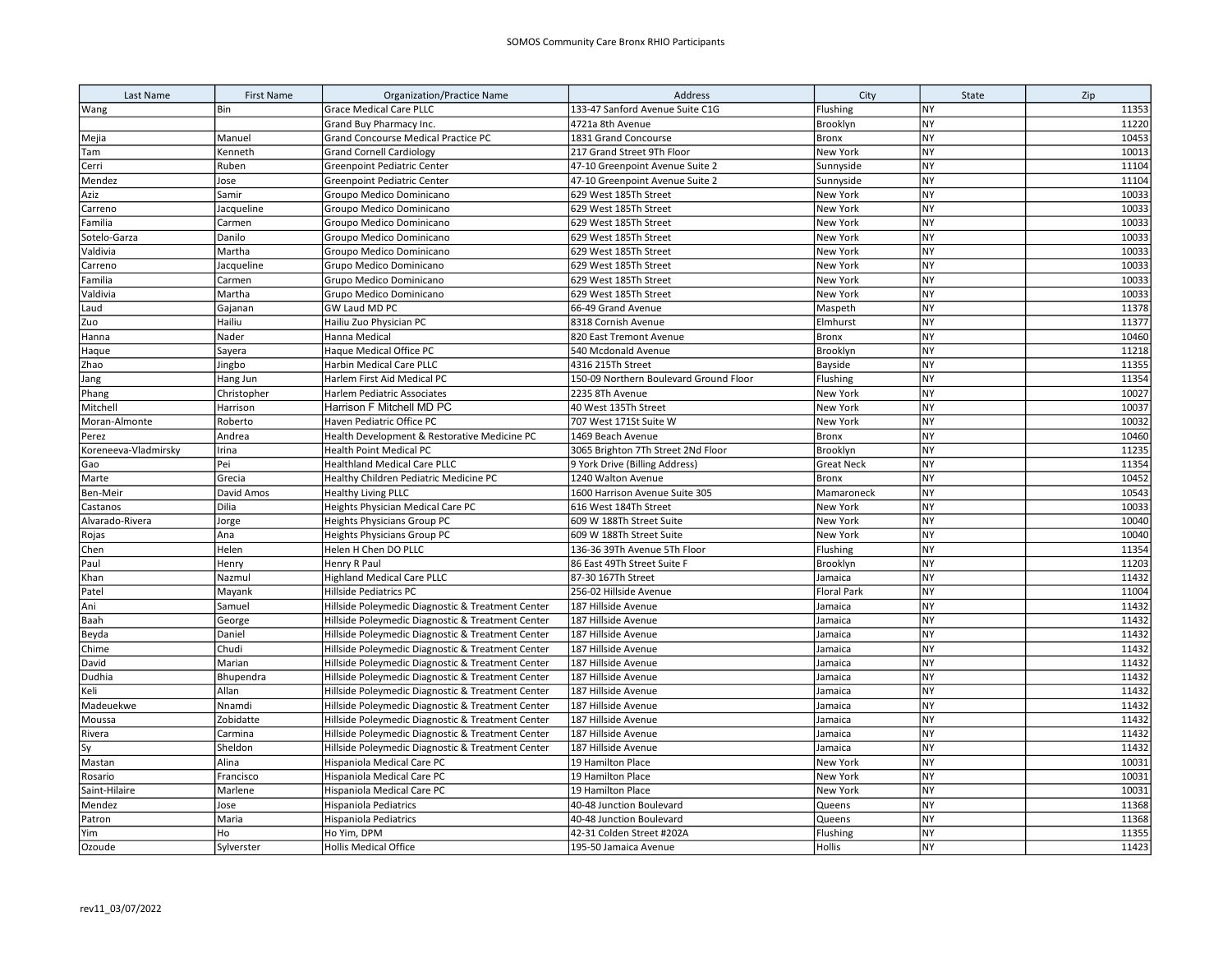| Last Name | First Name | Organization/Practice Name | Address | City | State | Zip |
|---|---|---|---|---|---|---|
| Wang | Bin | Grace Medical Care PLLC | 133-47 Sanford Avenue Suite C1G | Flushing | NY | 11353 |
| | | Grand Buy Pharmacy Inc. | 4721a 8th Avenue | Brooklyn | NY | 11220 |
| Mejia | Manuel | Grand Concourse Medical Practice PC | 1831 Grand Concourse | Bronx | NY | 10453 |
| Tam | Kenneth | Grand Cornell Cardiology | 217 Grand Street 9Th Floor | New York | NY | 10013 |
| Cerri | Ruben | Greenpoint Pediatric Center | 47-10 Greenpoint Avenue Suite 2 | Sunnyside | NY | 11104 |
| Mendez | Jose | Greenpoint Pediatric Center | 47-10 Greenpoint Avenue Suite 2 | Sunnyside | NY | 11104 |
| Aziz | Samir | Groupo Medico Dominicano | 629 West 185Th Street | New York | NY | 10033 |
| Carreno | Jacqueline | Groupo Medico Dominicano | 629 West 185Th Street | New York | NY | 10033 |
| Familia | Carmen | Groupo Medico Dominicano | 629 West 185Th Street | New York | NY | 10033 |
| Sotelo-Garza | Danilo | Groupo Medico Dominicano | 629 West 185Th Street | New York | NY | 10033 |
| Valdivia | Martha | Groupo Medico Dominicano | 629 West 185Th Street | New York | NY | 10033 |
| Carreno | Jacqueline | Grupo Medico Dominicano | 629 West 185Th Street | New York | NY | 10033 |
| Familia | Carmen | Grupo Medico Dominicano | 629 West 185Th Street | New York | NY | 10033 |
| Valdivia | Martha | Grupo Medico Dominicano | 629 West 185Th Street | New York | NY | 10033 |
| Laud | Gajanan | GW Laud MD PC | 66-49 Grand Avenue | Maspeth | NY | 11378 |
| Zuo | Hailiu | Hailiu Zuo Physician PC | 8318 Cornish Avenue | Elmhurst | NY | 11377 |
| Hanna | Nader | Hanna Medical | 820 East Tremont Avenue | Bronx | NY | 10460 |
| Haque | Sayera | Haque Medical Office PC | 540 Mcdonald Avenue | Brooklyn | NY | 11218 |
| Zhao | Jingbo | Harbin Medical Care PLLC | 4316 215Th Street | Bayside | NY | 11355 |
| Jang | Hang Jun | Harlem First Aid Medical PC | 150-09 Northern Boulevard Ground Floor | Flushing | NY | 11354 |
| Phang | Christopher | Harlem Pediatric Associates | 2235 8Th Avenue | New York | NY | 10027 |
| Mitchell | Harrison | Harrison F Mitchell MD PC | 40 West 135Th Street | New York | NY | 10037 |
| Moran-Almonte | Roberto | Haven Pediatric Office PC | 707 West 171St Suite W | New York | NY | 10032 |
| Perez | Andrea | Health Development & Restorative Medicine PC | 1469 Beach Avenue | Bronx | NY | 10460 |
| Koreneeva-Vladmirsky | Irina | Health Point Medical PC | 3065 Brighton 7Th Street 2Nd Floor | Brooklyn | NY | 11235 |
| Gao | Pei | Healthland Medical Care PLLC | 9 York Drive (Billing Address) | Great Neck | NY | 11354 |
| Marte | Grecia | Healthy Children Pediatric Medicine PC | 1240 Walton Avenue | Bronx | NY | 10452 |
| Ben-Meir | David Amos | Healthy Living PLLC | 1600 Harrison Avenue Suite 305 | Mamaroneck | NY | 10543 |
| Castanos | Dilia | Heights Physician Medical Care PC | 616 West 184Th Street | New York | NY | 10033 |
| Alvarado-Rivera | Jorge | Heights Physicians Group PC | 609 W 188Th Street Suite | New York | NY | 10040 |
| Rojas | Ana | Heights Physicians Group PC | 609 W 188Th Street Suite | New York | NY | 10040 |
| Chen | Helen | Helen H Chen DO PLLC | 136-36 39Th Avenue 5Th Floor | Flushing | NY | 11354 |
| Paul | Henry | Henry R Paul | 86 East 49Th Street Suite F | Brooklyn | NY | 11203 |
| Khan | Nazmul | Highland Medical Care PLLC | 87-30 167Th Street | Jamaica | NY | 11432 |
| Patel | Mayank | Hillside Pediatrics PC | 256-02 Hillside Avenue | Floral Park | NY | 11004 |
| Ani | Samuel | Hillside Poleymedic Diagnostic & Treatment Center | 187 Hillside Avenue | Jamaica | NY | 11432 |
| Baah | George | Hillside Poleymedic Diagnostic & Treatment Center | 187 Hillside Avenue | Jamaica | NY | 11432 |
| Beyda | Daniel | Hillside Poleymedic Diagnostic & Treatment Center | 187 Hillside Avenue | Jamaica | NY | 11432 |
| Chime | Chudi | Hillside Poleymedic Diagnostic & Treatment Center | 187 Hillside Avenue | Jamaica | NY | 11432 |
| David | Marian | Hillside Poleymedic Diagnostic & Treatment Center | 187 Hillside Avenue | Jamaica | NY | 11432 |
| Dudhia | Bhupendra | Hillside Poleymedic Diagnostic & Treatment Center | 187 Hillside Avenue | Jamaica | NY | 11432 |
| Keli | Allan | Hillside Poleymedic Diagnostic & Treatment Center | 187 Hillside Avenue | Jamaica | NY | 11432 |
| Madeuekwe | Nnamdi | Hillside Poleymedic Diagnostic & Treatment Center | 187 Hillside Avenue | Jamaica | NY | 11432 |
| Moussa | Zobidatte | Hillside Poleymedic Diagnostic & Treatment Center | 187 Hillside Avenue | Jamaica | NY | 11432 |
| Rivera | Carmina | Hillside Poleymedic Diagnostic & Treatment Center | 187 Hillside Avenue | Jamaica | NY | 11432 |
| Sy | Sheldon | Hillside Poleymedic Diagnostic & Treatment Center | 187 Hillside Avenue | Jamaica | NY | 11432 |
| Mastan | Alina | Hispaniola Medical Care PC | 19 Hamilton Place | New York | NY | 10031 |
| Rosario | Francisco | Hispaniola Medical Care PC | 19 Hamilton Place | New York | NY | 10031 |
| Saint-Hilaire | Marlene | Hispaniola Medical Care PC | 19 Hamilton Place | New York | NY | 10031 |
| Mendez | Jose | Hispaniola Pediatrics | 40-48 Junction Boulevard | Queens | NY | 11368 |
| Patron | Maria | Hispaniola Pediatrics | 40-48 Junction Boulevard | Queens | NY | 11368 |
| Yim | Ho | Ho Yim, DPM | 42-31 Colden Street #202A | Flushing | NY | 11355 |
| Ozoude | Sylverster | Hollis Medical Office | 195-50 Jamaica Avenue | Hollis | NY | 11423 |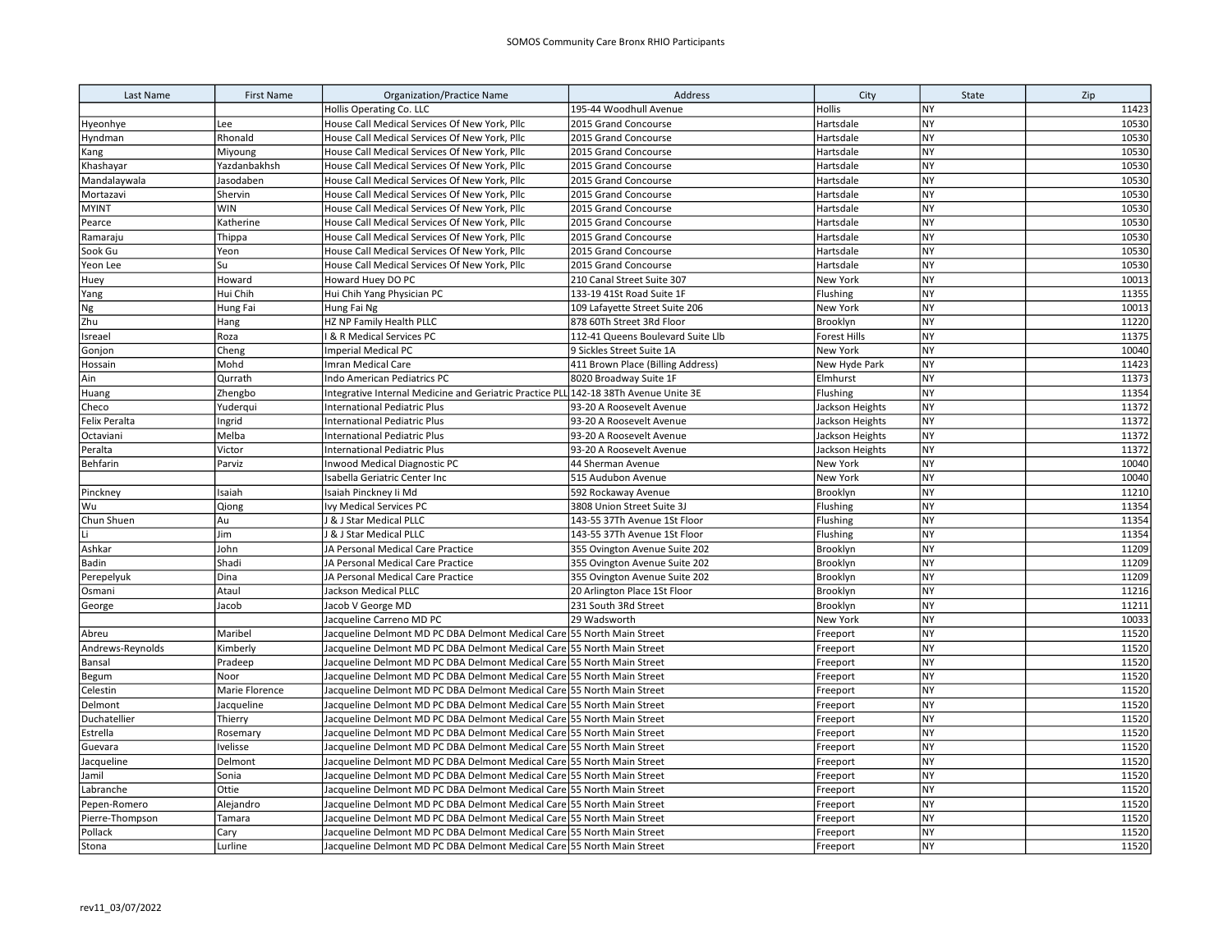# SOMOS Community Care Bronx RHIO Participants

| Last Name | First Name | Organization/Practice Name | Address | City | State | Zip |
|---|---|---|---|---|---|---|
| | | Hollis Operating Co. LLC | 195-44 Woodhull Avenue | Hollis | NY | 11423 |
| Hyeonhye | Lee | House Call Medical Services Of New York, Pllc | 2015 Grand Concourse | Hartsdale | NY | 10530 |
| Hyndman | Rhonald | House Call Medical Services Of New York, Pllc | 2015 Grand Concourse | Hartsdale | NY | 10530 |
| Kang | Miyoung | House Call Medical Services Of New York, Pllc | 2015 Grand Concourse | Hartsdale | NY | 10530 |
| Khashayar | Yazdanbakhsh | House Call Medical Services Of New York, Pllc | 2015 Grand Concourse | Hartsdale | NY | 10530 |
| Mandalaywala | Jasodaben | House Call Medical Services Of New York, Pllc | 2015 Grand Concourse | Hartsdale | NY | 10530 |
| Mortazavi | Shervin | House Call Medical Services Of New York, Pllc | 2015 Grand Concourse | Hartsdale | NY | 10530 |
| MYINT | WIN | House Call Medical Services Of New York, Pllc | 2015 Grand Concourse | Hartsdale | NY | 10530 |
| Pearce | Katherine | House Call Medical Services Of New York, Pllc | 2015 Grand Concourse | Hartsdale | NY | 10530 |
| Ramaraju | Thippa | House Call Medical Services Of New York, Pllc | 2015 Grand Concourse | Hartsdale | NY | 10530 |
| Sook Gu | Yeon | House Call Medical Services Of New York, Pllc | 2015 Grand Concourse | Hartsdale | NY | 10530 |
| Yeon Lee | Su | House Call Medical Services Of New York, Pllc | 2015 Grand Concourse | Hartsdale | NY | 10530 |
| Huey | Howard | Howard Huey DO PC | 210 Canal Street Suite 307 | New York | NY | 10013 |
| Yang | Hui Chih | Hui Chih Yang Physician PC | 133-19 41St Road Suite 1F | Flushing | NY | 11355 |
| Ng | Hung Fai | Hung Fai Ng | 109 Lafayette Street Suite 206 | New York | NY | 10013 |
| Zhu | Hang | HZ NP Family Health PLLC | 878 60Th Street 3Rd Floor | Brooklyn | NY | 11220 |
| Isreael | Roza | I & R Medical Services PC | 112-41 Queens Boulevard Suite Llb | Forest Hills | NY | 11375 |
| Gonjon | Cheng | Imperial Medical PC | 9 Sickles Street Suite 1A | New York | NY | 10040 |
| Hossain | Mohd | Imran Medical Care | 411 Brown Place (Billing Address) | New Hyde Park | NY | 11423 |
| Ain | Qurrath | Indo American Pediatrics PC | 8020 Broadway Suite 1F | Elmhurst | NY | 11373 |
| Huang | Zhengbo | Integrative Internal Medicine and Geriatric Practice PLL | 142-18 38Th Avenue Unite 3E | Flushing | NY | 11354 |
| Checo | Yuderqui | International Pediatric Plus | 93-20 A Roosevelt Avenue | Jackson Heights | NY | 11372 |
| Felix Peralta | Ingrid | International Pediatric Plus | 93-20 A Roosevelt Avenue | Jackson Heights | NY | 11372 |
| Octaviani | Melba | International Pediatric Plus | 93-20 A Roosevelt Avenue | Jackson Heights | NY | 11372 |
| Peralta | Victor | International Pediatric Plus | 93-20 A Roosevelt Avenue | Jackson Heights | NY | 11372 |
| Behfarin | Parviz | Inwood Medical Diagnostic PC | 44 Sherman Avenue | New York | NY | 10040 |
| | | Isabella Geriatric Center Inc | 515 Audubon Avenue | New York | NY | 10040 |
| Pinckney | Isaiah | Isaiah Pinckney Ii Md | 592 Rockaway Avenue | Brooklyn | NY | 11210 |
| Wu | Qiong | Ivy Medical Services PC | 3808 Union Street Suite 3J | Flushing | NY | 11354 |
| Chun Shuen | Au | J & J Star Medical PLLC | 143-55 37Th Avenue 1St Floor | Flushing | NY | 11354 |
| Li | Jim | J & J Star Medical PLLC | 143-55 37Th Avenue 1St Floor | Flushing | NY | 11354 |
| Ashkar | John | JA Personal Medical Care Practice | 355 Ovington Avenue Suite 202 | Brooklyn | NY | 11209 |
| Badin | Shadi | JA Personal Medical Care Practice | 355 Ovington Avenue Suite 202 | Brooklyn | NY | 11209 |
| Perepelyuk | Dina | JA Personal Medical Care Practice | 355 Ovington Avenue Suite 202 | Brooklyn | NY | 11209 |
| Osmani | Ataul | Jackson Medical PLLC | 20 Arlington Place 1St Floor | Brooklyn | NY | 11216 |
| George | Jacob | Jacob V George MD | 231 South 3Rd Street | Brooklyn | NY | 11211 |
| | | Jacqueline Carreno MD PC | 29 Wadsworth | New York | NY | 10033 |
| Abreu | Maribel | Jacqueline Delmont MD PC DBA Delmont Medical Care | 55 North Main Street | Freeport | NY | 11520 |
| Andrews-Reynolds | Kimberly | Jacqueline Delmont MD PC DBA Delmont Medical Care | 55 North Main Street | Freeport | NY | 11520 |
| Bansal | Pradeep | Jacqueline Delmont MD PC DBA Delmont Medical Care | 55 North Main Street | Freeport | NY | 11520 |
| Begum | Noor | Jacqueline Delmont MD PC DBA Delmont Medical Care | 55 North Main Street | Freeport | NY | 11520 |
| Celestin | Marie Florence | Jacqueline Delmont MD PC DBA Delmont Medical Care | 55 North Main Street | Freeport | NY | 11520 |
| Delmont | Jacqueline | Jacqueline Delmont MD PC DBA Delmont Medical Care | 55 North Main Street | Freeport | NY | 11520 |
| Duchatellier | Thierry | Jacqueline Delmont MD PC DBA Delmont Medical Care | 55 North Main Street | Freeport | NY | 11520 |
| Estrella | Rosemary | Jacqueline Delmont MD PC DBA Delmont Medical Care | 55 North Main Street | Freeport | NY | 11520 |
| Guevara | Ivelisse | Jacqueline Delmont MD PC DBA Delmont Medical Care | 55 North Main Street | Freeport | NY | 11520 |
| Jacqueline | Delmont | Jacqueline Delmont MD PC DBA Delmont Medical Care | 55 North Main Street | Freeport | NY | 11520 |
| Jamil | Sonia | Jacqueline Delmont MD PC DBA Delmont Medical Care | 55 North Main Street | Freeport | NY | 11520 |
| Labranche | Ottie | Jacqueline Delmont MD PC DBA Delmont Medical Care | 55 North Main Street | Freeport | NY | 11520 |
| Pepen-Romero | Alejandro | Jacqueline Delmont MD PC DBA Delmont Medical Care | 55 North Main Street | Freeport | NY | 11520 |
| Pierre-Thompson | Tamara | Jacqueline Delmont MD PC DBA Delmont Medical Care | 55 North Main Street | Freeport | NY | 11520 |
| Pollack | Cary | Jacqueline Delmont MD PC DBA Delmont Medical Care | 55 North Main Street | Freeport | NY | 11520 |
| Stona | Lurline | Jacqueline Delmont MD PC DBA Delmont Medical Care | 55 North Main Street | Freeport | NY | 11520 |

rev11_03/07/2022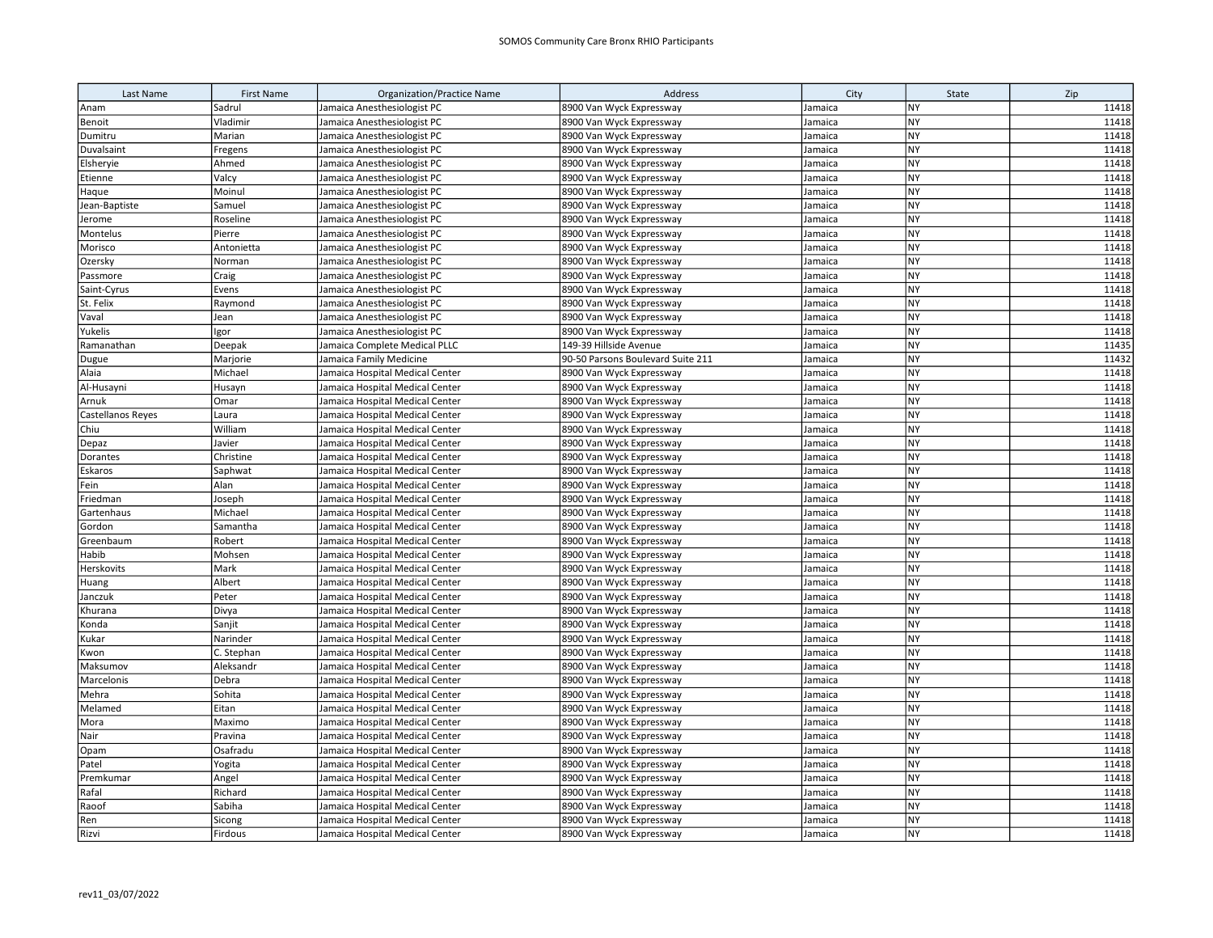| Last Name | First Name | Organization/Practice Name | Address | City | State | Zip |
|---|---|---|---|---|---|---|
| Anam | Sadrul | Jamaica Anesthesiologist PC | 8900 Van Wyck Expressway | Jamaica | NY | 11418 |
| Benoit | Vladimir | Jamaica Anesthesiologist PC | 8900 Van Wyck Expressway | Jamaica | NY | 11418 |
| Dumitru | Marian | Jamaica Anesthesiologist PC | 8900 Van Wyck Expressway | Jamaica | NY | 11418 |
| Duvalsaint | Fregens | Jamaica Anesthesiologist PC | 8900 Van Wyck Expressway | Jamaica | NY | 11418 |
| Elsheryie | Ahmed | Jamaica Anesthesiologist PC | 8900 Van Wyck Expressway | Jamaica | NY | 11418 |
| Etienne | Valcy | Jamaica Anesthesiologist PC | 8900 Van Wyck Expressway | Jamaica | NY | 11418 |
| Haque | Moinul | Jamaica Anesthesiologist PC | 8900 Van Wyck Expressway | Jamaica | NY | 11418 |
| Jean-Baptiste | Samuel | Jamaica Anesthesiologist PC | 8900 Van Wyck Expressway | Jamaica | NY | 11418 |
| Jerome | Roseline | Jamaica Anesthesiologist PC | 8900 Van Wyck Expressway | Jamaica | NY | 11418 |
| Montelus | Pierre | Jamaica Anesthesiologist PC | 8900 Van Wyck Expressway | Jamaica | NY | 11418 |
| Morisco | Antonietta | Jamaica Anesthesiologist PC | 8900 Van Wyck Expressway | Jamaica | NY | 11418 |
| Ozersky | Norman | Jamaica Anesthesiologist PC | 8900 Van Wyck Expressway | Jamaica | NY | 11418 |
| Passmore | Craig | Jamaica Anesthesiologist PC | 8900 Van Wyck Expressway | Jamaica | NY | 11418 |
| Saint-Cyrus | Evens | Jamaica Anesthesiologist PC | 8900 Van Wyck Expressway | Jamaica | NY | 11418 |
| St. Felix | Raymond | Jamaica Anesthesiologist PC | 8900 Van Wyck Expressway | Jamaica | NY | 11418 |
| Vaval | Jean | Jamaica Anesthesiologist PC | 8900 Van Wyck Expressway | Jamaica | NY | 11418 |
| Yukelis | Igor | Jamaica Anesthesiologist PC | 8900 Van Wyck Expressway | Jamaica | NY | 11418 |
| Ramanathan | Deepak | Jamaica Complete Medical PLLC | 149-39 Hillside Avenue | Jamaica | NY | 11435 |
| Dugue | Marjorie | Jamaica Family Medicine | 90-50 Parsons Boulevard Suite 211 | Jamaica | NY | 11432 |
| Alaia | Michael | Jamaica Hospital Medical Center | 8900 Van Wyck Expressway | Jamaica | NY | 11418 |
| Al-Husayni | Husayn | Jamaica Hospital Medical Center | 8900 Van Wyck Expressway | Jamaica | NY | 11418 |
| Arnuk | Omar | Jamaica Hospital Medical Center | 8900 Van Wyck Expressway | Jamaica | NY | 11418 |
| Castellanos Reyes | Laura | Jamaica Hospital Medical Center | 8900 Van Wyck Expressway | Jamaica | NY | 11418 |
| Chiu | William | Jamaica Hospital Medical Center | 8900 Van Wyck Expressway | Jamaica | NY | 11418 |
| Depaz | Javier | Jamaica Hospital Medical Center | 8900 Van Wyck Expressway | Jamaica | NY | 11418 |
| Dorantes | Christine | Jamaica Hospital Medical Center | 8900 Van Wyck Expressway | Jamaica | NY | 11418 |
| Eskaros | Saphwat | Jamaica Hospital Medical Center | 8900 Van Wyck Expressway | Jamaica | NY | 11418 |
| Fein | Alan | Jamaica Hospital Medical Center | 8900 Van Wyck Expressway | Jamaica | NY | 11418 |
| Friedman | Joseph | Jamaica Hospital Medical Center | 8900 Van Wyck Expressway | Jamaica | NY | 11418 |
| Gartenhaus | Michael | Jamaica Hospital Medical Center | 8900 Van Wyck Expressway | Jamaica | NY | 11418 |
| Gordon | Samantha | Jamaica Hospital Medical Center | 8900 Van Wyck Expressway | Jamaica | NY | 11418 |
| Greenbaum | Robert | Jamaica Hospital Medical Center | 8900 Van Wyck Expressway | Jamaica | NY | 11418 |
| Habib | Mohsen | Jamaica Hospital Medical Center | 8900 Van Wyck Expressway | Jamaica | NY | 11418 |
| Herskovits | Mark | Jamaica Hospital Medical Center | 8900 Van Wyck Expressway | Jamaica | NY | 11418 |
| Huang | Albert | Jamaica Hospital Medical Center | 8900 Van Wyck Expressway | Jamaica | NY | 11418 |
| Janczuk | Peter | Jamaica Hospital Medical Center | 8900 Van Wyck Expressway | Jamaica | NY | 11418 |
| Khurana | Divya | Jamaica Hospital Medical Center | 8900 Van Wyck Expressway | Jamaica | NY | 11418 |
| Konda | Sanjit | Jamaica Hospital Medical Center | 8900 Van Wyck Expressway | Jamaica | NY | 11418 |
| Kukar | Narinder | Jamaica Hospital Medical Center | 8900 Van Wyck Expressway | Jamaica | NY | 11418 |
| Kwon | C. Stephan | Jamaica Hospital Medical Center | 8900 Van Wyck Expressway | Jamaica | NY | 11418 |
| Maksumov | Aleksandr | Jamaica Hospital Medical Center | 8900 Van Wyck Expressway | Jamaica | NY | 11418 |
| Marcelonis | Debra | Jamaica Hospital Medical Center | 8900 Van Wyck Expressway | Jamaica | NY | 11418 |
| Mehra | Sohita | Jamaica Hospital Medical Center | 8900 Van Wyck Expressway | Jamaica | NY | 11418 |
| Melamed | Eitan | Jamaica Hospital Medical Center | 8900 Van Wyck Expressway | Jamaica | NY | 11418 |
| Mora | Maximo | Jamaica Hospital Medical Center | 8900 Van Wyck Expressway | Jamaica | NY | 11418 |
| Nair | Pravina | Jamaica Hospital Medical Center | 8900 Van Wyck Expressway | Jamaica | NY | 11418 |
| Opam | Osafradu | Jamaica Hospital Medical Center | 8900 Van Wyck Expressway | Jamaica | NY | 11418 |
| Patel | Yogita | Jamaica Hospital Medical Center | 8900 Van Wyck Expressway | Jamaica | NY | 11418 |
| Premkumar | Angel | Jamaica Hospital Medical Center | 8900 Van Wyck Expressway | Jamaica | NY | 11418 |
| Rafal | Richard | Jamaica Hospital Medical Center | 8900 Van Wyck Expressway | Jamaica | NY | 11418 |
| Raoof | Sabiha | Jamaica Hospital Medical Center | 8900 Van Wyck Expressway | Jamaica | NY | 11418 |
| Ren | Sicong | Jamaica Hospital Medical Center | 8900 Van Wyck Expressway | Jamaica | NY | 11418 |
| Rizvi | Firdous | Jamaica Hospital Medical Center | 8900 Van Wyck Expressway | Jamaica | NY | 11418 |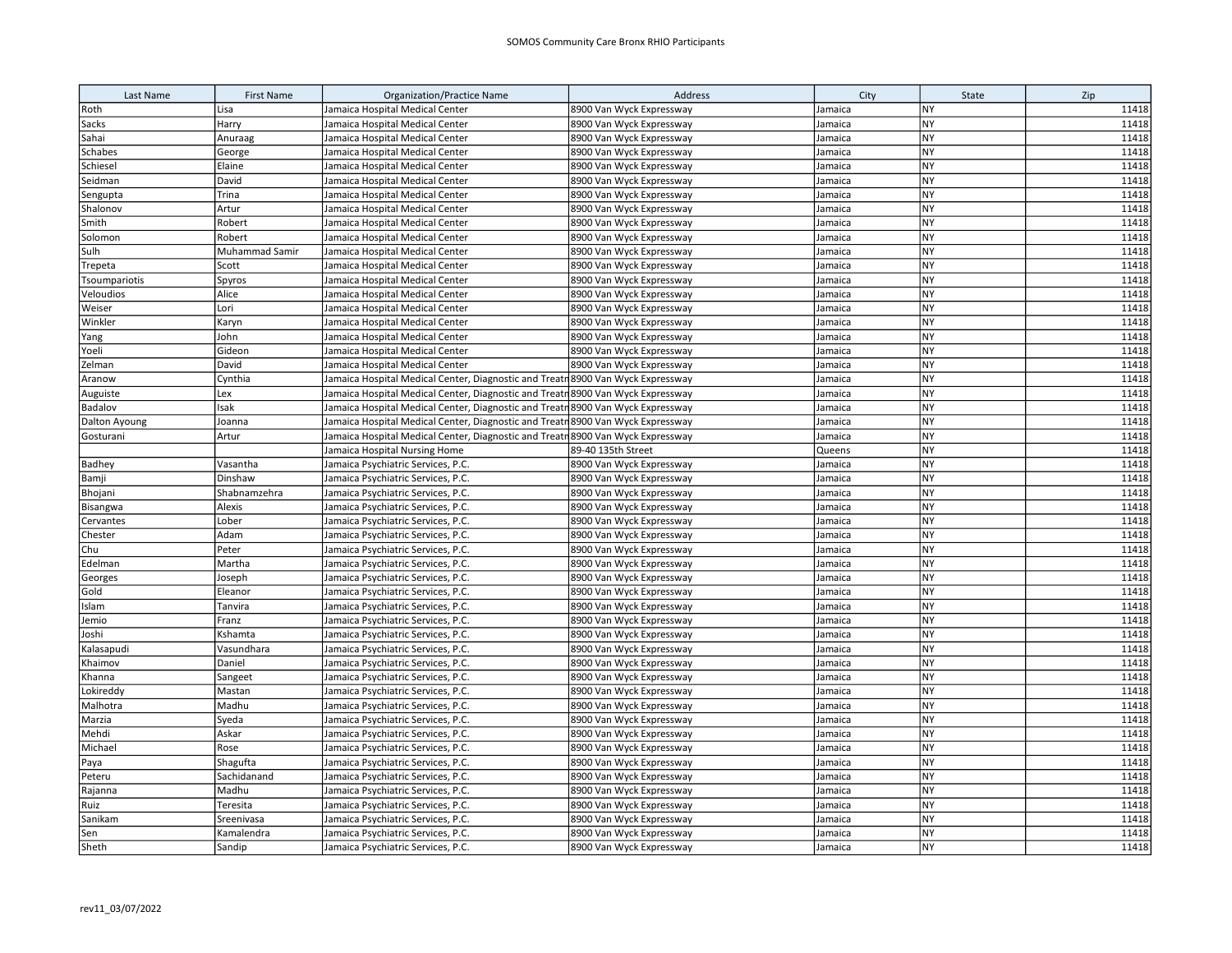| Last Name | First Name | Organization/Practice Name | Address | City | State | Zip |
|---|---|---|---|---|---|---|
| Roth | Lisa | Jamaica Hospital Medical Center | 8900 Van Wyck Expressway | Jamaica | NY | 11418 |
| Sacks | Harry | Jamaica Hospital Medical Center | 8900 Van Wyck Expressway | Jamaica | NY | 11418 |
| Sahai | Anuraag | Jamaica Hospital Medical Center | 8900 Van Wyck Expressway | Jamaica | NY | 11418 |
| Schabes | George | Jamaica Hospital Medical Center | 8900 Van Wyck Expressway | Jamaica | NY | 11418 |
| Schiesel | Elaine | Jamaica Hospital Medical Center | 8900 Van Wyck Expressway | Jamaica | NY | 11418 |
| Seidman | David | Jamaica Hospital Medical Center | 8900 Van Wyck Expressway | Jamaica | NY | 11418 |
| Sengupta | Trina | Jamaica Hospital Medical Center | 8900 Van Wyck Expressway | Jamaica | NY | 11418 |
| Shalonov | Artur | Jamaica Hospital Medical Center | 8900 Van Wyck Expressway | Jamaica | NY | 11418 |
| Smith | Robert | Jamaica Hospital Medical Center | 8900 Van Wyck Expressway | Jamaica | NY | 11418 |
| Solomon | Robert | Jamaica Hospital Medical Center | 8900 Van Wyck Expressway | Jamaica | NY | 11418 |
| Sulh | Muhammad Samir | Jamaica Hospital Medical Center | 8900 Van Wyck Expressway | Jamaica | NY | 11418 |
| Trepeta | Scott | Jamaica Hospital Medical Center | 8900 Van Wyck Expressway | Jamaica | NY | 11418 |
| Tsoumpariotis | Spyros | Jamaica Hospital Medical Center | 8900 Van Wyck Expressway | Jamaica | NY | 11418 |
| Veloudios | Alice | Jamaica Hospital Medical Center | 8900 Van Wyck Expressway | Jamaica | NY | 11418 |
| Weiser | Lori | Jamaica Hospital Medical Center | 8900 Van Wyck Expressway | Jamaica | NY | 11418 |
| Winkler | Karyn | Jamaica Hospital Medical Center | 8900 Van Wyck Expressway | Jamaica | NY | 11418 |
| Yang | John | Jamaica Hospital Medical Center | 8900 Van Wyck Expressway | Jamaica | NY | 11418 |
| Yoeli | Gideon | Jamaica Hospital Medical Center | 8900 Van Wyck Expressway | Jamaica | NY | 11418 |
| Zelman | David | Jamaica Hospital Medical Center | 8900 Van Wyck Expressway | Jamaica | NY | 11418 |
| Aranow | Cynthia | Jamaica Hospital Medical Center, Diagnostic and Treatn | 8900 Van Wyck Expressway | Jamaica | NY | 11418 |
| Auguiste | Lex | Jamaica Hospital Medical Center, Diagnostic and Treatn | 8900 Van Wyck Expressway | Jamaica | NY | 11418 |
| Badalov | Isak | Jamaica Hospital Medical Center, Diagnostic and Treatn | 8900 Van Wyck Expressway | Jamaica | NY | 11418 |
| Dalton Ayoung | Joanna | Jamaica Hospital Medical Center, Diagnostic and Treatn | 8900 Van Wyck Expressway | Jamaica | NY | 11418 |
| Gosturani | Artur | Jamaica Hospital Medical Center, Diagnostic and Treatn | 8900 Van Wyck Expressway | Jamaica | NY | 11418 |
| | | Jamaica Hospital Nursing Home | 89-40 135th Street | Queens | NY | 11418 |
| Badhey | Vasantha | Jamaica Psychiatric Services, P.C. | 8900 Van Wyck Expressway | Jamaica | NY | 11418 |
| Bamji | Dinshaw | Jamaica Psychiatric Services, P.C. | 8900 Van Wyck Expressway | Jamaica | NY | 11418 |
| Bhojani | Shabnamzehra | Jamaica Psychiatric Services, P.C. | 8900 Van Wyck Expressway | Jamaica | NY | 11418 |
| Bisangwa | Alexis | Jamaica Psychiatric Services, P.C. | 8900 Van Wyck Expressway | Jamaica | NY | 11418 |
| Cervantes | Lober | Jamaica Psychiatric Services, P.C. | 8900 Van Wyck Expressway | Jamaica | NY | 11418 |
| Chester | Adam | Jamaica Psychiatric Services, P.C. | 8900 Van Wyck Expressway | Jamaica | NY | 11418 |
| Chu | Peter | Jamaica Psychiatric Services, P.C. | 8900 Van Wyck Expressway | Jamaica | NY | 11418 |
| Edelman | Martha | Jamaica Psychiatric Services, P.C. | 8900 Van Wyck Expressway | Jamaica | NY | 11418 |
| Georges | Joseph | Jamaica Psychiatric Services, P.C. | 8900 Van Wyck Expressway | Jamaica | NY | 11418 |
| Gold | Eleanor | Jamaica Psychiatric Services, P.C. | 8900 Van Wyck Expressway | Jamaica | NY | 11418 |
| Islam | Tanvira | Jamaica Psychiatric Services, P.C. | 8900 Van Wyck Expressway | Jamaica | NY | 11418 |
| Jemio | Franz | Jamaica Psychiatric Services, P.C. | 8900 Van Wyck Expressway | Jamaica | NY | 11418 |
| Joshi | Kshamta | Jamaica Psychiatric Services, P.C. | 8900 Van Wyck Expressway | Jamaica | NY | 11418 |
| Kalasapudi | Vasundhara | Jamaica Psychiatric Services, P.C. | 8900 Van Wyck Expressway | Jamaica | NY | 11418 |
| Khaimov | Daniel | Jamaica Psychiatric Services, P.C. | 8900 Van Wyck Expressway | Jamaica | NY | 11418 |
| Khanna | Sangeet | Jamaica Psychiatric Services, P.C. | 8900 Van Wyck Expressway | Jamaica | NY | 11418 |
| Lokireddy | Mastan | Jamaica Psychiatric Services, P.C. | 8900 Van Wyck Expressway | Jamaica | NY | 11418 |
| Malhotra | Madhu | Jamaica Psychiatric Services, P.C. | 8900 Van Wyck Expressway | Jamaica | NY | 11418 |
| Marzia | Syeda | Jamaica Psychiatric Services, P.C. | 8900 Van Wyck Expressway | Jamaica | NY | 11418 |
| Mehdi | Askar | Jamaica Psychiatric Services, P.C. | 8900 Van Wyck Expressway | Jamaica | NY | 11418 |
| Michael | Rose | Jamaica Psychiatric Services, P.C. | 8900 Van Wyck Expressway | Jamaica | NY | 11418 |
| Paya | Shagufta | Jamaica Psychiatric Services, P.C. | 8900 Van Wyck Expressway | Jamaica | NY | 11418 |
| Peteru | Sachidanand | Jamaica Psychiatric Services, P.C. | 8900 Van Wyck Expressway | Jamaica | NY | 11418 |
| Rajanna | Madhu | Jamaica Psychiatric Services, P.C. | 8900 Van Wyck Expressway | Jamaica | NY | 11418 |
| Ruiz | Teresita | Jamaica Psychiatric Services, P.C. | 8900 Van Wyck Expressway | Jamaica | NY | 11418 |
| Sanikam | Sreenivasa | Jamaica Psychiatric Services, P.C. | 8900 Van Wyck Expressway | Jamaica | NY | 11418 |
| Sen | Kamalendra | Jamaica Psychiatric Services, P.C. | 8900 Van Wyck Expressway | Jamaica | NY | 11418 |
| Sheth | Sandip | Jamaica Psychiatric Services, P.C. | 8900 Van Wyck Expressway | Jamaica | NY | 11418 |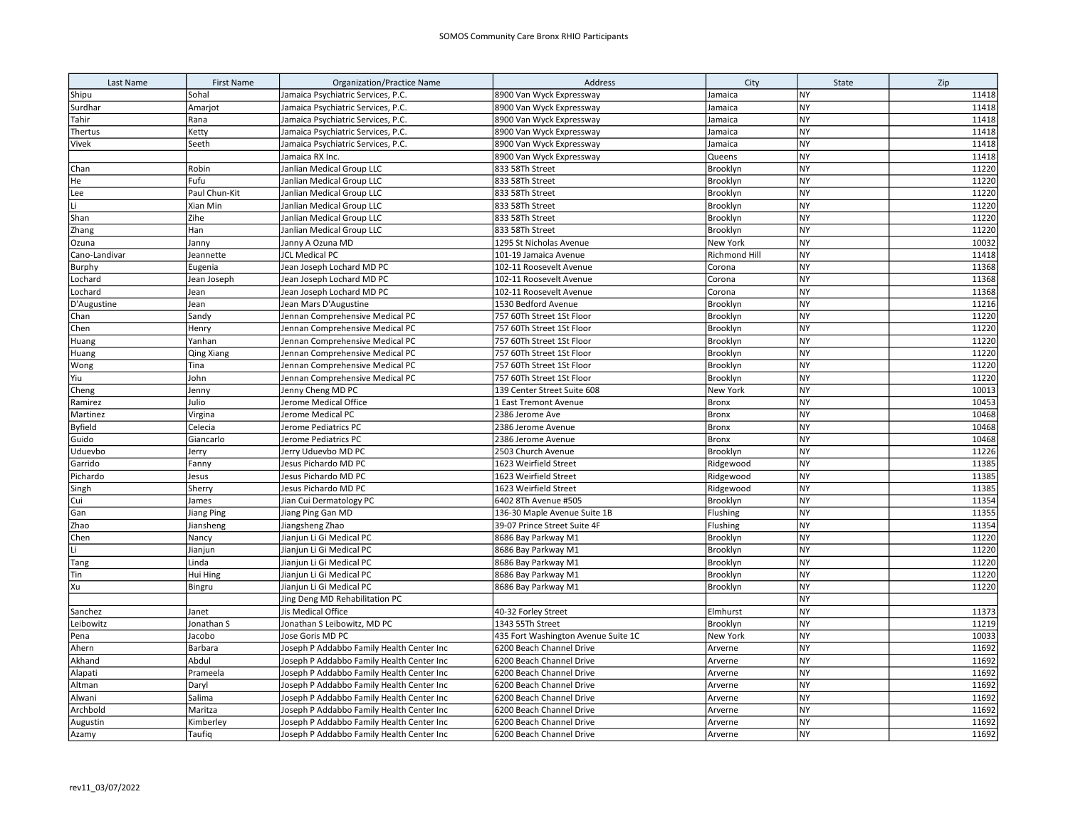SOMOS Community Care Bronx RHIO Participants

| Last Name | First Name | Organization/Practice Name | Address | City | State | Zip |
|---|---|---|---|---|---|---|
| Shipu | Sohal | Jamaica Psychiatric Services, P.C. | 8900 Van Wyck Expressway | Jamaica | NY | 11418 |
| Surdhar | Amarjot | Jamaica Psychiatric Services, P.C. | 8900 Van Wyck Expressway | Jamaica | NY | 11418 |
| Tahir | Rana | Jamaica Psychiatric Services, P.C. | 8900 Van Wyck Expressway | Jamaica | NY | 11418 |
| Thertus | Ketty | Jamaica Psychiatric Services, P.C. | 8900 Van Wyck Expressway | Jamaica | NY | 11418 |
| Vivek | Seeth | Jamaica Psychiatric Services, P.C. | 8900 Van Wyck Expressway | Jamaica | NY | 11418 |
| | | Jamaica RX Inc. | 8900 Van Wyck Expressway | Queens | NY | 11418 |
| Chan | Robin | Janlian Medical Group LLC | 833 58Th Street | Brooklyn | NY | 11220 |
| He | Fufu | Janlian Medical Group LLC | 833 58Th Street | Brooklyn | NY | 11220 |
| Lee | Paul Chun-Kit | Janlian Medical Group LLC | 833 58Th Street | Brooklyn | NY | 11220 |
| Li | Xian Min | Janlian Medical Group LLC | 833 58Th Street | Brooklyn | NY | 11220 |
| Shan | Zihe | Janlian Medical Group LLC | 833 58Th Street | Brooklyn | NY | 11220 |
| Zhang | Han | Janlian Medical Group LLC | 833 58Th Street | Brooklyn | NY | 11220 |
| Ozuna | Janny | Janny A Ozuna MD | 1295 St Nicholas Avenue | New York | NY | 10032 |
| Cano-Landivar | Jeannette | JCL Medical PC | 101-19 Jamaica Avenue | Richmond Hill | NY | 11418 |
| Burphy | Eugenia | Jean Joseph Lochard MD PC | 102-11 Roosevelt Avenue | Corona | NY | 11368 |
| Lochard | Jean Joseph | Jean Joseph Lochard MD PC | 102-11 Roosevelt Avenue | Corona | NY | 11368 |
| Lochard | Jean | Jean Joseph Lochard MD PC | 102-11 Roosevelt Avenue | Corona | NY | 11368 |
| D'Augustine | Jean | Jean Mars D'Augustine | 1530 Bedford Avenue | Brooklyn | NY | 11216 |
| Chan | Sandy | Jennan Comprehensive Medical PC | 757 60Th Street 1St Floor | Brooklyn | NY | 11220 |
| Chen | Henry | Jennan Comprehensive Medical PC | 757 60Th Street 1St Floor | Brooklyn | NY | 11220 |
| Huang | Yanhan | Jennan Comprehensive Medical PC | 757 60Th Street 1St Floor | Brooklyn | NY | 11220 |
| Huang | Qing Xiang | Jennan Comprehensive Medical PC | 757 60Th Street 1St Floor | Brooklyn | NY | 11220 |
| Wong | Tina | Jennan Comprehensive Medical PC | 757 60Th Street 1St Floor | Brooklyn | NY | 11220 |
| Yiu | John | Jennan Comprehensive Medical PC | 757 60Th Street 1St Floor | Brooklyn | NY | 11220 |
| Cheng | Jenny | Jenny Cheng MD PC | 139 Center Street Suite 608 | New York | NY | 10013 |
| Ramirez | Julio | Jerome Medical Office | 1 East Tremont Avenue | Bronx | NY | 10453 |
| Martinez | Virgina | Jerome Medical PC | 2386 Jerome Ave | Bronx | NY | 10468 |
| Byfield | Celecia | Jerome Pediatrics PC | 2386 Jerome Avenue | Bronx | NY | 10468 |
| Guido | Giancarlo | Jerome Pediatrics PC | 2386 Jerome Avenue | Bronx | NY | 10468 |
| Uduevbo | Jerry | Jerry Uduevbo MD PC | 2503 Church Avenue | Brooklyn | NY | 11226 |
| Garrido | Fanny | Jesus Pichardo MD PC | 1623 Weirfield Street | Ridgewood | NY | 11385 |
| Pichardo | Jesus | Jesus Pichardo MD PC | 1623 Weirfield Street | Ridgewood | NY | 11385 |
| Singh | Sherry | Jesus Pichardo MD PC | 1623 Weirfield Street | Ridgewood | NY | 11385 |
| Cui | James | Jian Cui Dermatology PC | 6402 8Th Avenue #505 | Brooklyn | NY | 11354 |
| Gan | Jiang Ping | Jiang Ping Gan MD | 136-30 Maple Avenue Suite 1B | Flushing | NY | 11355 |
| Zhao | Jiansheng | Jiangsheng Zhao | 39-07 Prince Street Suite 4F | Flushing | NY | 11354 |
| Chen | Nancy | Jianjun Li Gi Medical PC | 8686 Bay Parkway M1 | Brooklyn | NY | 11220 |
| Li | Jianjun | Jianjun Li Gi Medical PC | 8686 Bay Parkway M1 | Brooklyn | NY | 11220 |
| Tang | Linda | Jianjun Li Gi Medical PC | 8686 Bay Parkway M1 | Brooklyn | NY | 11220 |
| Tin | Hui Hing | Jianjun Li Gi Medical PC | 8686 Bay Parkway M1 | Brooklyn | NY | 11220 |
| Xu | Bingru | Jianjun Li Gi Medical PC | 8686 Bay Parkway M1 | Brooklyn | NY | 11220 |
| | | Jing Deng MD Rehabilitation PC | | | NY | |
| Sanchez | Janet | Jis Medical Office | 40-32 Forley Street | Elmhurst | NY | 11373 |
| Leibowitz | Jonathan S | Jonathan S Leibowitz, MD PC | 1343 55Th Street | Brooklyn | NY | 11219 |
| Pena | Jacobo | Jose Goris MD PC | 435 Fort Washington Avenue Suite 1C | New York | NY | 10033 |
| Ahern | Barbara | Joseph P Addabbo Family Health Center Inc | 6200 Beach Channel Drive | Arverne | NY | 11692 |
| Akhand | Abdul | Joseph P Addabbo Family Health Center Inc | 6200 Beach Channel Drive | Arverne | NY | 11692 |
| Alapati | Prameela | Joseph P Addabbo Family Health Center Inc | 6200 Beach Channel Drive | Arverne | NY | 11692 |
| Altman | Daryl | Joseph P Addabbo Family Health Center Inc | 6200 Beach Channel Drive | Arverne | NY | 11692 |
| Alwani | Salima | Joseph P Addabbo Family Health Center Inc | 6200 Beach Channel Drive | Arverne | NY | 11692 |
| Archbold | Maritza | Joseph P Addabbo Family Health Center Inc | 6200 Beach Channel Drive | Arverne | NY | 11692 |
| Augustin | Kimberley | Joseph P Addabbo Family Health Center Inc | 6200 Beach Channel Drive | Arverne | NY | 11692 |
| Azamy | Taufiq | Joseph P Addabbo Family Health Center Inc | 6200 Beach Channel Drive | Arverne | NY | 11692 |

rev11_03/07/2022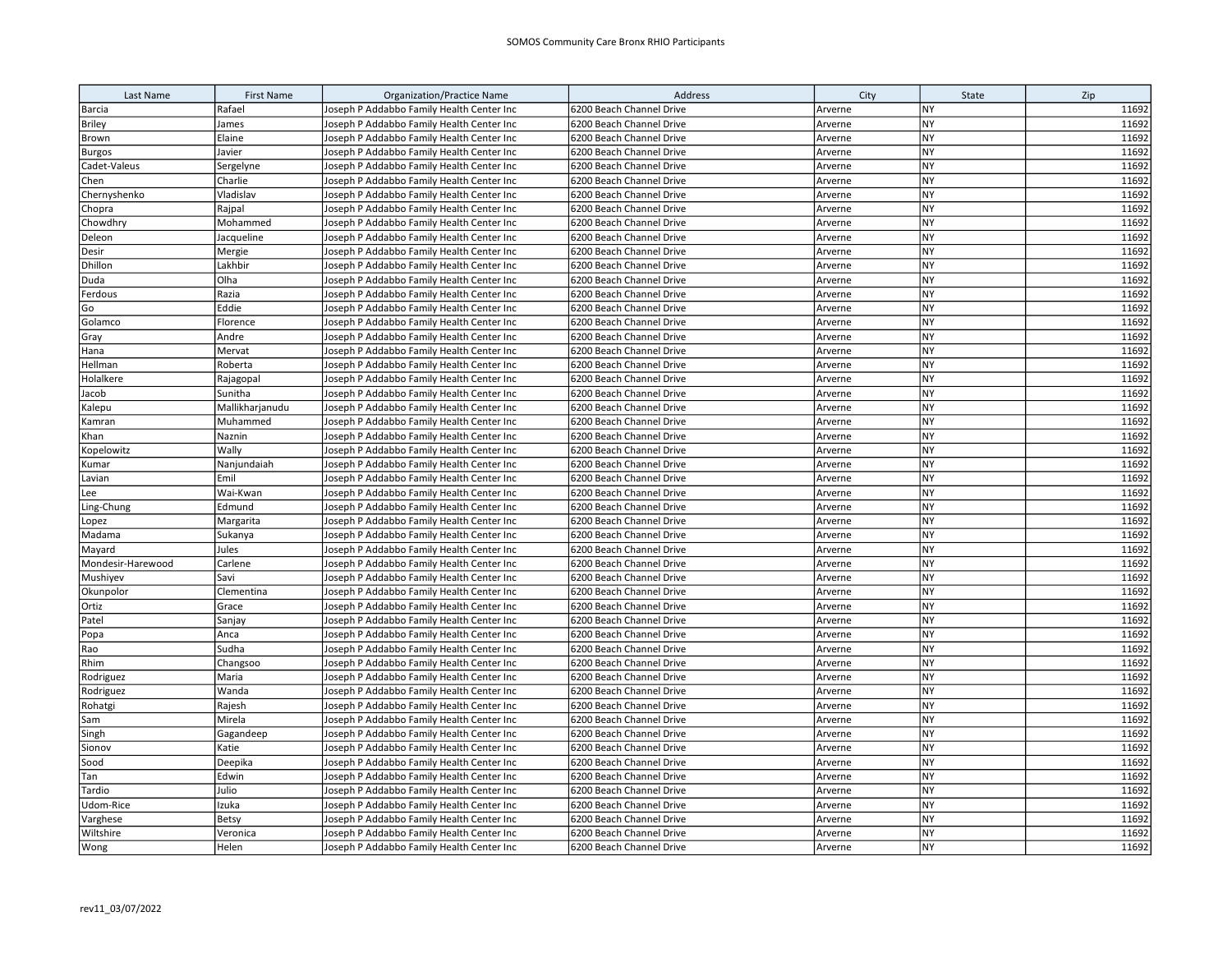| Last Name | First Name | Organization/Practice Name | Address | City | State | Zip |
|---|---|---|---|---|---|---|
| Barcia | Rafael | Joseph P Addabbo Family Health Center Inc | 6200 Beach Channel Drive | Arverne | NY | 11692 |
| Briley | James | Joseph P Addabbo Family Health Center Inc | 6200 Beach Channel Drive | Arverne | NY | 11692 |
| Brown | Elaine | Joseph P Addabbo Family Health Center Inc | 6200 Beach Channel Drive | Arverne | NY | 11692 |
| Burgos | Javier | Joseph P Addabbo Family Health Center Inc | 6200 Beach Channel Drive | Arverne | NY | 11692 |
| Cadet-Valeus | Sergelyne | Joseph P Addabbo Family Health Center Inc | 6200 Beach Channel Drive | Arverne | NY | 11692 |
| Chen | Charlie | Joseph P Addabbo Family Health Center Inc | 6200 Beach Channel Drive | Arverne | NY | 11692 |
| Chernyshenko | Vladislav | Joseph P Addabbo Family Health Center Inc | 6200 Beach Channel Drive | Arverne | NY | 11692 |
| Chopra | Rajpal | Joseph P Addabbo Family Health Center Inc | 6200 Beach Channel Drive | Arverne | NY | 11692 |
| Chowdhry | Mohammed | Joseph P Addabbo Family Health Center Inc | 6200 Beach Channel Drive | Arverne | NY | 11692 |
| Deleon | Jacqueline | Joseph P Addabbo Family Health Center Inc | 6200 Beach Channel Drive | Arverne | NY | 11692 |
| Desir | Mergie | Joseph P Addabbo Family Health Center Inc | 6200 Beach Channel Drive | Arverne | NY | 11692 |
| Dhillon | Lakhbir | Joseph P Addabbo Family Health Center Inc | 6200 Beach Channel Drive | Arverne | NY | 11692 |
| Duda | Olha | Joseph P Addabbo Family Health Center Inc | 6200 Beach Channel Drive | Arverne | NY | 11692 |
| Ferdous | Razia | Joseph P Addabbo Family Health Center Inc | 6200 Beach Channel Drive | Arverne | NY | 11692 |
| Go | Eddie | Joseph P Addabbo Family Health Center Inc | 6200 Beach Channel Drive | Arverne | NY | 11692 |
| Golamco | Florence | Joseph P Addabbo Family Health Center Inc | 6200 Beach Channel Drive | Arverne | NY | 11692 |
| Gray | Andre | Joseph P Addabbo Family Health Center Inc | 6200 Beach Channel Drive | Arverne | NY | 11692 |
| Hana | Mervat | Joseph P Addabbo Family Health Center Inc | 6200 Beach Channel Drive | Arverne | NY | 11692 |
| Hellman | Roberta | Joseph P Addabbo Family Health Center Inc | 6200 Beach Channel Drive | Arverne | NY | 11692 |
| Holalkere | Rajagopal | Joseph P Addabbo Family Health Center Inc | 6200 Beach Channel Drive | Arverne | NY | 11692 |
| Jacob | Sunitha | Joseph P Addabbo Family Health Center Inc | 6200 Beach Channel Drive | Arverne | NY | 11692 |
| Kalepu | Mallikharjanudu | Joseph P Addabbo Family Health Center Inc | 6200 Beach Channel Drive | Arverne | NY | 11692 |
| Kamran | Muhammed | Joseph P Addabbo Family Health Center Inc | 6200 Beach Channel Drive | Arverne | NY | 11692 |
| Khan | Naznin | Joseph P Addabbo Family Health Center Inc | 6200 Beach Channel Drive | Arverne | NY | 11692 |
| Kopelowitz | Wally | Joseph P Addabbo Family Health Center Inc | 6200 Beach Channel Drive | Arverne | NY | 11692 |
| Kumar | Nanjundaiah | Joseph P Addabbo Family Health Center Inc | 6200 Beach Channel Drive | Arverne | NY | 11692 |
| Lavian | Emil | Joseph P Addabbo Family Health Center Inc | 6200 Beach Channel Drive | Arverne | NY | 11692 |
| Lee | Wai-Kwan | Joseph P Addabbo Family Health Center Inc | 6200 Beach Channel Drive | Arverne | NY | 11692 |
| Ling-Chung | Edmund | Joseph P Addabbo Family Health Center Inc | 6200 Beach Channel Drive | Arverne | NY | 11692 |
| Lopez | Margarita | Joseph P Addabbo Family Health Center Inc | 6200 Beach Channel Drive | Arverne | NY | 11692 |
| Madama | Sukanya | Joseph P Addabbo Family Health Center Inc | 6200 Beach Channel Drive | Arverne | NY | 11692 |
| Mayard | Jules | Joseph P Addabbo Family Health Center Inc | 6200 Beach Channel Drive | Arverne | NY | 11692 |
| Mondesir-Harewood | Carlene | Joseph P Addabbo Family Health Center Inc | 6200 Beach Channel Drive | Arverne | NY | 11692 |
| Mushiyev | Savi | Joseph P Addabbo Family Health Center Inc | 6200 Beach Channel Drive | Arverne | NY | 11692 |
| Okunpolor | Clementina | Joseph P Addabbo Family Health Center Inc | 6200 Beach Channel Drive | Arverne | NY | 11692 |
| Ortiz | Grace | Joseph P Addabbo Family Health Center Inc | 6200 Beach Channel Drive | Arverne | NY | 11692 |
| Patel | Sanjay | Joseph P Addabbo Family Health Center Inc | 6200 Beach Channel Drive | Arverne | NY | 11692 |
| Popa | Anca | Joseph P Addabbo Family Health Center Inc | 6200 Beach Channel Drive | Arverne | NY | 11692 |
| Rao | Sudha | Joseph P Addabbo Family Health Center Inc | 6200 Beach Channel Drive | Arverne | NY | 11692 |
| Rhim | Changsoo | Joseph P Addabbo Family Health Center Inc | 6200 Beach Channel Drive | Arverne | NY | 11692 |
| Rodriguez | Maria | Joseph P Addabbo Family Health Center Inc | 6200 Beach Channel Drive | Arverne | NY | 11692 |
| Rodriguez | Wanda | Joseph P Addabbo Family Health Center Inc | 6200 Beach Channel Drive | Arverne | NY | 11692 |
| Rohatgi | Rajesh | Joseph P Addabbo Family Health Center Inc | 6200 Beach Channel Drive | Arverne | NY | 11692 |
| Sam | Mirela | Joseph P Addabbo Family Health Center Inc | 6200 Beach Channel Drive | Arverne | NY | 11692 |
| Singh | Gagandeep | Joseph P Addabbo Family Health Center Inc | 6200 Beach Channel Drive | Arverne | NY | 11692 |
| Sionov | Katie | Joseph P Addabbo Family Health Center Inc | 6200 Beach Channel Drive | Arverne | NY | 11692 |
| Sood | Deepika | Joseph P Addabbo Family Health Center Inc | 6200 Beach Channel Drive | Arverne | NY | 11692 |
| Tan | Edwin | Joseph P Addabbo Family Health Center Inc | 6200 Beach Channel Drive | Arverne | NY | 11692 |
| Tardio | Julio | Joseph P Addabbo Family Health Center Inc | 6200 Beach Channel Drive | Arverne | NY | 11692 |
| Udom-Rice | Izuka | Joseph P Addabbo Family Health Center Inc | 6200 Beach Channel Drive | Arverne | NY | 11692 |
| Varghese | Betsy | Joseph P Addabbo Family Health Center Inc | 6200 Beach Channel Drive | Arverne | NY | 11692 |
| Wiltshire | Veronica | Joseph P Addabbo Family Health Center Inc | 6200 Beach Channel Drive | Arverne | NY | 11692 |
| Wong | Helen | Joseph P Addabbo Family Health Center Inc | 6200 Beach Channel Drive | Arverne | NY | 11692 |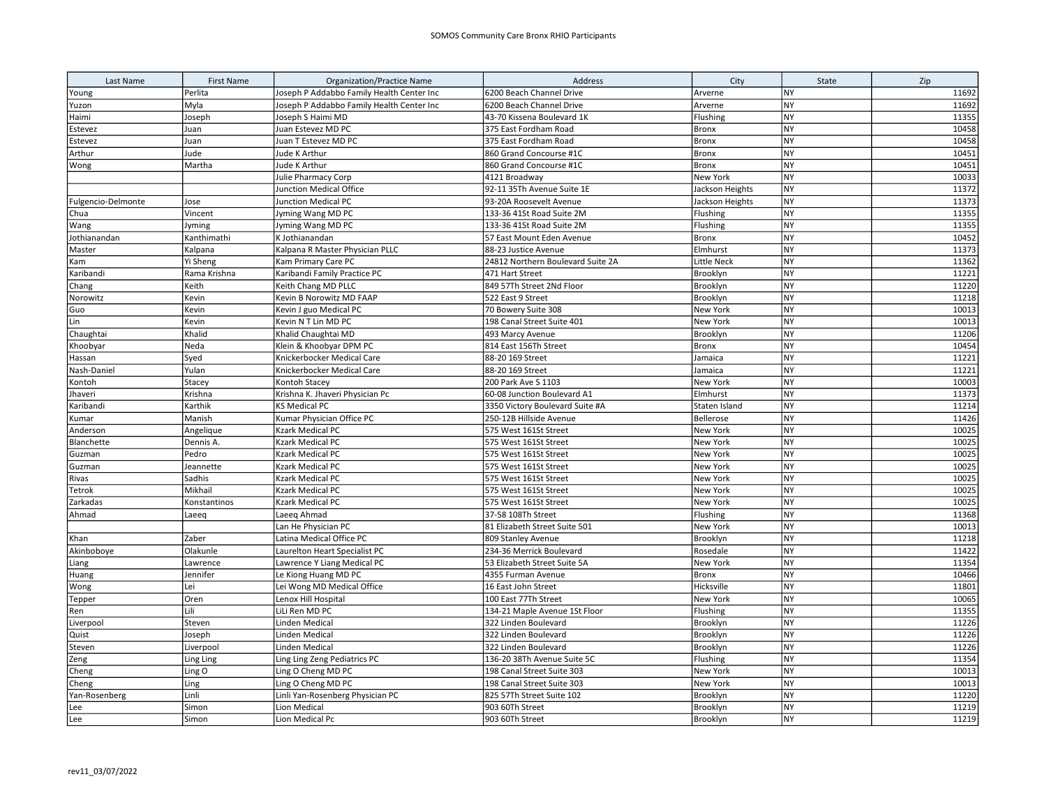SOMOS Community Care Bronx RHIO Participants

| Last Name | First Name | Organization/Practice Name | Address | City | State | Zip |
|---|---|---|---|---|---|---|
| Young | Perlita | Joseph P Addabbo Family Health Center Inc | 6200 Beach Channel Drive | Arverne | NY | 11692 |
| Yuzon | Myla | Joseph P Addabbo Family Health Center Inc | 6200 Beach Channel Drive | Arverne | NY | 11692 |
| Haimi | Joseph | Joseph S Haimi MD | 43-70 Kissena Boulevard 1K | Flushing | NY | 11355 |
| Estevez | Juan | Juan Estevez MD PC | 375 East Fordham Road | Bronx | NY | 10458 |
| Estevez | Juan | Juan T Estevez MD PC | 375 East Fordham Road | Bronx | NY | 10458 |
| Arthur | Jude | Jude K Arthur | 860 Grand Concourse #1C | Bronx | NY | 10451 |
| Wong | Martha | Jude K Arthur | 860 Grand Concourse #1C | Bronx | NY | 10451 |
| | | Julie Pharmacy Corp | 4121 Broadway | New York | NY | 10033 |
| | | Junction Medical Office | 92-11 35Th Avenue Suite 1E | Jackson Heights | NY | 11372 |
| Fulgencio-Delmonte | Jose | Junction Medical PC | 93-20A Roosevelt Avenue | Jackson Heights | NY | 11373 |
| Chua | Vincent | Jyming Wang MD PC | 133-36 41St Road Suite 2M | Flushing | NY | 11355 |
| Wang | Jyming | Jyming Wang MD PC | 133-36 41St Road Suite 2M | Flushing | NY | 11355 |
| Jothianandan | Kanthimathi | K Jothianandan | 57 East Mount Eden Avenue | Bronx | NY | 10452 |
| Master | Kalpana | Kalpana R Master Physician PLLC | 88-23 Justice Avenue | Elmhurst | NY | 11373 |
| Kam | Yi Sheng | Kam Primary Care PC | 24812 Northern Boulevard Suite 2A | Little Neck | NY | 11362 |
| Karibandi | Rama Krishna | Karibandi Family Practice PC | 471 Hart Street | Brooklyn | NY | 11221 |
| Chang | Keith | Keith Chang MD PLLC | 849 57Th Street 2Nd Floor | Brooklyn | NY | 11220 |
| Norowitz | Kevin | Kevin B Norowitz MD FAAP | 522 East 9 Street | Brooklyn | NY | 11218 |
| Guo | Kevin | Kevin J guo Medical PC | 70 Bowery Suite 308 | New York | NY | 10013 |
| Lin | Kevin | Kevin N T Lin MD PC | 198 Canal Street Suite 401 | New York | NY | 10013 |
| Chaughtai | Khalid | Khalid Chaughtai MD | 493 Marcy Avenue | Brooklyn | NY | 11206 |
| Khoobyar | Neda | Klein & Khoobyar DPM PC | 814 East 156Th Street | Bronx | NY | 10454 |
| Hassan | Syed | Knickerbocker Medical Care | 88-20 169 Street | Jamaica | NY | 11221 |
| Nash-Daniel | Yulan | Knickerbocker Medical Care | 88-20 169 Street | Jamaica | NY | 11221 |
| Kontoh | Stacey | Kontoh Stacey | 200 Park Ave S 1103 | New York | NY | 10003 |
| Jhaveri | Krishna | Krishna K. Jhaveri Physician Pc | 60-08 Junction Boulevard A1 | Elmhurst | NY | 11373 |
| Karibandi | Karthik | KS Medical PC | 3350 Victory Boulevard Suite #A | Staten Island | NY | 11214 |
| Kumar | Manish | Kumar Physician Office PC | 250-12B Hillside Avenue | Bellerose | NY | 11426 |
| Anderson | Angelique | Kzark Medical PC | 575 West 161St Street | New York | NY | 10025 |
| Blanchette | Dennis A. | Kzark Medical PC | 575 West 161St Street | New York | NY | 10025 |
| Guzman | Pedro | Kzark Medical PC | 575 West 161St Street | New York | NY | 10025 |
| Guzman | Jeannette | Kzark Medical PC | 575 West 161St Street | New York | NY | 10025 |
| Rivas | Sadhis | Kzark Medical PC | 575 West 161St Street | New York | NY | 10025 |
| Tetrok | Mikhail | Kzark Medical PC | 575 West 161St Street | New York | NY | 10025 |
| Zarkadas | Konstantinos | Kzark Medical PC | 575 West 161St Street | New York | NY | 10025 |
| Ahmad | Laeeq | Laeeq Ahmad | 37-58 108Th Street | Flushing | NY | 11368 |
| | | Lan He Physician PC | 81 Elizabeth Street Suite 501 | New York | NY | 10013 |
| Khan | Zaber | Latina Medical Office PC | 809 Stanley Avenue | Brooklyn | NY | 11218 |
| Akinboboye | Olakunle | Laurelton Heart Specialist PC | 234-36 Merrick Boulevard | Rosedale | NY | 11422 |
| Liang | Lawrence | Lawrence Y Liang Medical PC | 53 Elizabeth Street Suite 5A | New York | NY | 11354 |
| Huang | Jennifer | Le Kiong Huang MD PC | 4355 Furman Avenue | Bronx | NY | 10466 |
| Wong | Lei | Lei Wong MD Medical Office | 16 East John Street | Hicksville | NY | 11801 |
| Tepper | Oren | Lenox Hill Hospital | 100 East 77Th Street | New York | NY | 10065 |
| Ren | Lili | LiLi Ren MD PC | 134-21 Maple Avenue 1St Floor | Flushing | NY | 11355 |
| Liverpool | Steven | Linden Medical | 322 Linden Boulevard | Brooklyn | NY | 11226 |
| Quist | Joseph | Linden Medical | 322 Linden Boulevard | Brooklyn | NY | 11226 |
| Steven | Liverpool | Linden Medical | 322 Linden Boulevard | Brooklyn | NY | 11226 |
| Zeng | Ling Ling | Ling Ling Zeng Pediatrics PC | 136-20 38Th Avenue Suite 5C | Flushing | NY | 11354 |
| Cheng | Ling O | Ling O Cheng MD PC | 198 Canal Street Suite 303 | New York | NY | 10013 |
| Cheng | Ling | Ling O Cheng MD PC | 198 Canal Street Suite 303 | New York | NY | 10013 |
| Yan-Rosenberg | Linli | Linli Yan-Rosenberg Physician PC | 825 57Th Street Suite 102 | Brooklyn | NY | 11220 |
| Lee | Simon | Lion Medical | 903 60Th Street | Brooklyn | NY | 11219 |
| Lee | Simon | Lion Medical Pc | 903 60Th Street | Brooklyn | NY | 11219 |

rev11_03/07/2022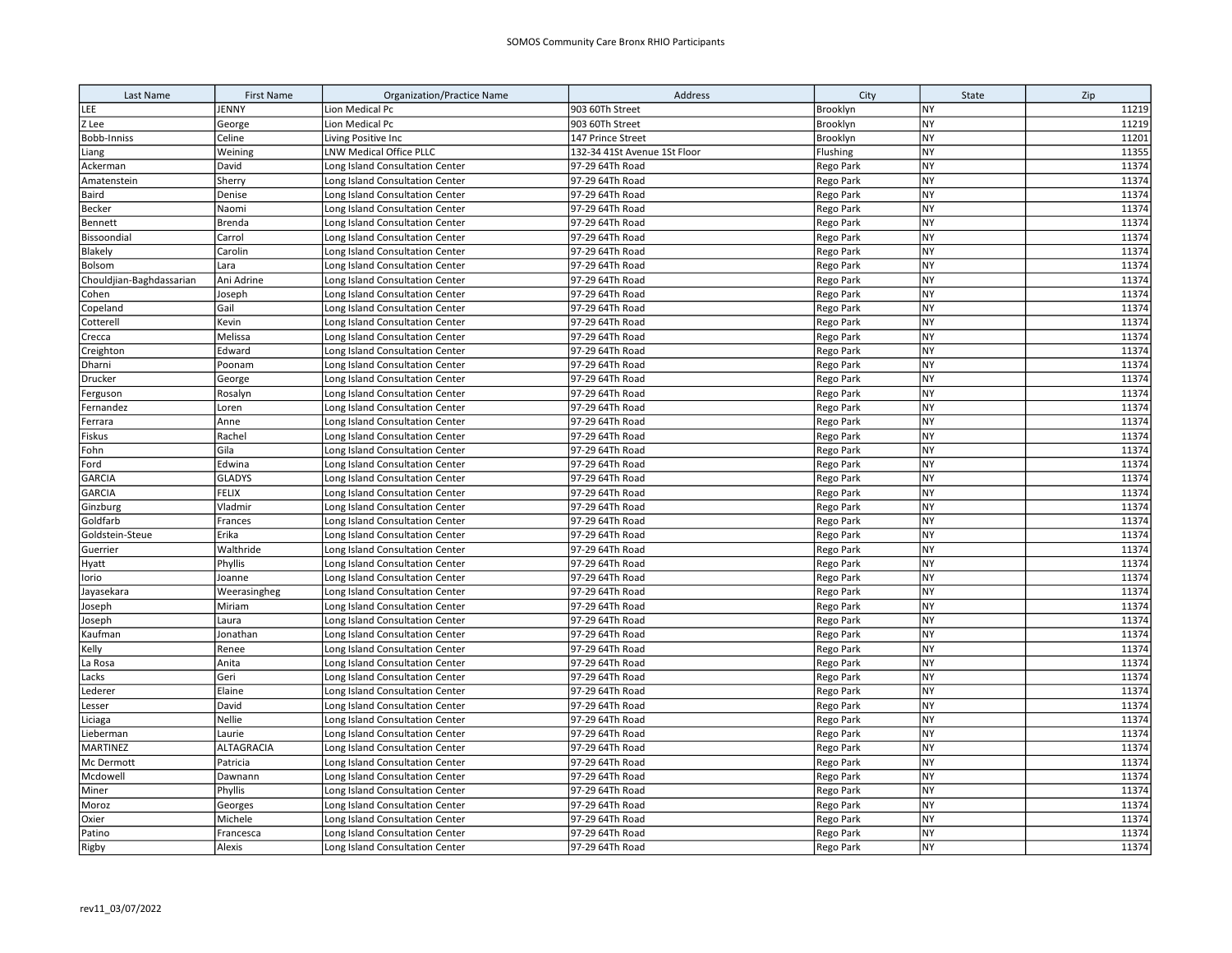SOMOS Community Care Bronx RHIO Participants

| Last Name | First Name | Organization/Practice Name | Address | City | State | Zip |
|---|---|---|---|---|---|---|
| LEE | JENNY | Lion Medical Pc | 903 60Th Street | Brooklyn | NY | 11219 |
| Z Lee | George | Lion Medical Pc | 903 60Th Street | Brooklyn | NY | 11219 |
| Bobb-Inniss | Celine | Living Positive Inc | 147 Prince Street | Brooklyn | NY | 11201 |
| Liang | Weining | LNW Medical Office PLLC | 132-34 41St Avenue 1St Floor | Flushing | NY | 11355 |
| Ackerman | David | Long Island Consultation Center | 97-29 64Th Road | Rego Park | NY | 11374 |
| Amatenstein | Sherry | Long Island Consultation Center | 97-29 64Th Road | Rego Park | NY | 11374 |
| Baird | Denise | Long Island Consultation Center | 97-29 64Th Road | Rego Park | NY | 11374 |
| Becker | Naomi | Long Island Consultation Center | 97-29 64Th Road | Rego Park | NY | 11374 |
| Bennett | Brenda | Long Island Consultation Center | 97-29 64Th Road | Rego Park | NY | 11374 |
| Bissoondial | Carrol | Long Island Consultation Center | 97-29 64Th Road | Rego Park | NY | 11374 |
| Blakely | Carolin | Long Island Consultation Center | 97-29 64Th Road | Rego Park | NY | 11374 |
| Bolsom | Lara | Long Island Consultation Center | 97-29 64Th Road | Rego Park | NY | 11374 |
| Chouldjian-Baghdassarian | Ani Adrine | Long Island Consultation Center | 97-29 64Th Road | Rego Park | NY | 11374 |
| Cohen | Joseph | Long Island Consultation Center | 97-29 64Th Road | Rego Park | NY | 11374 |
| Copeland | Gail | Long Island Consultation Center | 97-29 64Th Road | Rego Park | NY | 11374 |
| Cotterell | Kevin | Long Island Consultation Center | 97-29 64Th Road | Rego Park | NY | 11374 |
| Crecca | Melissa | Long Island Consultation Center | 97-29 64Th Road | Rego Park | NY | 11374 |
| Creighton | Edward | Long Island Consultation Center | 97-29 64Th Road | Rego Park | NY | 11374 |
| Dharni | Poonam | Long Island Consultation Center | 97-29 64Th Road | Rego Park | NY | 11374 |
| Drucker | George | Long Island Consultation Center | 97-29 64Th Road | Rego Park | NY | 11374 |
| Ferguson | Rosalyn | Long Island Consultation Center | 97-29 64Th Road | Rego Park | NY | 11374 |
| Fernandez | Loren | Long Island Consultation Center | 97-29 64Th Road | Rego Park | NY | 11374 |
| Ferrara | Anne | Long Island Consultation Center | 97-29 64Th Road | Rego Park | NY | 11374 |
| Fiskus | Rachel | Long Island Consultation Center | 97-29 64Th Road | Rego Park | NY | 11374 |
| Fohn | Gila | Long Island Consultation Center | 97-29 64Th Road | Rego Park | NY | 11374 |
| Ford | Edwina | Long Island Consultation Center | 97-29 64Th Road | Rego Park | NY | 11374 |
| GARCIA | GLADYS | Long Island Consultation Center | 97-29 64Th Road | Rego Park | NY | 11374 |
| GARCIA | FELIX | Long Island Consultation Center | 97-29 64Th Road | Rego Park | NY | 11374 |
| Ginzburg | Vladmir | Long Island Consultation Center | 97-29 64Th Road | Rego Park | NY | 11374 |
| Goldfarb | Frances | Long Island Consultation Center | 97-29 64Th Road | Rego Park | NY | 11374 |
| Goldstein-Steue | Erika | Long Island Consultation Center | 97-29 64Th Road | Rego Park | NY | 11374 |
| Guerrier | Walthride | Long Island Consultation Center | 97-29 64Th Road | Rego Park | NY | 11374 |
| Hyatt | Phyllis | Long Island Consultation Center | 97-29 64Th Road | Rego Park | NY | 11374 |
| Iorio | Joanne | Long Island Consultation Center | 97-29 64Th Road | Rego Park | NY | 11374 |
| Jayasekara | Weerasingheg | Long Island Consultation Center | 97-29 64Th Road | Rego Park | NY | 11374 |
| Joseph | Miriam | Long Island Consultation Center | 97-29 64Th Road | Rego Park | NY | 11374 |
| Joseph | Laura | Long Island Consultation Center | 97-29 64Th Road | Rego Park | NY | 11374 |
| Kaufman | Jonathan | Long Island Consultation Center | 97-29 64Th Road | Rego Park | NY | 11374 |
| Kelly | Renee | Long Island Consultation Center | 97-29 64Th Road | Rego Park | NY | 11374 |
| La Rosa | Anita | Long Island Consultation Center | 97-29 64Th Road | Rego Park | NY | 11374 |
| Lacks | Geri | Long Island Consultation Center | 97-29 64Th Road | Rego Park | NY | 11374 |
| Lederer | Elaine | Long Island Consultation Center | 97-29 64Th Road | Rego Park | NY | 11374 |
| Lesser | David | Long Island Consultation Center | 97-29 64Th Road | Rego Park | NY | 11374 |
| Liciaga | Nellie | Long Island Consultation Center | 97-29 64Th Road | Rego Park | NY | 11374 |
| Lieberman | Laurie | Long Island Consultation Center | 97-29 64Th Road | Rego Park | NY | 11374 |
| MARTINEZ | ALTAGRACIA | Long Island Consultation Center | 97-29 64Th Road | Rego Park | NY | 11374 |
| Mc Dermott | Patricia | Long Island Consultation Center | 97-29 64Th Road | Rego Park | NY | 11374 |
| Mcdowell | Dawnann | Long Island Consultation Center | 97-29 64Th Road | Rego Park | NY | 11374 |
| Miner | Phyllis | Long Island Consultation Center | 97-29 64Th Road | Rego Park | NY | 11374 |
| Moroz | Georges | Long Island Consultation Center | 97-29 64Th Road | Rego Park | NY | 11374 |
| Oxier | Michele | Long Island Consultation Center | 97-29 64Th Road | Rego Park | NY | 11374 |
| Patino | Francesca | Long Island Consultation Center | 97-29 64Th Road | Rego Park | NY | 11374 |
| Rigby | Alexis | Long Island Consultation Center | 97-29 64Th Road | Rego Park | NY | 11374 |

rev11_03/07/2022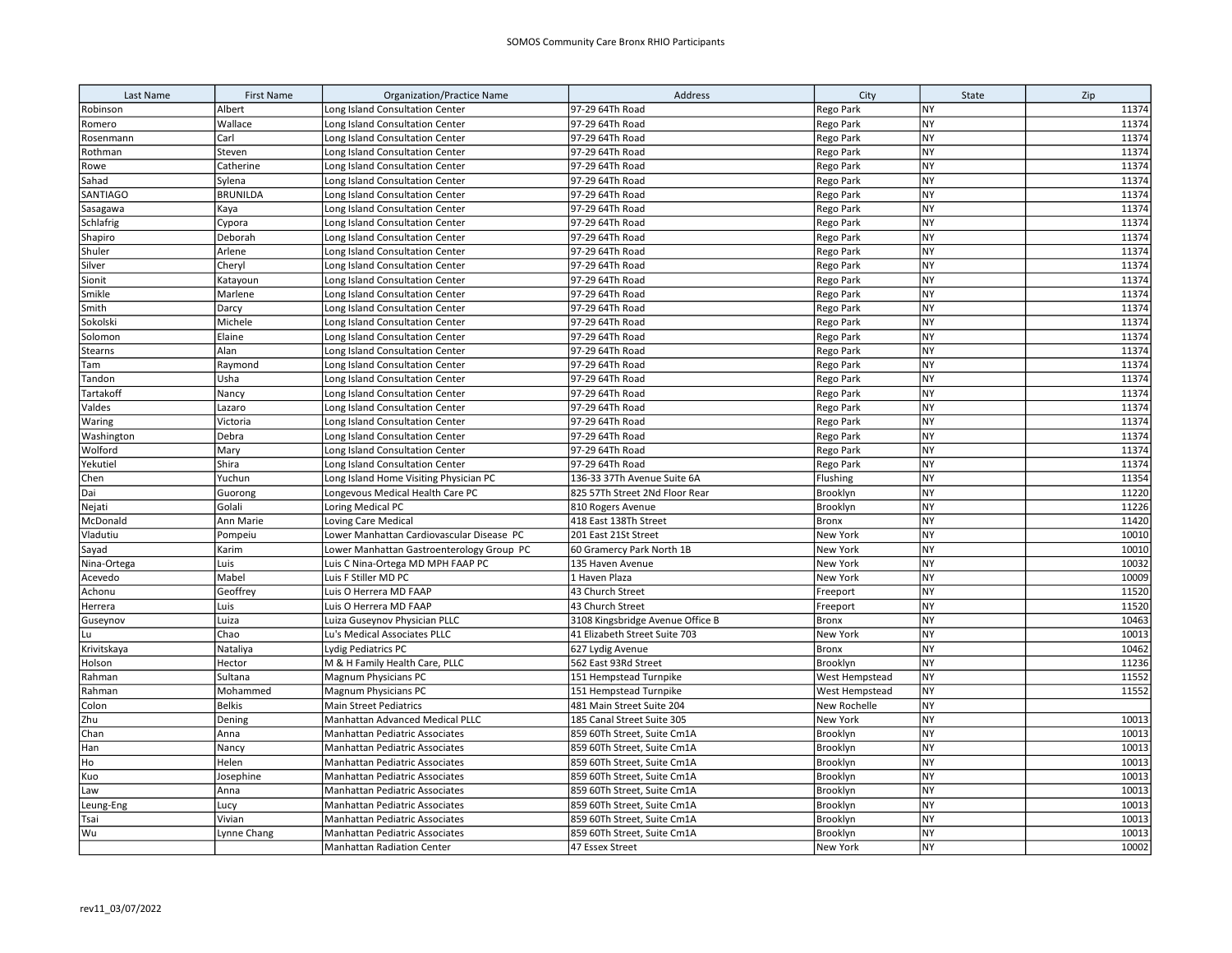SOMOS Community Care Bronx RHIO Participants

| Last Name | First Name | Organization/Practice Name | Address | City | State | Zip |
|---|---|---|---|---|---|---|
| Robinson | Albert | Long Island Consultation Center | 97-29 64Th Road | Rego Park | NY | 11374 |
| Romero | Wallace | Long Island Consultation Center | 97-29 64Th Road | Rego Park | NY | 11374 |
| Rosenmann | Carl | Long Island Consultation Center | 97-29 64Th Road | Rego Park | NY | 11374 |
| Rothman | Steven | Long Island Consultation Center | 97-29 64Th Road | Rego Park | NY | 11374 |
| Rowe | Catherine | Long Island Consultation Center | 97-29 64Th Road | Rego Park | NY | 11374 |
| Sahad | Sylena | Long Island Consultation Center | 97-29 64Th Road | Rego Park | NY | 11374 |
| SANTIAGO | BRUNILDA | Long Island Consultation Center | 97-29 64Th Road | Rego Park | NY | 11374 |
| Sasagawa | Kaya | Long Island Consultation Center | 97-29 64Th Road | Rego Park | NY | 11374 |
| Schlafrig | Cypora | Long Island Consultation Center | 97-29 64Th Road | Rego Park | NY | 11374 |
| Shapiro | Deborah | Long Island Consultation Center | 97-29 64Th Road | Rego Park | NY | 11374 |
| Shuler | Arlene | Long Island Consultation Center | 97-29 64Th Road | Rego Park | NY | 11374 |
| Silver | Cheryl | Long Island Consultation Center | 97-29 64Th Road | Rego Park | NY | 11374 |
| Sionit | Katayoun | Long Island Consultation Center | 97-29 64Th Road | Rego Park | NY | 11374 |
| Smikle | Marlene | Long Island Consultation Center | 97-29 64Th Road | Rego Park | NY | 11374 |
| Smith | Darcy | Long Island Consultation Center | 97-29 64Th Road | Rego Park | NY | 11374 |
| Sokolski | Michele | Long Island Consultation Center | 97-29 64Th Road | Rego Park | NY | 11374 |
| Solomon | Elaine | Long Island Consultation Center | 97-29 64Th Road | Rego Park | NY | 11374 |
| Stearns | Alan | Long Island Consultation Center | 97-29 64Th Road | Rego Park | NY | 11374 |
| Tam | Raymond | Long Island Consultation Center | 97-29 64Th Road | Rego Park | NY | 11374 |
| Tandon | Usha | Long Island Consultation Center | 97-29 64Th Road | Rego Park | NY | 11374 |
| Tartakoff | Nancy | Long Island Consultation Center | 97-29 64Th Road | Rego Park | NY | 11374 |
| Valdes | Lazaro | Long Island Consultation Center | 97-29 64Th Road | Rego Park | NY | 11374 |
| Waring | Victoria | Long Island Consultation Center | 97-29 64Th Road | Rego Park | NY | 11374 |
| Washington | Debra | Long Island Consultation Center | 97-29 64Th Road | Rego Park | NY | 11374 |
| Wolford | Mary | Long Island Consultation Center | 97-29 64Th Road | Rego Park | NY | 11374 |
| Yekutiel | Shira | Long Island Consultation Center | 97-29 64Th Road | Rego Park | NY | 11374 |
| Chen | Yuchun | Long Island Home Visiting Physician PC | 136-33 37Th Avenue Suite 6A | Flushing | NY | 11354 |
| Dai | Guorong | Longevous Medical Health Care PC | 825 57Th Street 2Nd Floor Rear | Brooklyn | NY | 11220 |
| Nejati | Golali | Loring Medical PC | 810 Rogers Avenue | Brooklyn | NY | 11226 |
| McDonald | Ann Marie | Loving Care Medical | 418 East 138Th Street | Bronx | NY | 11420 |
| Vladutiu | Pompeiu | Lower Manhattan Cardiovascular Disease PC | 201 East 21St Street | New York | NY | 10010 |
| Sayad | Karim | Lower Manhattan Gastroenterology Group PC | 60 Gramercy Park North 1B | New York | NY | 10010 |
| Nina-Ortega | Luis | Luis C Nina-Ortega MD MPH FAAP PC | 135 Haven Avenue | New York | NY | 10032 |
| Acevedo | Mabel | Luis F Stiller MD PC | 1 Haven Plaza | New York | NY | 10009 |
| Achonu | Geoffrey | Luis O Herrera MD FAAP | 43 Church Street | Freeport | NY | 11520 |
| Herrera | Luis | Luis O Herrera MD FAAP | 43 Church Street | Freeport | NY | 11520 |
| Guseynov | Luiza | Luiza Guseynov Physician PLLC | 3108 Kingsbridge Avenue Office B | Bronx | NY | 10463 |
| Lu | Chao | Lu's Medical Associates PLLC | 41 Elizabeth Street Suite 703 | New York | NY | 10013 |
| Krivitskaya | Nataliya | Lydig Pediatrics PC | 627 Lydig Avenue | Bronx | NY | 10462 |
| Holson | Hector | M & H Family Health Care, PLLC | 562 East 93Rd Street | Brooklyn | NY | 11236 |
| Rahman | Sultana | Magnum Physicians PC | 151 Hempstead Turnpike | West Hempstead | NY | 11552 |
| Rahman | Mohammed | Magnum Physicians PC | 151 Hempstead Turnpike | West Hempstead | NY | 11552 |
| Colon | Belkis | Main Street Pediatrics | 481 Main Street Suite 204 | New Rochelle | NY | |
| Zhu | Dening | Manhattan Advanced Medical PLLC | 185 Canal Street Suite 305 | New York | NY | 10013 |
| Chan | Anna | Manhattan Pediatric Associates | 859 60Th Street, Suite Cm1A | Brooklyn | NY | 10013 |
| Han | Nancy | Manhattan Pediatric Associates | 859 60Th Street, Suite Cm1A | Brooklyn | NY | 10013 |
| Ho | Helen | Manhattan Pediatric Associates | 859 60Th Street, Suite Cm1A | Brooklyn | NY | 10013 |
| Kuo | Josephine | Manhattan Pediatric Associates | 859 60Th Street, Suite Cm1A | Brooklyn | NY | 10013 |
| Law | Anna | Manhattan Pediatric Associates | 859 60Th Street, Suite Cm1A | Brooklyn | NY | 10013 |
| Leung-Eng | Lucy | Manhattan Pediatric Associates | 859 60Th Street, Suite Cm1A | Brooklyn | NY | 10013 |
| Tsai | Vivian | Manhattan Pediatric Associates | 859 60Th Street, Suite Cm1A | Brooklyn | NY | 10013 |
| Wu | Lynne Chang | Manhattan Pediatric Associates | 859 60Th Street, Suite Cm1A | Brooklyn | NY | 10013 |
| | | Manhattan Radiation Center | 47 Essex Street | New York | NY | 10002 |

rev11_03/07/2022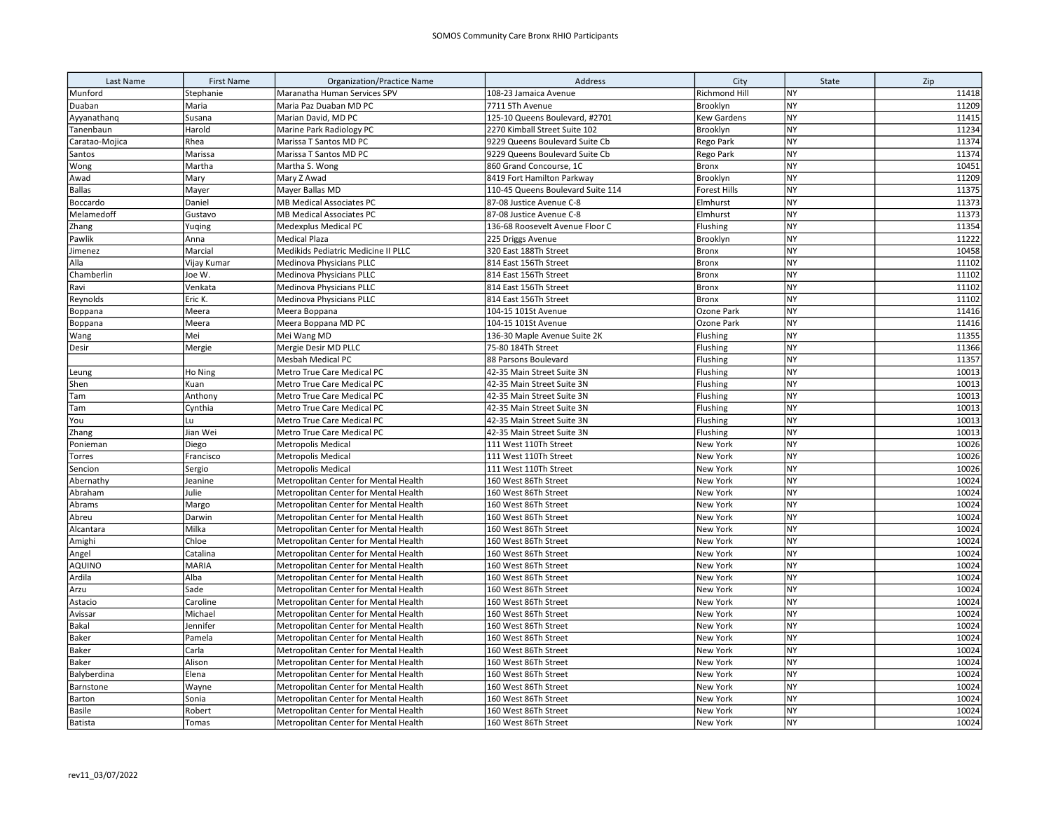| Last Name | First Name | Organization/Practice Name | Address | City | State | Zip |
|---|---|---|---|---|---|---|
| Munford | Stephanie | Maranatha Human Services SPV | 108-23 Jamaica Avenue | Richmond Hill | NY | 11418 |
| Duaban | Maria | Maria Paz Duaban MD PC | 7711 5Th Avenue | Brooklyn | NY | 11209 |
| Ayyanathanq | Susana | Marian David, MD PC | 125-10 Queens Boulevard, #2701 | Kew Gardens | NY | 11415 |
| Tanenbaun | Harold | Marine Park Radiology PC | 2270 Kimball Street Suite 102 | Brooklyn | NY | 11234 |
| Caratao-Mojica | Rhea | Marissa T Santos MD PC | 9229 Queens Boulevard Suite Cb | Rego Park | NY | 11374 |
| Santos | Marissa | Marissa T Santos MD PC | 9229 Queens Boulevard Suite Cb | Rego Park | NY | 11374 |
| Wong | Martha | Martha S. Wong | 860 Grand Concourse, 1C | Bronx | NY | 10451 |
| Awad | Mary | Mary Z Awad | 8419 Fort Hamilton Parkway | Brooklyn | NY | 11209 |
| Ballas | Mayer | Mayer Ballas MD | 110-45 Queens Boulevard Suite 114 | Forest Hills | NY | 11375 |
| Boccardo | Daniel | MB Medical Associates PC | 87-08 Justice Avenue C-8 | Elmhurst | NY | 11373 |
| Melamedoff | Gustavo | MB Medical Associates PC | 87-08 Justice Avenue C-8 | Elmhurst | NY | 11373 |
| Zhang | Yuqing | Medexplus Medical PC | 136-68 Roosevelt Avenue Floor C | Flushing | NY | 11354 |
| Pawlik | Anna | Medical Plaza | 225 Driggs Avenue | Brooklyn | NY | 11222 |
| Jimenez | Marcial | Medikids Pediatric Medicine II PLLC | 320 East 188Th Street | Bronx | NY | 10458 |
| Alla | Vijay Kumar | Medinova Physicians PLLC | 814 East 156Th Street | Bronx | NY | 11102 |
| Chamberlin | Joe W. | Medinova Physicians PLLC | 814 East 156Th Street | Bronx | NY | 11102 |
| Ravi | Venkata | Medinova Physicians PLLC | 814 East 156Th Street | Bronx | NY | 11102 |
| Reynolds | Eric K. | Medinova Physicians PLLC | 814 East 156Th Street | Bronx | NY | 11102 |
| Boppana | Meera | Meera Boppana | 104-15 101St Avenue | Ozone Park | NY | 11416 |
| Boppana | Meera | Meera Boppana MD PC | 104-15 101St Avenue | Ozone Park | NY | 11416 |
| Wang | Mei | Mei Wang MD | 136-30 Maple Avenue Suite 2K | Flushing | NY | 11355 |
| Desir | Mergie | Mergie Desir MD PLLC | 75-80 184Th Street | Flushing | NY | 11366 |
| | | Mesbah Medical PC | 88 Parsons Boulevard | Flushing | NY | 11357 |
| Leung | Ho Ning | Metro True Care Medical PC | 42-35 Main Street Suite 3N | Flushing | NY | 10013 |
| Shen | Kuan | Metro True Care Medical PC | 42-35 Main Street Suite 3N | Flushing | NY | 10013 |
| Tam | Anthony | Metro True Care Medical PC | 42-35 Main Street Suite 3N | Flushing | NY | 10013 |
| Tam | Cynthia | Metro True Care Medical PC | 42-35 Main Street Suite 3N | Flushing | NY | 10013 |
| You | Lu | Metro True Care Medical PC | 42-35 Main Street Suite 3N | Flushing | NY | 10013 |
| Zhang | Jian Wei | Metro True Care Medical PC | 42-35 Main Street Suite 3N | Flushing | NY | 10013 |
| Ponieman | Diego | Metropolis Medical | 111 West 110Th Street | New York | NY | 10026 |
| Torres | Francisco | Metropolis Medical | 111 West 110Th Street | New York | NY | 10026 |
| Sencion | Sergio | Metropolis Medical | 111 West 110Th Street | New York | NY | 10026 |
| Abernathy | Jeanine | Metropolitan Center for Mental Health | 160 West 86Th Street | New York | NY | 10024 |
| Abraham | Julie | Metropolitan Center for Mental Health | 160 West 86Th Street | New York | NY | 10024 |
| Abrams | Margo | Metropolitan Center for Mental Health | 160 West 86Th Street | New York | NY | 10024 |
| Abreu | Darwin | Metropolitan Center for Mental Health | 160 West 86Th Street | New York | NY | 10024 |
| Alcantara | Milka | Metropolitan Center for Mental Health | 160 West 86Th Street | New York | NY | 10024 |
| Amighi | Chloe | Metropolitan Center for Mental Health | 160 West 86Th Street | New York | NY | 10024 |
| Angel | Catalina | Metropolitan Center for Mental Health | 160 West 86Th Street | New York | NY | 10024 |
| AQUINO | MARIA | Metropolitan Center for Mental Health | 160 West 86Th Street | New York | NY | 10024 |
| Ardila | Alba | Metropolitan Center for Mental Health | 160 West 86Th Street | New York | NY | 10024 |
| Arzu | Sade | Metropolitan Center for Mental Health | 160 West 86Th Street | New York | NY | 10024 |
| Astacio | Caroline | Metropolitan Center for Mental Health | 160 West 86Th Street | New York | NY | 10024 |
| Avissar | Michael | Metropolitan Center for Mental Health | 160 West 86Th Street | New York | NY | 10024 |
| Bakal | Jennifer | Metropolitan Center for Mental Health | 160 West 86Th Street | New York | NY | 10024 |
| Baker | Pamela | Metropolitan Center for Mental Health | 160 West 86Th Street | New York | NY | 10024 |
| Baker | Carla | Metropolitan Center for Mental Health | 160 West 86Th Street | New York | NY | 10024 |
| Baker | Alison | Metropolitan Center for Mental Health | 160 West 86Th Street | New York | NY | 10024 |
| Balyberdina | Elena | Metropolitan Center for Mental Health | 160 West 86Th Street | New York | NY | 10024 |
| Barnstone | Wayne | Metropolitan Center for Mental Health | 160 West 86Th Street | New York | NY | 10024 |
| Barton | Sonia | Metropolitan Center for Mental Health | 160 West 86Th Street | New York | NY | 10024 |
| Basile | Robert | Metropolitan Center for Mental Health | 160 West 86Th Street | New York | NY | 10024 |
| Batista | Tomas | Metropolitan Center for Mental Health | 160 West 86Th Street | New York | NY | 10024 |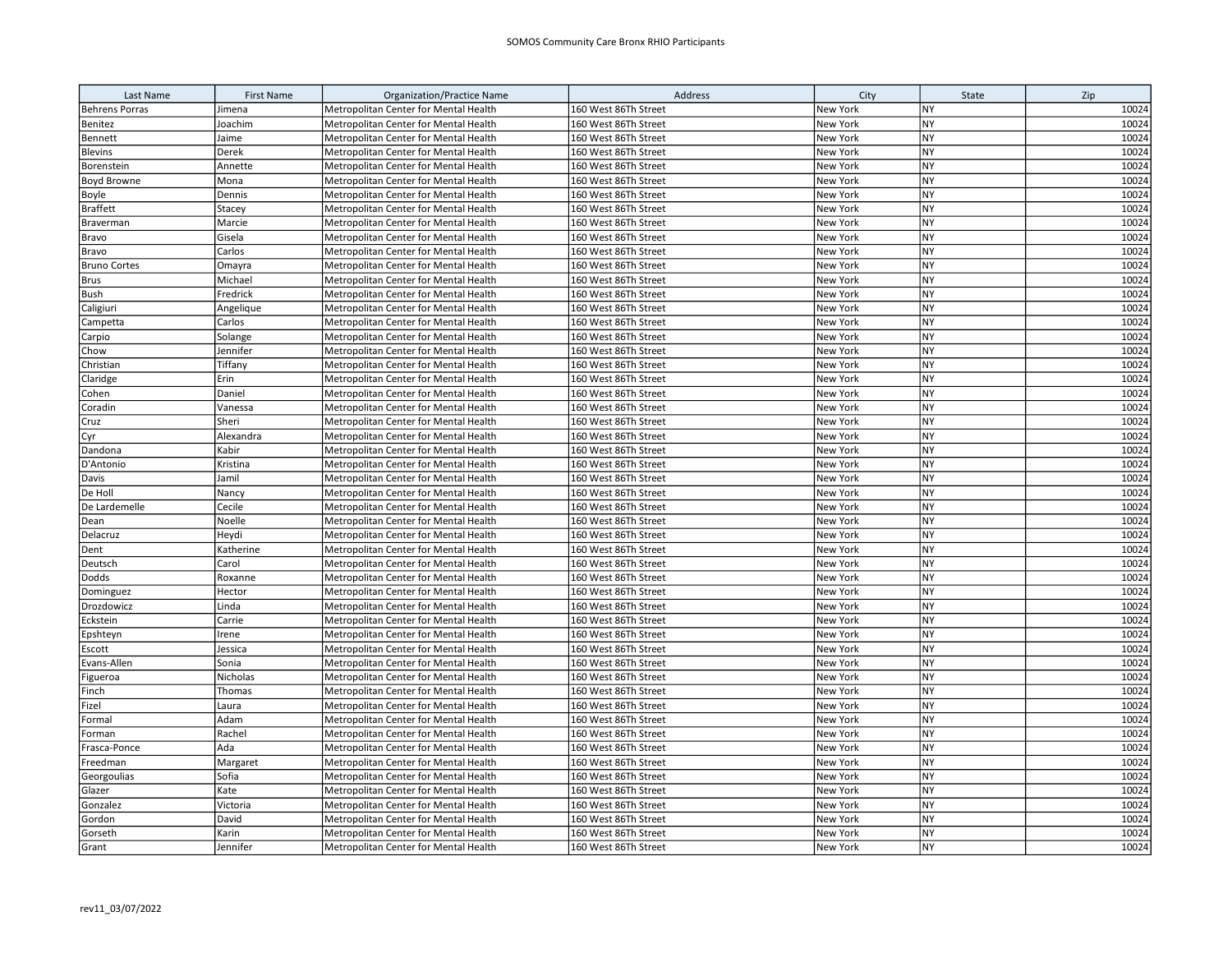| Last Name | First Name | Organization/Practice Name | Address | City | State | Zip |
|---|---|---|---|---|---|---|
| Behrens Porras | Jimena | Metropolitan Center for Mental Health | 160 West 86Th Street | New York | NY | 10024 |
| Benitez | Joachim | Metropolitan Center for Mental Health | 160 West 86Th Street | New York | NY | 10024 |
| Bennett | Jaime | Metropolitan Center for Mental Health | 160 West 86Th Street | New York | NY | 10024 |
| Blevins | Derek | Metropolitan Center for Mental Health | 160 West 86Th Street | New York | NY | 10024 |
| Borenstein | Annette | Metropolitan Center for Mental Health | 160 West 86Th Street | New York | NY | 10024 |
| Boyd Browne | Mona | Metropolitan Center for Mental Health | 160 West 86Th Street | New York | NY | 10024 |
| Boyle | Dennis | Metropolitan Center for Mental Health | 160 West 86Th Street | New York | NY | 10024 |
| Braffett | Stacey | Metropolitan Center for Mental Health | 160 West 86Th Street | New York | NY | 10024 |
| Braverman | Marcie | Metropolitan Center for Mental Health | 160 West 86Th Street | New York | NY | 10024 |
| Bravo | Gisela | Metropolitan Center for Mental Health | 160 West 86Th Street | New York | NY | 10024 |
| Bravo | Carlos | Metropolitan Center for Mental Health | 160 West 86Th Street | New York | NY | 10024 |
| Bruno Cortes | Omayra | Metropolitan Center for Mental Health | 160 West 86Th Street | New York | NY | 10024 |
| Brus | Michael | Metropolitan Center for Mental Health | 160 West 86Th Street | New York | NY | 10024 |
| Bush | Fredrick | Metropolitan Center for Mental Health | 160 West 86Th Street | New York | NY | 10024 |
| Caligiuri | Angelique | Metropolitan Center for Mental Health | 160 West 86Th Street | New York | NY | 10024 |
| Campetta | Carlos | Metropolitan Center for Mental Health | 160 West 86Th Street | New York | NY | 10024 |
| Carpio | Solange | Metropolitan Center for Mental Health | 160 West 86Th Street | New York | NY | 10024 |
| Chow | Jennifer | Metropolitan Center for Mental Health | 160 West 86Th Street | New York | NY | 10024 |
| Christian | Tiffany | Metropolitan Center for Mental Health | 160 West 86Th Street | New York | NY | 10024 |
| Claridge | Erin | Metropolitan Center for Mental Health | 160 West 86Th Street | New York | NY | 10024 |
| Cohen | Daniel | Metropolitan Center for Mental Health | 160 West 86Th Street | New York | NY | 10024 |
| Coradin | Vanessa | Metropolitan Center for Mental Health | 160 West 86Th Street | New York | NY | 10024 |
| Cruz | Sheri | Metropolitan Center for Mental Health | 160 West 86Th Street | New York | NY | 10024 |
| Cyr | Alexandra | Metropolitan Center for Mental Health | 160 West 86Th Street | New York | NY | 10024 |
| Dandona | Kabir | Metropolitan Center for Mental Health | 160 West 86Th Street | New York | NY | 10024 |
| D'Antonio | Kristina | Metropolitan Center for Mental Health | 160 West 86Th Street | New York | NY | 10024 |
| Davis | Jamil | Metropolitan Center for Mental Health | 160 West 86Th Street | New York | NY | 10024 |
| De Holl | Nancy | Metropolitan Center for Mental Health | 160 West 86Th Street | New York | NY | 10024 |
| De Lardemelle | Cecile | Metropolitan Center for Mental Health | 160 West 86Th Street | New York | NY | 10024 |
| Dean | Noelle | Metropolitan Center for Mental Health | 160 West 86Th Street | New York | NY | 10024 |
| Delacruz | Heydi | Metropolitan Center for Mental Health | 160 West 86Th Street | New York | NY | 10024 |
| Dent | Katherine | Metropolitan Center for Mental Health | 160 West 86Th Street | New York | NY | 10024 |
| Deutsch | Carol | Metropolitan Center for Mental Health | 160 West 86Th Street | New York | NY | 10024 |
| Dodds | Roxanne | Metropolitan Center for Mental Health | 160 West 86Th Street | New York | NY | 10024 |
| Dominguez | Hector | Metropolitan Center for Mental Health | 160 West 86Th Street | New York | NY | 10024 |
| Drozdowicz | Linda | Metropolitan Center for Mental Health | 160 West 86Th Street | New York | NY | 10024 |
| Eckstein | Carrie | Metropolitan Center for Mental Health | 160 West 86Th Street | New York | NY | 10024 |
| Epshteyn | Irene | Metropolitan Center for Mental Health | 160 West 86Th Street | New York | NY | 10024 |
| Escott | Jessica | Metropolitan Center for Mental Health | 160 West 86Th Street | New York | NY | 10024 |
| Evans-Allen | Sonia | Metropolitan Center for Mental Health | 160 West 86Th Street | New York | NY | 10024 |
| Figueroa | Nicholas | Metropolitan Center for Mental Health | 160 West 86Th Street | New York | NY | 10024 |
| Finch | Thomas | Metropolitan Center for Mental Health | 160 West 86Th Street | New York | NY | 10024 |
| Fizel | Laura | Metropolitan Center for Mental Health | 160 West 86Th Street | New York | NY | 10024 |
| Formal | Adam | Metropolitan Center for Mental Health | 160 West 86Th Street | New York | NY | 10024 |
| Forman | Rachel | Metropolitan Center for Mental Health | 160 West 86Th Street | New York | NY | 10024 |
| Frasca-Ponce | Ada | Metropolitan Center for Mental Health | 160 West 86Th Street | New York | NY | 10024 |
| Freedman | Margaret | Metropolitan Center for Mental Health | 160 West 86Th Street | New York | NY | 10024 |
| Georgoulias | Sofia | Metropolitan Center for Mental Health | 160 West 86Th Street | New York | NY | 10024 |
| Glazer | Kate | Metropolitan Center for Mental Health | 160 West 86Th Street | New York | NY | 10024 |
| Gonzalez | Victoria | Metropolitan Center for Mental Health | 160 West 86Th Street | New York | NY | 10024 |
| Gordon | David | Metropolitan Center for Mental Health | 160 West 86Th Street | New York | NY | 10024 |
| Gorseth | Karin | Metropolitan Center for Mental Health | 160 West 86Th Street | New York | NY | 10024 |
| Grant | Jennifer | Metropolitan Center for Mental Health | 160 West 86Th Street | New York | NY | 10024 |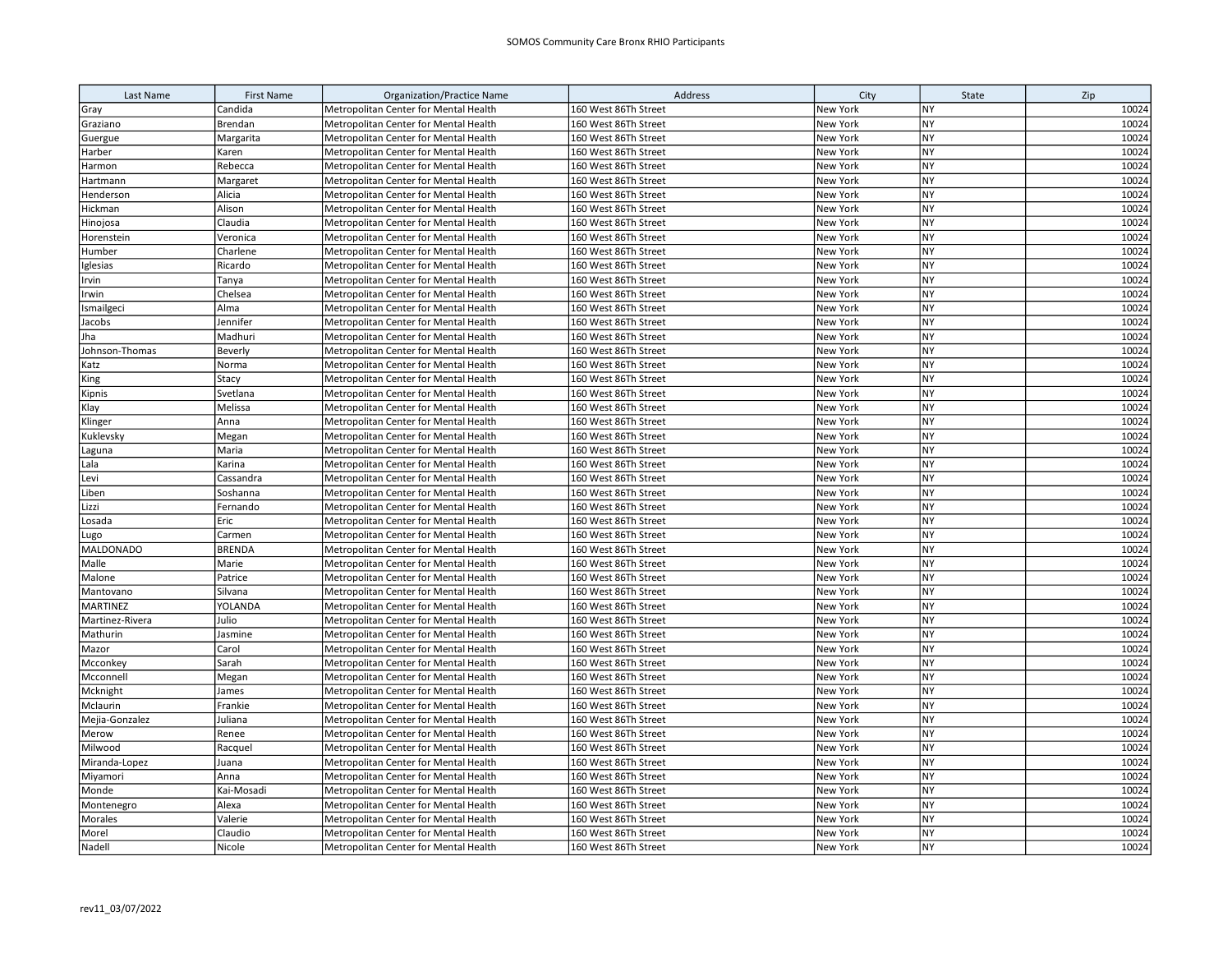| Last Name | First Name | Organization/Practice Name | Address | City | State | Zip |
|---|---|---|---|---|---|---|
| Gray | Candida | Metropolitan Center for Mental Health | 160 West 86Th Street | New York | NY | 10024 |
| Graziano | Brendan | Metropolitan Center for Mental Health | 160 West 86Th Street | New York | NY | 10024 |
| Guergue | Margarita | Metropolitan Center for Mental Health | 160 West 86Th Street | New York | NY | 10024 |
| Harber | Karen | Metropolitan Center for Mental Health | 160 West 86Th Street | New York | NY | 10024 |
| Harmon | Rebecca | Metropolitan Center for Mental Health | 160 West 86Th Street | New York | NY | 10024 |
| Hartmann | Margaret | Metropolitan Center for Mental Health | 160 West 86Th Street | New York | NY | 10024 |
| Henderson | Alicia | Metropolitan Center for Mental Health | 160 West 86Th Street | New York | NY | 10024 |
| Hickman | Alison | Metropolitan Center for Mental Health | 160 West 86Th Street | New York | NY | 10024 |
| Hinojosa | Claudia | Metropolitan Center for Mental Health | 160 West 86Th Street | New York | NY | 10024 |
| Horenstein | Veronica | Metropolitan Center for Mental Health | 160 West 86Th Street | New York | NY | 10024 |
| Humber | Charlene | Metropolitan Center for Mental Health | 160 West 86Th Street | New York | NY | 10024 |
| Iglesias | Ricardo | Metropolitan Center for Mental Health | 160 West 86Th Street | New York | NY | 10024 |
| Irvin | Tanya | Metropolitan Center for Mental Health | 160 West 86Th Street | New York | NY | 10024 |
| Irwin | Chelsea | Metropolitan Center for Mental Health | 160 West 86Th Street | New York | NY | 10024 |
| Ismailgeci | Alma | Metropolitan Center for Mental Health | 160 West 86Th Street | New York | NY | 10024 |
| Jacobs | Jennifer | Metropolitan Center for Mental Health | 160 West 86Th Street | New York | NY | 10024 |
| Jha | Madhuri | Metropolitan Center for Mental Health | 160 West 86Th Street | New York | NY | 10024 |
| Johnson-Thomas | Beverly | Metropolitan Center for Mental Health | 160 West 86Th Street | New York | NY | 10024 |
| Katz | Norma | Metropolitan Center for Mental Health | 160 West 86Th Street | New York | NY | 10024 |
| King | Stacy | Metropolitan Center for Mental Health | 160 West 86Th Street | New York | NY | 10024 |
| Kipnis | Svetlana | Metropolitan Center for Mental Health | 160 West 86Th Street | New York | NY | 10024 |
| Klay | Melissa | Metropolitan Center for Mental Health | 160 West 86Th Street | New York | NY | 10024 |
| Klinger | Anna | Metropolitan Center for Mental Health | 160 West 86Th Street | New York | NY | 10024 |
| Kuklevsky | Megan | Metropolitan Center for Mental Health | 160 West 86Th Street | New York | NY | 10024 |
| Laguna | Maria | Metropolitan Center for Mental Health | 160 West 86Th Street | New York | NY | 10024 |
| Lala | Karina | Metropolitan Center for Mental Health | 160 West 86Th Street | New York | NY | 10024 |
| Levi | Cassandra | Metropolitan Center for Mental Health | 160 West 86Th Street | New York | NY | 10024 |
| Liben | Soshanna | Metropolitan Center for Mental Health | 160 West 86Th Street | New York | NY | 10024 |
| Lizzi | Fernando | Metropolitan Center for Mental Health | 160 West 86Th Street | New York | NY | 10024 |
| Losada | Eric | Metropolitan Center for Mental Health | 160 West 86Th Street | New York | NY | 10024 |
| Lugo | Carmen | Metropolitan Center for Mental Health | 160 West 86Th Street | New York | NY | 10024 |
| MALDONADO | BRENDA | Metropolitan Center for Mental Health | 160 West 86Th Street | New York | NY | 10024 |
| Malle | Marie | Metropolitan Center for Mental Health | 160 West 86Th Street | New York | NY | 10024 |
| Malone | Patrice | Metropolitan Center for Mental Health | 160 West 86Th Street | New York | NY | 10024 |
| Mantovano | Silvana | Metropolitan Center for Mental Health | 160 West 86Th Street | New York | NY | 10024 |
| MARTINEZ | YOLANDA | Metropolitan Center for Mental Health | 160 West 86Th Street | New York | NY | 10024 |
| Martinez-Rivera | Julio | Metropolitan Center for Mental Health | 160 West 86Th Street | New York | NY | 10024 |
| Mathurin | Jasmine | Metropolitan Center for Mental Health | 160 West 86Th Street | New York | NY | 10024 |
| Mazor | Carol | Metropolitan Center for Mental Health | 160 West 86Th Street | New York | NY | 10024 |
| Mcconkey | Sarah | Metropolitan Center for Mental Health | 160 West 86Th Street | New York | NY | 10024 |
| Mcconnell | Megan | Metropolitan Center for Mental Health | 160 West 86Th Street | New York | NY | 10024 |
| Mcknight | James | Metropolitan Center for Mental Health | 160 West 86Th Street | New York | NY | 10024 |
| Mclaurin | Frankie | Metropolitan Center for Mental Health | 160 West 86Th Street | New York | NY | 10024 |
| Mejia-Gonzalez | Juliana | Metropolitan Center for Mental Health | 160 West 86Th Street | New York | NY | 10024 |
| Merow | Renee | Metropolitan Center for Mental Health | 160 West 86Th Street | New York | NY | 10024 |
| Milwood | Racquel | Metropolitan Center for Mental Health | 160 West 86Th Street | New York | NY | 10024 |
| Miranda-Lopez | Juana | Metropolitan Center for Mental Health | 160 West 86Th Street | New York | NY | 10024 |
| Miyamori | Anna | Metropolitan Center for Mental Health | 160 West 86Th Street | New York | NY | 10024 |
| Monde | Kai-Mosadi | Metropolitan Center for Mental Health | 160 West 86Th Street | New York | NY | 10024 |
| Montenegro | Alexa | Metropolitan Center for Mental Health | 160 West 86Th Street | New York | NY | 10024 |
| Morales | Valerie | Metropolitan Center for Mental Health | 160 West 86Th Street | New York | NY | 10024 |
| Morel | Claudio | Metropolitan Center for Mental Health | 160 West 86Th Street | New York | NY | 10024 |
| Nadell | Nicole | Metropolitan Center for Mental Health | 160 West 86Th Street | New York | NY | 10024 |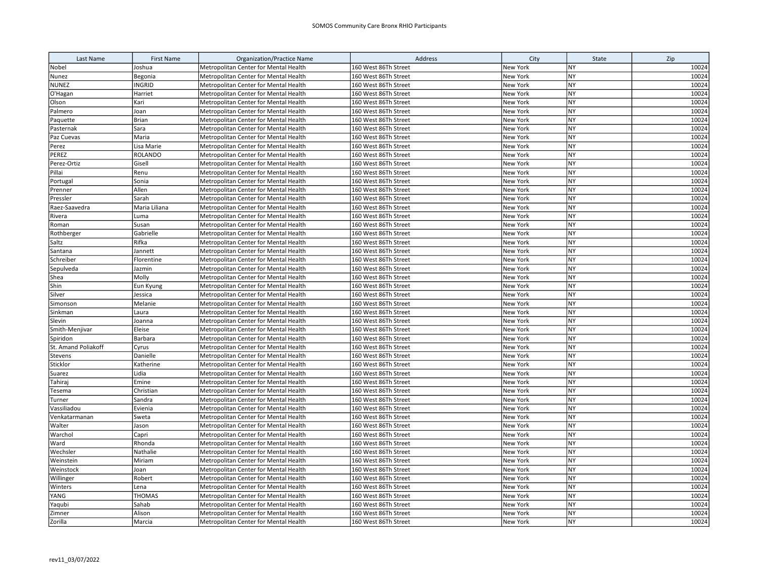| Last Name | First Name | Organization/Practice Name | Address | City | State | Zip |
|---|---|---|---|---|---|---|
| Nobel | Joshua | Metropolitan Center for Mental Health | 160 West 86Th Street | New York | NY | 10024 |
| Nunez | Begonia | Metropolitan Center for Mental Health | 160 West 86Th Street | New York | NY | 10024 |
| NUNEZ | INGRID | Metropolitan Center for Mental Health | 160 West 86Th Street | New York | NY | 10024 |
| O'Hagan | Harriet | Metropolitan Center for Mental Health | 160 West 86Th Street | New York | NY | 10024 |
| Olson | Kari | Metropolitan Center for Mental Health | 160 West 86Th Street | New York | NY | 10024 |
| Palmero | Joan | Metropolitan Center for Mental Health | 160 West 86Th Street | New York | NY | 10024 |
| Paquette | Brian | Metropolitan Center for Mental Health | 160 West 86Th Street | New York | NY | 10024 |
| Pasternak | Sara | Metropolitan Center for Mental Health | 160 West 86Th Street | New York | NY | 10024 |
| Paz Cuevas | Maria | Metropolitan Center for Mental Health | 160 West 86Th Street | New York | NY | 10024 |
| Perez | Lisa Marie | Metropolitan Center for Mental Health | 160 West 86Th Street | New York | NY | 10024 |
| PEREZ | ROLANDO | Metropolitan Center for Mental Health | 160 West 86Th Street | New York | NY | 10024 |
| Perez-Ortiz | Gisell | Metropolitan Center for Mental Health | 160 West 86Th Street | New York | NY | 10024 |
| Pillai | Renu | Metropolitan Center for Mental Health | 160 West 86Th Street | New York | NY | 10024 |
| Portugal | Sonia | Metropolitan Center for Mental Health | 160 West 86Th Street | New York | NY | 10024 |
| Prenner | Allen | Metropolitan Center for Mental Health | 160 West 86Th Street | New York | NY | 10024 |
| Pressler | Sarah | Metropolitan Center for Mental Health | 160 West 86Th Street | New York | NY | 10024 |
| Raez-Saavedra | Maria Liliana | Metropolitan Center for Mental Health | 160 West 86Th Street | New York | NY | 10024 |
| Rivera | Luma | Metropolitan Center for Mental Health | 160 West 86Th Street | New York | NY | 10024 |
| Roman | Susan | Metropolitan Center for Mental Health | 160 West 86Th Street | New York | NY | 10024 |
| Rothberger | Gabrielle | Metropolitan Center for Mental Health | 160 West 86Th Street | New York | NY | 10024 |
| Saltz | Rifka | Metropolitan Center for Mental Health | 160 West 86Th Street | New York | NY | 10024 |
| Santana | Jannett | Metropolitan Center for Mental Health | 160 West 86Th Street | New York | NY | 10024 |
| Schreiber | Florentine | Metropolitan Center for Mental Health | 160 West 86Th Street | New York | NY | 10024 |
| Sepulveda | Jazmin | Metropolitan Center for Mental Health | 160 West 86Th Street | New York | NY | 10024 |
| Shea | Molly | Metropolitan Center for Mental Health | 160 West 86Th Street | New York | NY | 10024 |
| Shin | Eun Kyung | Metropolitan Center for Mental Health | 160 West 86Th Street | New York | NY | 10024 |
| Silver | Jessica | Metropolitan Center for Mental Health | 160 West 86Th Street | New York | NY | 10024 |
| Simonson | Melanie | Metropolitan Center for Mental Health | 160 West 86Th Street | New York | NY | 10024 |
| Sinkman | Laura | Metropolitan Center for Mental Health | 160 West 86Th Street | New York | NY | 10024 |
| Slevin | Joanna | Metropolitan Center for Mental Health | 160 West 86Th Street | New York | NY | 10024 |
| Smith-Menjivar | Eleise | Metropolitan Center for Mental Health | 160 West 86Th Street | New York | NY | 10024 |
| Spiridon | Barbara | Metropolitan Center for Mental Health | 160 West 86Th Street | New York | NY | 10024 |
| St. Amand Poliakoff | Cyrus | Metropolitan Center for Mental Health | 160 West 86Th Street | New York | NY | 10024 |
| Stevens | Danielle | Metropolitan Center for Mental Health | 160 West 86Th Street | New York | NY | 10024 |
| Sticklor | Katherine | Metropolitan Center for Mental Health | 160 West 86Th Street | New York | NY | 10024 |
| Suarez | Lidia | Metropolitan Center for Mental Health | 160 West 86Th Street | New York | NY | 10024 |
| Tahiraj | Emine | Metropolitan Center for Mental Health | 160 West 86Th Street | New York | NY | 10024 |
| Tesema | Christian | Metropolitan Center for Mental Health | 160 West 86Th Street | New York | NY | 10024 |
| Turner | Sandra | Metropolitan Center for Mental Health | 160 West 86Th Street | New York | NY | 10024 |
| Vassiliadou | Evienia | Metropolitan Center for Mental Health | 160 West 86Th Street | New York | NY | 10024 |
| Venkatarmanan | Sweta | Metropolitan Center for Mental Health | 160 West 86Th Street | New York | NY | 10024 |
| Walter | Jason | Metropolitan Center for Mental Health | 160 West 86Th Street | New York | NY | 10024 |
| Warchol | Capri | Metropolitan Center for Mental Health | 160 West 86Th Street | New York | NY | 10024 |
| Ward | Rhonda | Metropolitan Center for Mental Health | 160 West 86Th Street | New York | NY | 10024 |
| Wechsler | Nathalie | Metropolitan Center for Mental Health | 160 West 86Th Street | New York | NY | 10024 |
| Weinstein | Miriam | Metropolitan Center for Mental Health | 160 West 86Th Street | New York | NY | 10024 |
| Weinstock | Joan | Metropolitan Center for Mental Health | 160 West 86Th Street | New York | NY | 10024 |
| Willinger | Robert | Metropolitan Center for Mental Health | 160 West 86Th Street | New York | NY | 10024 |
| Winters | Lena | Metropolitan Center for Mental Health | 160 West 86Th Street | New York | NY | 10024 |
| YANG | THOMAS | Metropolitan Center for Mental Health | 160 West 86Th Street | New York | NY | 10024 |
| Yaqubi | Sahab | Metropolitan Center for Mental Health | 160 West 86Th Street | New York | NY | 10024 |
| Zimner | Alison | Metropolitan Center for Mental Health | 160 West 86Th Street | New York | NY | 10024 |
| Zorilla | Marcia | Metropolitan Center for Mental Health | 160 West 86Th Street | New York | NY | 10024 |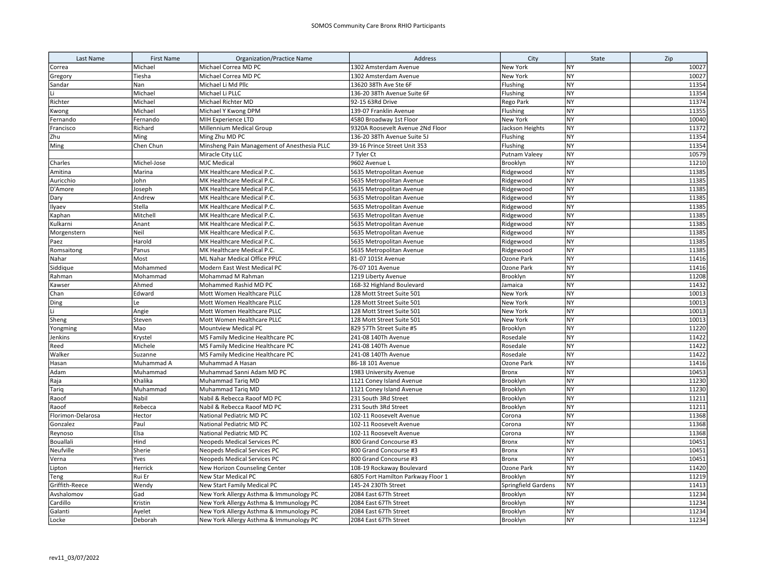| Last Name | First Name | Organization/Practice Name | Address | City | State | Zip |
|---|---|---|---|---|---|---|
| Correa | Michael | Michael Correa MD PC | 1302 Amsterdam Avenue | New York | NY | 10027 |
| Gregory | Tiesha | Michael Correa MD PC | 1302 Amsterdam Avenue | New York | NY | 10027 |
| Sandar | Nan | Michael Li Md Pllc | 13620 38Th Ave Ste 6F | Flushing | NY | 11354 |
| Li | Michael | Michael Li PLLC | 136-20 38Th Avenue Suite 6F | Flushing | NY | 11354 |
| Richter | Michael | Michael Richter MD | 92-15 63Rd Drive | Rego Park | NY | 11374 |
| Kwong | Michael | Michael Y Kwong DPM | 139-07 Franklin Avenue | Flushing | NY | 11355 |
| Fernando | Fernando | MIH Experience LTD | 4580 Broadway 1st Floor | New York | NY | 10040 |
| Francisco | Richard | Millennium Medical Group | 9320A Roosevelt Avenue 2Nd Floor | Jackson Heights | NY | 11372 |
| Zhu | Ming | Ming Zhu MD PC | 136-20 38Th Avenue Suite 5J | Flushing | NY | 11354 |
| Ming | Chen Chun | Minsheng Pain Management of Anesthesia PLLC | 39-16 Prince Street Unit 353 | Flushing | NY | 11354 |
| | | Miracle City LLC | 7 Tyler Ct | Putnam Valeey | NY | 10579 |
| Charles | Michel-Jose | MJC Medical | 9602 Avenue L | Brooklyn | NY | 11210 |
| Amitina | Marina | MK Healthcare Medical P.C. | 5635 Metropolitan Avenue | Ridgewood | NY | 11385 |
| Auricchio | John | MK Healthcare Medical P.C. | 5635 Metropolitan Avenue | Ridgewood | NY | 11385 |
| D'Amore | Joseph | MK Healthcare Medical P.C. | 5635 Metropolitan Avenue | Ridgewood | NY | 11385 |
| Dary | Andrew | MK Healthcare Medical P.C. | 5635 Metropolitan Avenue | Ridgewood | NY | 11385 |
| Ilyaev | Stella | MK Healthcare Medical P.C. | 5635 Metropolitan Avenue | Ridgewood | NY | 11385 |
| Kaphan | Mitchell | MK Healthcare Medical P.C. | 5635 Metropolitan Avenue | Ridgewood | NY | 11385 |
| Kulkarni | Anant | MK Healthcare Medical P.C. | 5635 Metropolitan Avenue | Ridgewood | NY | 11385 |
| Morgenstern | Neil | MK Healthcare Medical P.C. | 5635 Metropolitan Avenue | Ridgewood | NY | 11385 |
| Paez | Harold | MK Healthcare Medical P.C. | 5635 Metropolitan Avenue | Ridgewood | NY | 11385 |
| Romsaitong | Panus | MK Healthcare Medical P.C. | 5635 Metropolitan Avenue | Ridgewood | NY | 11385 |
| Nahar | Most | ML Nahar Medical Office PPLC | 81-07 101St Avenue | Ozone Park | NY | 11416 |
| Siddique | Mohammed | Modern East West Medical PC | 76-07 101 Avenue | Ozone Park | NY | 11416 |
| Rahman | Mohammad | Mohammad M Rahman | 1219 Liberty Avenue | Brooklyn | NY | 11208 |
| Kawser | Ahmed | Mohammed Rashid MD PC | 168-32 Highland Boulevard | Jamaica | NY | 11432 |
| Chan | Edward | Mott Women Healthcare PLLC | 128 Mott Street Suite 501 | New York | NY | 10013 |
| Ding | Le | Mott Women Healthcare PLLC | 128 Mott Street Suite 501 | New York | NY | 10013 |
| Li | Angie | Mott Women Healthcare PLLC | 128 Mott Street Suite 501 | New York | NY | 10013 |
| Sheng | Steven | Mott Women Healthcare PLLC | 128 Mott Street Suite 501 | New York | NY | 10013 |
| Yongming | Mao | Mountview Medical PC | 829 57Th Street Suite #5 | Brooklyn | NY | 11220 |
| Jenkins | Krystel | MS Family Medicine Healthcare PC | 241-08 140Th Avenue | Rosedale | NY | 11422 |
| Reed | Michele | MS Family Medicine Healthcare PC | 241-08 140Th Avenue | Rosedale | NY | 11422 |
| Walker | Suzanne | MS Family Medicine Healthcare PC | 241-08 140Th Avenue | Rosedale | NY | 11422 |
| Hasan | Muhammad A | Muhammad A Hasan | 86-18 101 Avenue | Ozone Park | NY | 11416 |
| Adam | Muhammad | Muhammad Sanni Adam MD PC | 1983 University Avenue | Bronx | NY | 10453 |
| Raja | Khalika | Muhammad Tariq MD | 1121 Coney Island Avenue | Brooklyn | NY | 11230 |
| Tariq | Muhammad | Muhammad Tariq MD | 1121 Coney Island Avenue | Brooklyn | NY | 11230 |
| Raoof | Nabil | Nabil & Rebecca Raoof MD PC | 231 South 3Rd Street | Brooklyn | NY | 11211 |
| Raoof | Rebecca | Nabil & Rebecca Raoof MD PC | 231 South 3Rd Street | Brooklyn | NY | 11211 |
| Florimon-Delarosa | Hector | National Pediatric MD PC | 102-11 Roosevelt Avenue | Corona | NY | 11368 |
| Gonzalez | Paul | National Pediatric MD PC | 102-11 Roosevelt Avenue | Corona | NY | 11368 |
| Reynoso | Elsa | National Pediatric MD PC | 102-11 Roosevelt Avenue | Corona | NY | 11368 |
| Bouallali | Hind | Neopeds Medical Services PC | 800 Grand Concourse #3 | Bronx | NY | 10451 |
| Neufville | Sherie | Neopeds Medical Services PC | 800 Grand Concourse #3 | Bronx | NY | 10451 |
| Verna | Yves | Neopeds Medical Services PC | 800 Grand Concourse #3 | Bronx | NY | 10451 |
| Lipton | Herrick | New Horizon Counseling Center | 108-19 Rockaway Boulevard | Ozone Park | NY | 11420 |
| Teng | Rui Er | New Star Medical PC | 6805 Fort Hamilton Parkway Floor 1 | Brooklyn | NY | 11219 |
| Griffith-Reece | Wendy | New Start Family Medical PC | 145-24 230Th Street | Springfield Gardens | NY | 11413 |
| Avshalomov | Gad | New York Allergy Asthma & Immunology PC | 2084 East 67Th Street | Brooklyn | NY | 11234 |
| Cardillo | Kristin | New York Allergy Asthma & Immunology PC | 2084 East 67Th Street | Brooklyn | NY | 11234 |
| Galanti | Ayelet | New York Allergy Asthma & Immunology PC | 2084 East 67Th Street | Brooklyn | NY | 11234 |
| Locke | Deborah | New York Allergy Asthma & Immunology PC | 2084 East 67Th Street | Brooklyn | NY | 11234 |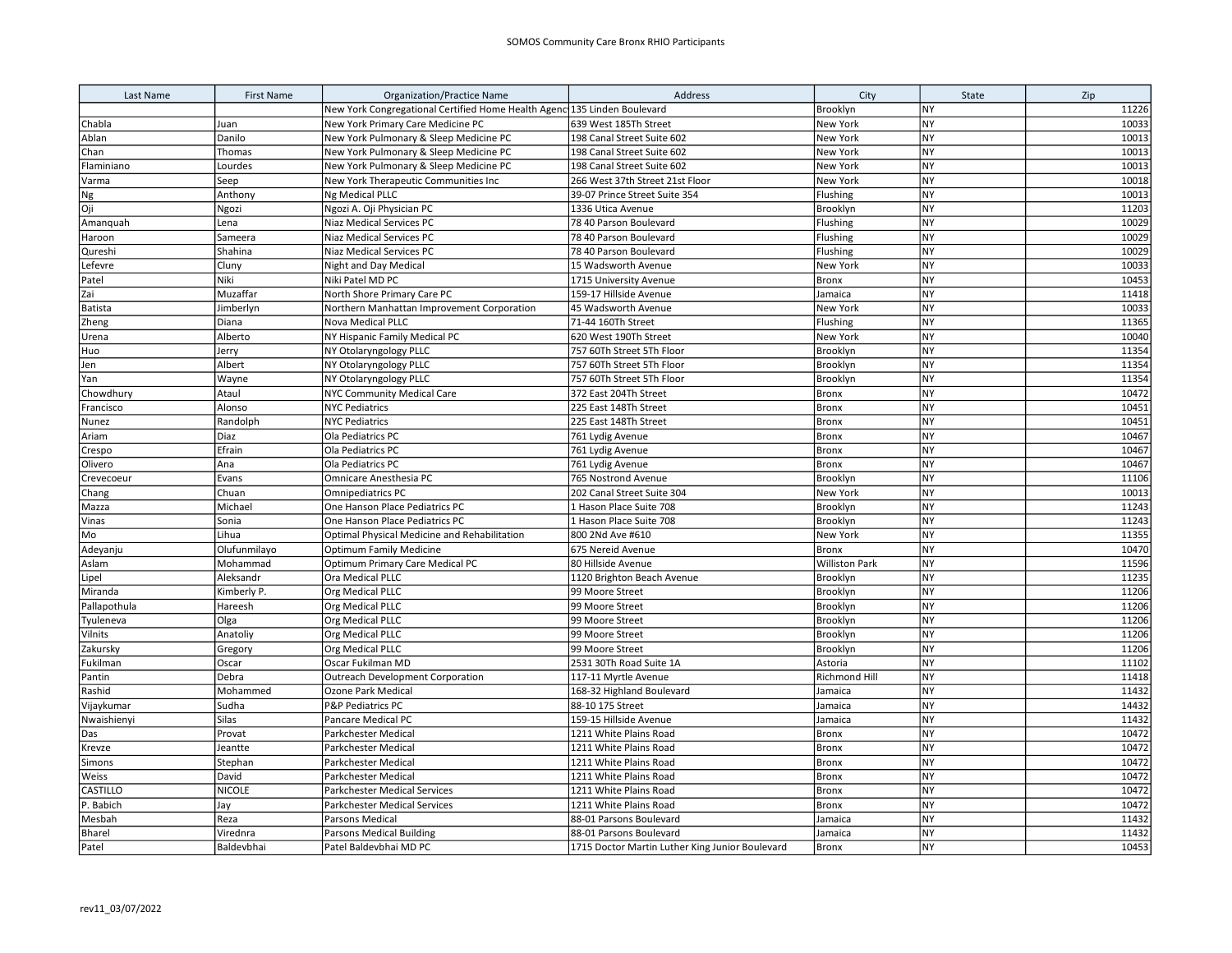SOMOS Community Care Bronx RHIO Participants

| Last Name | First Name | Organization/Practice Name | Address | City | State | Zip |
|---|---|---|---|---|---|---|
| | | New York Congregational Certified Home Health Agenc | 135 Linden Boulevard | Brooklyn | NY | 11226 |
| Chabla | Juan | New York Primary Care Medicine PC | 639 West 185Th Street | New York | NY | 10033 |
| Ablan | Danilo | New York Pulmonary & Sleep Medicine PC | 198 Canal Street Suite 602 | New York | NY | 10013 |
| Chan | Thomas | New York Pulmonary & Sleep Medicine PC | 198 Canal Street Suite 602 | New York | NY | 10013 |
| Flaminiano | Lourdes | New York Pulmonary & Sleep Medicine PC | 198 Canal Street Suite 602 | New York | NY | 10013 |
| Varma | Seep | New York Therapeutic Communities Inc | 266 West 37th Street 21st Floor | New York | NY | 10018 |
| Ng | Anthony | Ng Medical PLLC | 39-07 Prince Street Suite 354 | Flushing | NY | 10013 |
| Oji | Ngozi | Ngozi A. Oji Physician PC | 1336 Utica Avenue | Brooklyn | NY | 11203 |
| Amanquah | Lena | Niaz Medical Services PC | 78 40 Parson Boulevard | Flushing | NY | 10029 |
| Haroon | Sameera | Niaz Medical Services PC | 78 40 Parson Boulevard | Flushing | NY | 10029 |
| Qureshi | Shahina | Niaz Medical Services PC | 78 40 Parson Boulevard | Flushing | NY | 10029 |
| Lefevre | Cluny | Night and Day Medical | 15 Wadsworth Avenue | New York | NY | 10033 |
| Patel | Niki | Niki Patel MD PC | 1715 University Avenue | Bronx | NY | 10453 |
| Zai | Muzaffar | North Shore Primary Care PC | 159-17 Hillside Avenue | Jamaica | NY | 11418 |
| Batista | Jimberlyn | Northern Manhattan Improvement Corporation | 45 Wadsworth Avenue | New York | NY | 10033 |
| Zheng | Diana | Nova Medical PLLC | 71-44 160Th Street | Flushing | NY | 11365 |
| Urena | Alberto | NY Hispanic Family Medical PC | 620 West 190Th Street | New York | NY | 10040 |
| Huo | Jerry | NY Otolaryngology PLLC | 757 60Th Street 5Th Floor | Brooklyn | NY | 11354 |
| Jen | Albert | NY Otolaryngology PLLC | 757 60Th Street 5Th Floor | Brooklyn | NY | 11354 |
| Yan | Wayne | NY Otolaryngology PLLC | 757 60Th Street 5Th Floor | Brooklyn | NY | 11354 |
| Chowdhury | Ataul | NYC Community Medical Care | 372 East 204Th Street | Bronx | NY | 10472 |
| Francisco | Alonso | NYC Pediatrics | 225 East 148Th Street | Bronx | NY | 10451 |
| Nunez | Randolph | NYC Pediatrics | 225 East 148Th Street | Bronx | NY | 10451 |
| Ariam | Diaz | Ola Pediatrics PC | 761 Lydig Avenue | Bronx | NY | 10467 |
| Crespo | Efrain | Ola Pediatrics PC | 761 Lydig Avenue | Bronx | NY | 10467 |
| Olivero | Ana | Ola Pediatrics PC | 761 Lydig Avenue | Bronx | NY | 10467 |
| Crevecoeur | Evans | Omnicare Anesthesia PC | 765 Nostrond Avenue | Brooklyn | NY | 11106 |
| Chang | Chuan | Omnipediatrics PC | 202 Canal Street Suite 304 | New York | NY | 10013 |
| Mazza | Michael | One Hanson Place Pediatrics PC | 1 Hason Place Suite 708 | Brooklyn | NY | 11243 |
| Vinas | Sonia | One Hanson Place Pediatrics PC | 1 Hason Place Suite 708 | Brooklyn | NY | 11243 |
| Mo | Lihua | Optimal Physical Medicine and Rehabilitation | 800 2Nd Ave #610 | New York | NY | 11355 |
| Adeyanju | Olufunmilayo | Optimum Family Medicine | 675 Nereid Avenue | Bronx | NY | 10470 |
| Aslam | Mohammad | Optimum Primary Care Medical PC | 80 Hillside Avenue | Williston Park | NY | 11596 |
| Lipel | Aleksandr | Ora Medical PLLC | 1120 Brighton Beach Avenue | Brooklyn | NY | 11235 |
| Miranda | Kimberly P. | Org Medical PLLC | 99 Moore Street | Brooklyn | NY | 11206 |
| Pallapothula | Hareesh | Org Medical PLLC | 99 Moore Street | Brooklyn | NY | 11206 |
| Tyuleneva | Olga | Org Medical PLLC | 99 Moore Street | Brooklyn | NY | 11206 |
| Vilnits | Anatoliy | Org Medical PLLC | 99 Moore Street | Brooklyn | NY | 11206 |
| Zakursky | Gregory | Org Medical PLLC | 99 Moore Street | Brooklyn | NY | 11206 |
| Fukilman | Oscar | Oscar Fukilman MD | 2531 30Th Road Suite 1A | Astoria | NY | 11102 |
| Pantin | Debra | Outreach Development Corporation | 117-11 Myrtle Avenue | Richmond Hill | NY | 11418 |
| Rashid | Mohammed | Ozone Park Medical | 168-32 Highland Boulevard | Jamaica | NY | 11432 |
| Vijaykumar | Sudha | P&P Pediatrics PC | 88-10 175 Street | Jamaica | NY | 14432 |
| Nwaishienyi | Silas | Pancare Medical PC | 159-15 Hillside Avenue | Jamaica | NY | 11432 |
| Das | Provat | Parkchester Medical | 1211 White Plains Road | Bronx | NY | 10472 |
| Krevze | Jeantte | Parkchester Medical | 1211 White Plains Road | Bronx | NY | 10472 |
| Simons | Stephan | Parkchester Medical | 1211 White Plains Road | Bronx | NY | 10472 |
| Weiss | David | Parkchester Medical | 1211 White Plains Road | Bronx | NY | 10472 |
| CASTILLO | NICOLE | Parkchester Medical Services | 1211 White Plains Road | Bronx | NY | 10472 |
| P. Babich | Jay | Parkchester Medical Services | 1211 White Plains Road | Bronx | NY | 10472 |
| Mesbah | Reza | Parsons Medical | 88-01 Parsons Boulevard | Jamaica | NY | 11432 |
| Bharel | Virednra | Parsons Medical Building | 88-01 Parsons Boulevard | Jamaica | NY | 11432 |
| Patel | Baldevbhai | Patel Baldevbhai MD PC | 1715 Doctor Martin Luther King Junior Boulevard | Bronx | NY | 10453 |

rev11_03/07/2022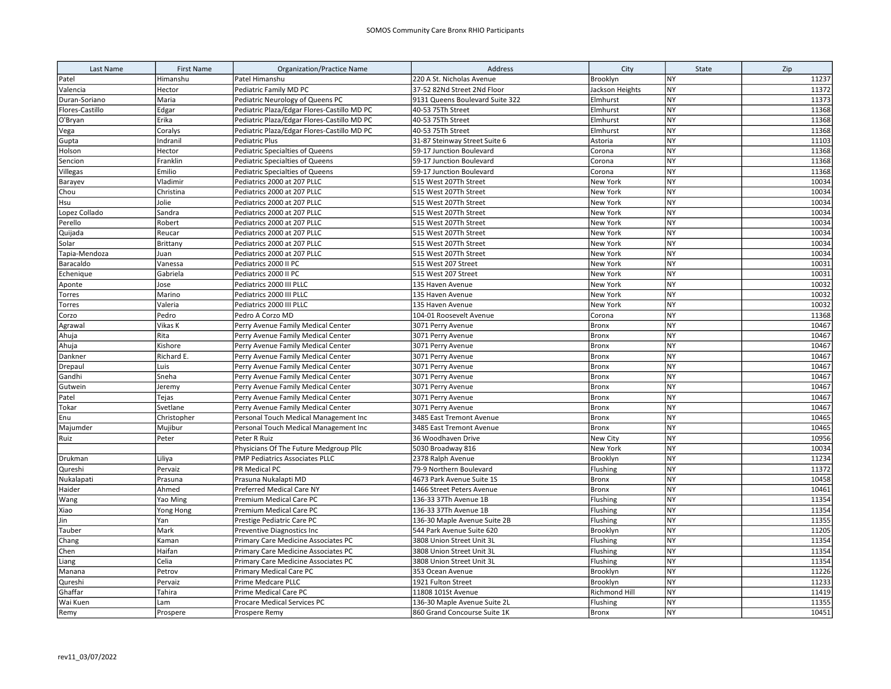SOMOS Community Care Bronx RHIO Participants

| Last Name | First Name | Organization/Practice Name | Address | City | State | Zip |
|---|---|---|---|---|---|---|
| Patel | Himanshu | Patel Himanshu | 220 A St. Nicholas Avenue | Brooklyn | NY | 11237 |
| Valencia | Hector | Pediatric Family MD PC | 37-52 82Nd Street 2Nd Floor | Jackson Heights | NY | 11372 |
| Duran-Soriano | Maria | Pediatric Neurology of Queens PC | 9131 Queens Boulevard Suite 322 | Elmhurst | NY | 11373 |
| Flores-Castillo | Edgar | Pediatric Plaza/Edgar Flores-Castillo MD PC | 40-53 75Th Street | Elmhurst | NY | 11368 |
| O'Bryan | Erika | Pediatric Plaza/Edgar Flores-Castillo MD PC | 40-53 75Th Street | Elmhurst | NY | 11368 |
| Vega | Coralys | Pediatric Plaza/Edgar Flores-Castillo MD PC | 40-53 75Th Street | Elmhurst | NY | 11368 |
| Gupta | Indranil | Pediatric Plus | 31-87 Steinway Street Suite 6 | Astoria | NY | 11103 |
| Holson | Hector | Pediatric Specialties of Queens | 59-17 Junction Boulevard | Corona | NY | 11368 |
| Sencion | Franklin | Pediatric Specialties of Queens | 59-17 Junction Boulevard | Corona | NY | 11368 |
| Villegas | Emilio | Pediatric Specialties of Queens | 59-17 Junction Boulevard | Corona | NY | 11368 |
| Barayev | Vladimir | Pediatrics 2000 at 207 PLLC | 515 West 207Th Street | New York | NY | 10034 |
| Chou | Christina | Pediatrics 2000 at 207 PLLC | 515 West 207Th Street | New York | NY | 10034 |
| Hsu | Jolie | Pediatrics 2000 at 207 PLLC | 515 West 207Th Street | New York | NY | 10034 |
| Lopez Collado | Sandra | Pediatrics 2000 at 207 PLLC | 515 West 207Th Street | New York | NY | 10034 |
| Perello | Robert | Pediatrics 2000 at 207 PLLC | 515 West 207Th Street | New York | NY | 10034 |
| Quijada | Reucar | Pediatrics 2000 at 207 PLLC | 515 West 207Th Street | New York | NY | 10034 |
| Solar | Brittany | Pediatrics 2000 at 207 PLLC | 515 West 207Th Street | New York | NY | 10034 |
| Tapia-Mendoza | Juan | Pediatrics 2000 at 207 PLLC | 515 West 207Th Street | New York | NY | 10034 |
| Baracaldo | Vanessa | Pediatrics 2000 II PC | 515 West 207 Street | New York | NY | 10031 |
| Echenique | Gabriela | Pediatrics 2000 II PC | 515 West 207 Street | New York | NY | 10031 |
| Aponte | Jose | Pediatrics 2000 III PLLC | 135 Haven Avenue | New York | NY | 10032 |
| Torres | Marino | Pediatrics 2000 III PLLC | 135 Haven Avenue | New York | NY | 10032 |
| Torres | Valeria | Pediatrics 2000 III PLLC | 135 Haven Avenue | New York | NY | 10032 |
| Corzo | Pedro | Pedro A Corzo MD | 104-01 Roosevelt Avenue | Corona | NY | 11368 |
| Agrawal | Vikas K | Perry Avenue Family Medical Center | 3071 Perry Avenue | Bronx | NY | 10467 |
| Ahuja | Rita | Perry Avenue Family Medical Center | 3071 Perry Avenue | Bronx | NY | 10467 |
| Ahuja | Kishore | Perry Avenue Family Medical Center | 3071 Perry Avenue | Bronx | NY | 10467 |
| Dankner | Richard E. | Perry Avenue Family Medical Center | 3071 Perry Avenue | Bronx | NY | 10467 |
| Drepaul | Luis | Perry Avenue Family Medical Center | 3071 Perry Avenue | Bronx | NY | 10467 |
| Gandhi | Sneha | Perry Avenue Family Medical Center | 3071 Perry Avenue | Bronx | NY | 10467 |
| Gutwein | Jeremy | Perry Avenue Family Medical Center | 3071 Perry Avenue | Bronx | NY | 10467 |
| Patel | Tejas | Perry Avenue Family Medical Center | 3071 Perry Avenue | Bronx | NY | 10467 |
| Tokar | Svetlane | Perry Avenue Family Medical Center | 3071 Perry Avenue | Bronx | NY | 10467 |
| Enu | Christopher | Personal Touch Medical Management Inc | 3485 East Tremont Avenue | Bronx | NY | 10465 |
| Majumder | Mujibur | Personal Touch Medical Management Inc | 3485 East Tremont Avenue | Bronx | NY | 10465 |
| Ruiz | Peter | Peter R Ruiz | 36 Woodhaven Drive | New City | NY | 10956 |
| | | Physicians Of The Future Medgroup Pllc | 5030 Broadway 816 | New York | NY | 10034 |
| Drukman | Liliya | PMP Pediatrics Associates PLLC | 2378 Ralph Avenue | Brooklyn | NY | 11234 |
| Qureshi | Pervaiz | PR Medical PC | 79-9 Northern Boulevard | Flushing | NY | 11372 |
| Nukalapati | Prasuna | Prasuna Nukalapti MD | 4673 Park Avenue Suite 1S | Bronx | NY | 10458 |
| Haider | Ahmed | Preferred Medical Care NY | 1466 Street Peters Avenue | Bronx | NY | 10461 |
| Wang | Yao Ming | Premium Medical Care PC | 136-33 37Th Avenue 1B | Flushing | NY | 11354 |
| Xiao | Yong Hong | Premium Medical Care PC | 136-33 37Th Avenue 1B | Flushing | NY | 11354 |
| Jin | Yan | Prestige Pediatric Care PC | 136-30 Maple Avenue Suite 2B | Flushing | NY | 11355 |
| Tauber | Mark | Preventive Diagnostics Inc | 544 Park Avenue Suite 620 | Brooklyn | NY | 11205 |
| Chang | Kaman | Primary Care Medicine Associates PC | 3808 Union Street Unit 3L | Flushing | NY | 11354 |
| Chen | Haifan | Primary Care Medicine Associates PC | 3808 Union Street Unit 3L | Flushing | NY | 11354 |
| Liang | Celia | Primary Care Medicine Associates PC | 3808 Union Street Unit 3L | Flushing | NY | 11354 |
| Manana | Petrov | Primary Medical Care PC | 353 Ocean Avenue | Brooklyn | NY | 11226 |
| Qureshi | Pervaiz | Prime Medcare PLLC | 1921 Fulton Street | Brooklyn | NY | 11233 |
| Ghaffar | Tahira | Prime Medical Care PC | 11808 101St Avenue | Richmond Hill | NY | 11419 |
| Wai Kuen | Lam | Procare Medical Services PC | 136-30 Maple Avenue Suite 2L | Flushing | NY | 11355 |
| Remy | Prospere | Prospere Remy | 860 Grand Concourse Suite 1K | Bronx | NY | 10451 |

rev11_03/07/2022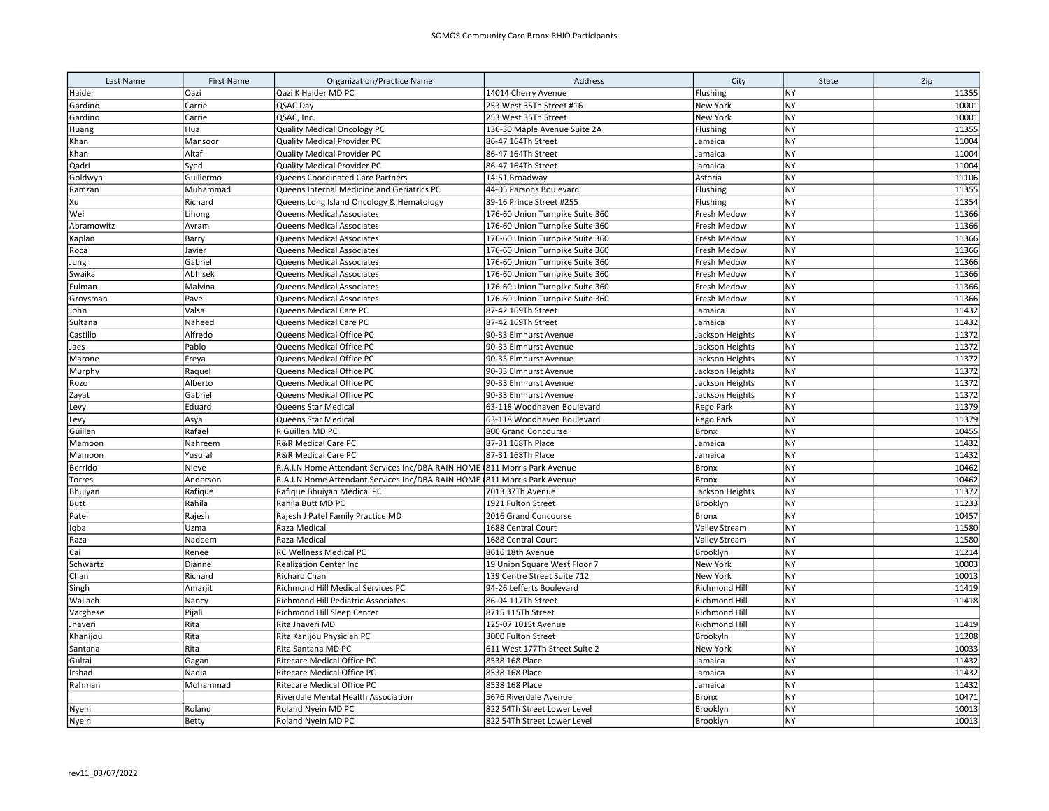SOMOS Community Care Bronx RHIO Participants

| Last Name | First Name | Organization/Practice Name | Address | City | State | Zip |
|---|---|---|---|---|---|---|
| Haider | Qazi | Qazi K Haider MD PC | 14014 Cherry Avenue | Flushing | NY | 11355 |
| Gardino | Carrie | QSAC Day | 253 West 35Th Street #16 | New York | NY | 10001 |
| Gardino | Carrie | QSAC, Inc. | 253 West 35Th Street | New York | NY | 10001 |
| Huang | Hua | Quality Medical Oncology PC | 136-30 Maple Avenue Suite 2A | Flushing | NY | 11355 |
| Khan | Mansoor | Quality Medical Provider PC | 86-47 164Th Street | Jamaica | NY | 11004 |
| Khan | Altaf | Quality Medical Provider PC | 86-47 164Th Street | Jamaica | NY | 11004 |
| Qadri | Syed | Quality Medical Provider PC | 86-47 164Th Street | Jamaica | NY | 11004 |
| Goldwyn | Guillermo | Queens Coordinated Care Partners | 14-51 Broadway | Astoria | NY | 11106 |
| Ramzan | Muhammad | Queens Internal Medicine and Geriatrics PC | 44-05 Parsons Boulevard | Flushing | NY | 11355 |
| Xu | Richard | Queens Long Island Oncology & Hematology | 39-16 Prince Street #255 | Flushing | NY | 11354 |
| Wei | Lihong | Queens Medical Associates | 176-60 Union Turnpike Suite 360 | Fresh Medow | NY | 11366 |
| Abramowitz | Avram | Queens Medical Associates | 176-60 Union Turnpike Suite 360 | Fresh Medow | NY | 11366 |
| Kaplan | Barry | Queens Medical Associates | 176-60 Union Turnpike Suite 360 | Fresh Medow | NY | 11366 |
| Roca | Javier | Queens Medical Associates | 176-60 Union Turnpike Suite 360 | Fresh Medow | NY | 11366 |
| Jung | Gabriel | Queens Medical Associates | 176-60 Union Turnpike Suite 360 | Fresh Medow | NY | 11366 |
| Swaika | Abhisek | Queens Medical Associates | 176-60 Union Turnpike Suite 360 | Fresh Medow | NY | 11366 |
| Fulman | Malvina | Queens Medical Associates | 176-60 Union Turnpike Suite 360 | Fresh Medow | NY | 11366 |
| Groysman | Pavel | Queens Medical Associates | 176-60 Union Turnpike Suite 360 | Fresh Medow | NY | 11366 |
| John | Valsa | Queens Medical Care PC | 87-42 169Th Street | Jamaica | NY | 11432 |
| Sultana | Naheed | Queens Medical Care PC | 87-42 169Th Street | Jamaica | NY | 11432 |
| Castillo | Alfredo | Queens Medical Office PC | 90-33 Elmhurst Avenue | Jackson Heights | NY | 11372 |
| Jaes | Pablo | Queens Medical Office PC | 90-33 Elmhurst Avenue | Jackson Heights | NY | 11372 |
| Marone | Freya | Queens Medical Office PC | 90-33 Elmhurst Avenue | Jackson Heights | NY | 11372 |
| Murphy | Raquel | Queens Medical Office PC | 90-33 Elmhurst Avenue | Jackson Heights | NY | 11372 |
| Rozo | Alberto | Queens Medical Office PC | 90-33 Elmhurst Avenue | Jackson Heights | NY | 11372 |
| Zayat | Gabriel | Queens Medical Office PC | 90-33 Elmhurst Avenue | Jackson Heights | NY | 11372 |
| Levy | Eduard | Queens Star Medical | 63-118 Woodhaven Boulevard | Rego Park | NY | 11379 |
| Levy | Asya | Queens Star Medical | 63-118 Woodhaven Boulevard | Rego Park | NY | 11379 |
| Guillen | Rafael | R Guillen MD PC | 800 Grand Concourse | Bronx | NY | 10455 |
| Mamoon | Nahreem | R&R Medical Care PC | 87-31 168Th Place | Jamaica | NY | 11432 |
| Mamoon | Yusufal | R&R Medical Care PC | 87-31 168Th Place | Jamaica | NY | 11432 |
| Berrido | Nieve | R.A.I.N Home Attendant Services Inc/DBA RAIN HOME ( | 811 Morris Park Avenue | Bronx | NY | 10462 |
| Torres | Anderson | R.A.I.N Home Attendant Services Inc/DBA RAIN HOME ( | 811 Morris Park Avenue | Bronx | NY | 10462 |
| Bhuiyan | Rafique | Rafique Bhuiyan Medical PC | 7013 37Th Avenue | Jackson Heights | NY | 11372 |
| Butt | Rahila | Rahila Butt MD PC | 1921 Fulton Street | Brooklyn | NY | 11233 |
| Patel | Rajesh | Rajesh J Patel Family Practice MD | 2016 Grand Concourse | Bronx | NY | 10457 |
| Iqba | Uzma | Raza Medical | 1688 Central Court | Valley Stream | NY | 11580 |
| Raza | Nadeem | Raza Medical | 1688 Central Court | Valley Stream | NY | 11580 |
| Cai | Renee | RC Wellness Medical PC | 8616 18th Avenue | Brooklyn | NY | 11214 |
| Schwartz | Dianne | Realization Center Inc | 19 Union Square West Floor 7 | New York | NY | 10003 |
| Chan | Richard | Richard Chan | 139 Centre Street Suite 712 | New York | NY | 10013 |
| Singh | Amarjit | Richmond Hill Medical Services PC | 94-26 Lefferts Boulevard | Richmond Hill | NY | 11419 |
| Wallach | Nancy | Richmond Hill Pediatric Associates | 86-04 117Th Street | Richmond Hill | NY | 11418 |
| Varghese | Pijali | Richmond Hill Sleep Center | 8715 115Th Street | Richmond Hill | NY | |
| Jhaveri | Rita | Rita Jhaveri MD | 125-07 101St Avenue | Richmond Hill | NY | 11419 |
| Khanijou | Rita | Rita Kanijou Physician PC | 3000 Fulton Street | Brooykln | NY | 11208 |
| Santana | Rita | Rita Santana MD PC | 611 West 177Th Street Suite 2 | New York | NY | 10033 |
| Gultai | Gagan | Ritecare Medical Office PC | 8538 168 Place | Jamaica | NY | 11432 |
| Irshad | Nadia | Ritecare Medical Office PC | 8538 168 Place | Jamaica | NY | 11432 |
| Rahman | Mohammad | Ritecare Medical Office PC | 8538 168 Place | Jamaica | NY | 11432 |
| | | Riverdale Mental Health Association | 5676 Riverdale Avenue | Bronx | NY | 10471 |
| Nyein | Roland | Roland Nyein MD PC | 822 54Th Street Lower Level | Brooklyn | NY | 10013 |
| Nyein | Betty | Roland Nyein MD PC | 822 54Th Street Lower Level | Brooklyn | NY | 10013 |

rev11_03/07/2022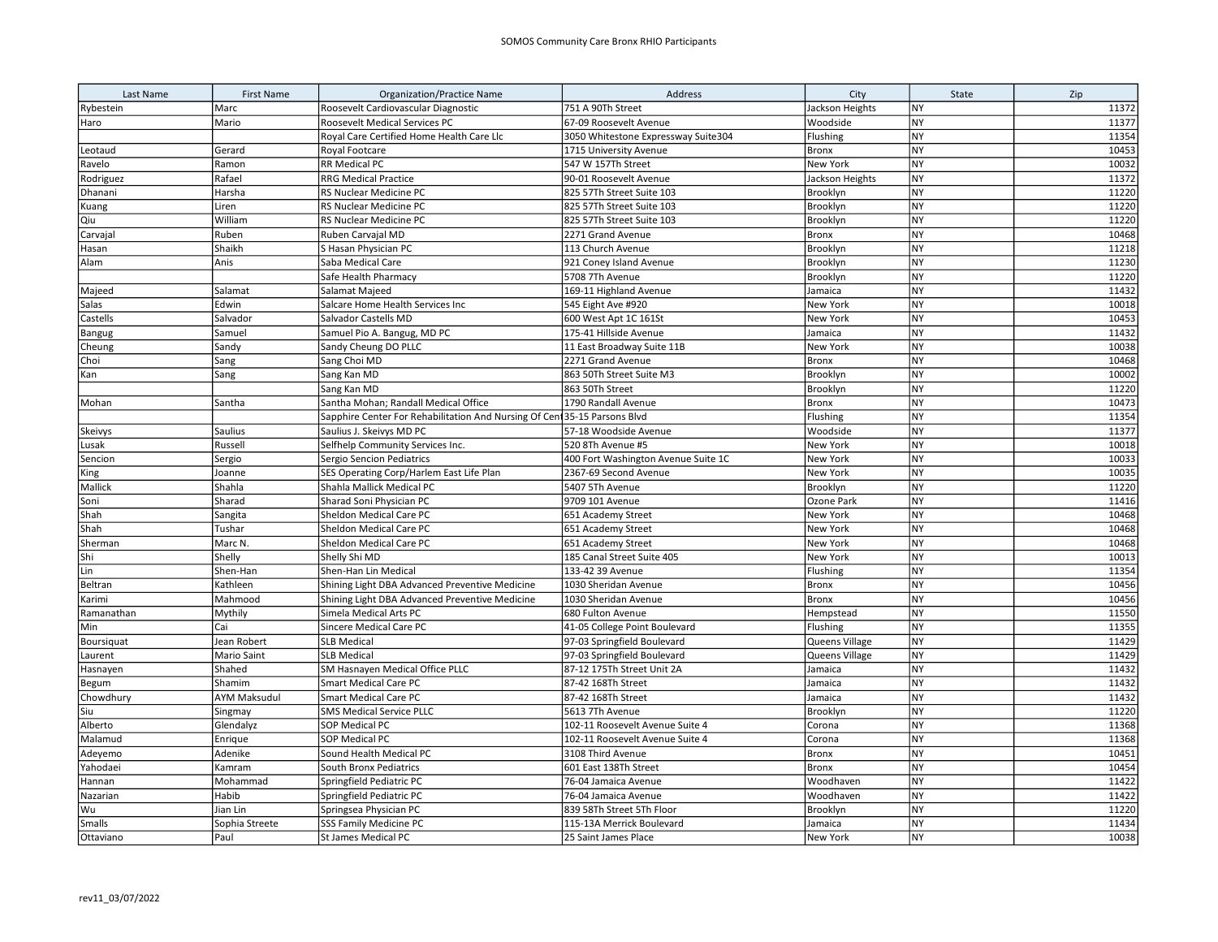SOMOS Community Care Bronx RHIO Participants

| Last Name | First Name | Organization/Practice Name | Address | City | State | Zip |
|---|---|---|---|---|---|---|
| Rybestein | Marc | Roosevelt Cardiovascular Diagnostic | 751 A 90Th Street | Jackson Heights | NY | 11372 |
| Haro | Mario | Roosevelt Medical Services PC | 67-09 Roosevelt Avenue | Woodside | NY | 11377 |
| | | Royal Care Certified Home Health Care Llc | 3050 Whitestone Expressway Suite304 | Flushing | NY | 11354 |
| Leotaud | Gerard | Royal Footcare | 1715 University Avenue | Bronx | NY | 10453 |
| Ravelo | Ramon | RR Medical PC | 547 W 157Th Street | New York | NY | 10032 |
| Rodriguez | Rafael | RRG Medical Practice | 90-01 Roosevelt Avenue | Jackson Heights | NY | 11372 |
| Dhanani | Harsha | RS Nuclear Medicine PC | 825 57Th Street Suite 103 | Brooklyn | NY | 11220 |
| Kuang | Liren | RS Nuclear Medicine PC | 825 57Th Street Suite 103 | Brooklyn | NY | 11220 |
| Qiu | William | RS Nuclear Medicine PC | 825 57Th Street Suite 103 | Brooklyn | NY | 11220 |
| Carvajal | Ruben | Ruben Carvajal MD | 2271 Grand Avenue | Bronx | NY | 10468 |
| Hasan | Shaikh | S Hasan Physician PC | 113 Church Avenue | Brooklyn | NY | 11218 |
| Alam | Anis | Saba Medical Care | 921 Coney Island Avenue | Brooklyn | NY | 11230 |
| | | Safe Health Pharmacy | 5708 7Th Avenue | Brooklyn | NY | 11220 |
| Majeed | Salamat | Salamat Majeed | 169-11 Highland Avenue | Jamaica | NY | 11432 |
| Salas | Edwin | Salcare Home Health Services Inc | 545 Eight Ave #920 | New York | NY | 10018 |
| Castells | Salvador | Salvador Castells MD | 600 West Apt 1C 161St | New York | NY | 10453 |
| Bangug | Samuel | Samuel Pio A. Bangug, MD PC | 175-41 Hillside Avenue | Jamaica | NY | 11432 |
| Cheung | Sandy | Sandy Cheung DO PLLC | 11 East Broadway Suite 11B | New York | NY | 10038 |
| Choi | Sang | Sang Choi MD | 2271 Grand Avenue | Bronx | NY | 10468 |
| Kan | Sang | Sang Kan MD | 863 50Th Street Suite M3 | Brooklyn | NY | 10002 |
| | | Sang Kan MD | 863 50Th Street | Brooklyn | NY | 11220 |
| Mohan | Santha | Santha Mohan; Randall Medical Office | 1790 Randall Avenue | Bronx | NY | 10473 |
| | | Sapphire Center For Rehabilitation And Nursing Of Cent | 35-15 Parsons Blvd | Flushing | NY | 11354 |
| Skeivys | Saulius | Saulius J. Skeivys MD PC | 57-18 Woodside Avenue | Woodside | NY | 11377 |
| Lusak | Russell | Selfhelp Community Services Inc. | 520 8Th Avenue #5 | New York | NY | 10018 |
| Sencion | Sergio | Sergio Sencion Pediatrics | 400 Fort Washington Avenue Suite 1C | New York | NY | 10033 |
| King | Joanne | SES Operating Corp/Harlem East Life Plan | 2367-69 Second Avenue | New York | NY | 10035 |
| Mallick | Shahla | Shahla Mallick Medical PC | 5407 5Th Avenue | Brooklyn | NY | 11220 |
| Soni | Sharad | Sharad Soni Physician PC | 9709 101 Avenue | Ozone Park | NY | 11416 |
| Shah | Sangita | Sheldon Medical Care PC | 651 Academy Street | New York | NY | 10468 |
| Shah | Tushar | Sheldon Medical Care PC | 651 Academy Street | New York | NY | 10468 |
| Sherman | Marc N. | Sheldon Medical Care PC | 651 Academy Street | New York | NY | 10468 |
| Shi | Shelly | Shelly Shi MD | 185 Canal Street Suite 405 | New York | NY | 10013 |
| Lin | Shen-Han | Shen-Han Lin Medical | 133-42 39 Avenue | Flushing | NY | 11354 |
| Beltran | Kathleen | Shining Light DBA Advanced Preventive Medicine | 1030 Sheridan Avenue | Bronx | NY | 10456 |
| Karimi | Mahmood | Shining Light DBA Advanced Preventive Medicine | 1030 Sheridan Avenue | Bronx | NY | 10456 |
| Ramanathan | Mythily | Simela Medical Arts PC | 680 Fulton Avenue | Hempstead | NY | 11550 |
| Min | Cai | Sincere Medical Care PC | 41-05 College Point Boulevard | Flushing | NY | 11355 |
| Boursiquat | Jean Robert | SLB Medical | 97-03 Springfield Boulevard | Queens Village | NY | 11429 |
| Laurent | Mario Saint | SLB Medical | 97-03 Springfield Boulevard | Queens Village | NY | 11429 |
| Hasnayen | Shahed | SM Hasnayen Medical Office PLLC | 87-12 175Th Street Unit 2A | Jamaica | NY | 11432 |
| Begum | Shamim | Smart Medical Care PC | 87-42 168Th Street | Jamaica | NY | 11432 |
| Chowdhury | AYM Maksudul | Smart Medical Care PC | 87-42 168Th Street | Jamaica | NY | 11432 |
| Siu | Singmay | SMS Medical Service PLLC | 5613 7Th Avenue | Brooklyn | NY | 11220 |
| Alberto | Glendalyz | SOP Medical PC | 102-11 Roosevelt Avenue Suite 4 | Corona | NY | 11368 |
| Malamud | Enrique | SOP Medical PC | 102-11 Roosevelt Avenue Suite 4 | Corona | NY | 11368 |
| Adeyemo | Adenike | Sound Health Medical PC | 3108 Third Avenue | Bronx | NY | 10451 |
| Yahodaei | Kamram | South Bronx Pediatrics | 601 East 138Th Street | Bronx | NY | 10454 |
| Hannan | Mohammad | Springfield Pediatric PC | 76-04 Jamaica Avenue | Woodhaven | NY | 11422 |
| Nazarian | Habib | Springfield Pediatric PC | 76-04 Jamaica Avenue | Woodhaven | NY | 11422 |
| Wu | Jian Lin | Springsea Physician PC | 839 58Th Street 5Th Floor | Brooklyn | NY | 11220 |
| Smalls | Sophia Streete | SSS Family Medicine PC | 115-13A Merrick Boulevard | Jamaica | NY | 11434 |
| Ottaviano | Paul | St James Medical PC | 25 Saint James Place | New York | NY | 10038 |

rev11_03/07/2022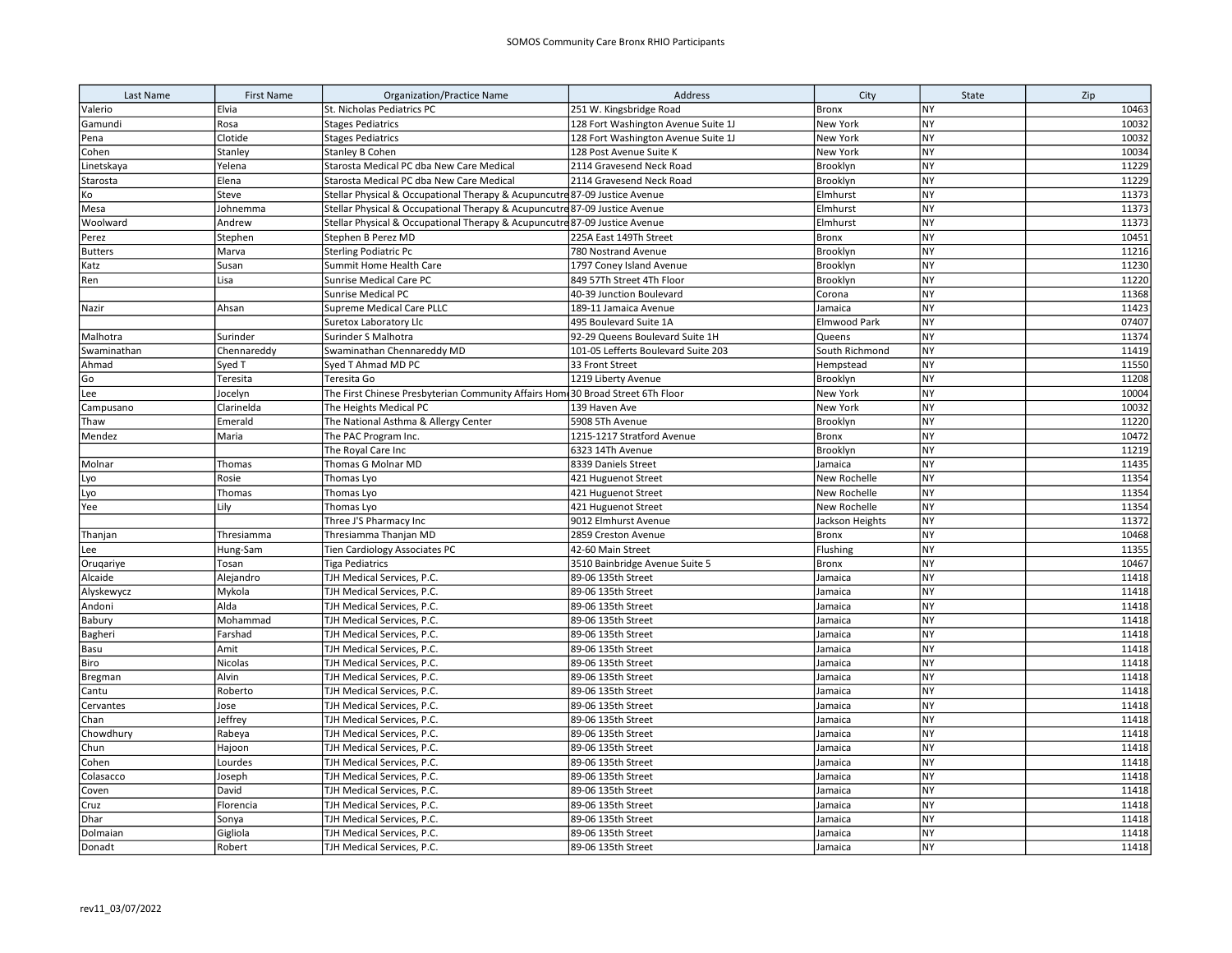SOMOS Community Care Bronx RHIO Participants

| Last Name | First Name | Organization/Practice Name | Address | City | State | Zip |
|---|---|---|---|---|---|---|
| Valerio | Elvia | St. Nicholas Pediatrics PC | 251 W. Kingsbridge Road | Bronx | NY | 10463 |
| Gamundi | Rosa | Stages Pediatrics | 128 Fort Washington Avenue Suite 1J | New York | NY | 10032 |
| Pena | Clotide | Stages Pediatrics | 128 Fort Washington Avenue Suite 1J | New York | NY | 10032 |
| Cohen | Stanley | Stanley B Cohen | 128 Post Avenue Suite K | New York | NY | 10034 |
| Linetskaya | Yelena | Starosta Medical PC dba New Care Medical | 2114 Gravesend Neck Road | Brooklyn | NY | 11229 |
| Starosta | Elena | Starosta Medical PC dba New Care Medical | 2114 Gravesend Neck Road | Brooklyn | NY | 11229 |
| Ko | Steve | Stellar Physical & Occupational Therapy & Acupuncutre | 87-09 Justice Avenue | Elmhurst | NY | 11373 |
| Mesa | Johnemma | Stellar Physical & Occupational Therapy & Acupuncutre | 87-09 Justice Avenue | Elmhurst | NY | 11373 |
| Woolward | Andrew | Stellar Physical & Occupational Therapy & Acupuncutre | 87-09 Justice Avenue | Elmhurst | NY | 11373 |
| Perez | Stephen | Stephen B Perez MD | 225A East 149Th Street | Bronx | NY | 10451 |
| Butters | Marva | Sterling Podiatric Pc | 780 Nostrand Avenue | Brooklyn | NY | 11216 |
| Katz | Susan | Summit Home Health Care | 1797 Coney Island Avenue | Brooklyn | NY | 11230 |
| Ren | Lisa | Sunrise Medical Care PC | 849 57Th Street 4Th Floor | Brooklyn | NY | 11220 |
| | | Sunrise Medical PC | 40-39 Junction Boulevard | Corona | NY | 11368 |
| Nazir | Ahsan | Supreme Medical Care PLLC | 189-11 Jamaica Avenue | Jamaica | NY | 11423 |
| | | Suretox Laboratory Llc | 495 Boulevard Suite 1A | Elmwood Park | NY | 07407 |
| Malhotra | Surinder | Surinder S Malhotra | 92-29 Queens Boulevard Suite 1H | Queens | NY | 11374 |
| Swaminathan | Chennareddy | Swaminathan Chennareddy MD | 101-05 Lefferts Boulevard Suite 203 | South Richmond | NY | 11419 |
| Ahmad | Syed T | Syed T Ahmad MD PC | 33 Front Street | Hempstead | NY | 11550 |
| Go | Teresita | Teresita Go | 1219 Liberty Avenue | Brooklyn | NY | 11208 |
| Lee | Jocelyn | The First Chinese Presbyterian Community Affairs Hom | 30 Broad Street 6Th Floor | New York | NY | 10004 |
| Campusano | Clarinelda | The Heights Medical PC | 139 Haven Ave | New York | NY | 10032 |
| Thaw | Emerald | The National Asthma & Allergy Center | 5908 5Th Avenue | Brooklyn | NY | 11220 |
| Mendez | Maria | The PAC Program Inc. | 1215-1217 Stratford Avenue | Bronx | NY | 10472 |
| | | The Royal Care Inc | 6323 14Th Avenue | Brooklyn | NY | 11219 |
| Molnar | Thomas | Thomas G Molnar MD | 8339 Daniels Street | Jamaica | NY | 11435 |
| Lyo | Rosie | Thomas Lyo | 421 Huguenot Street | New Rochelle | NY | 11354 |
| Lyo | Thomas | Thomas Lyo | 421 Huguenot Street | New Rochelle | NY | 11354 |
| Yee | Lily | Thomas Lyo | 421 Huguenot Street | New Rochelle | NY | 11354 |
| | | Three J'S Pharmacy Inc | 9012 Elmhurst Avenue | Jackson Heights | NY | 11372 |
| Thanjan | Thresiamma | Thresiamma Thanjan MD | 2859 Creston Avenue | Bronx | NY | 10468 |
| Lee | Hung-Sam | Tien Cardiology Associates PC | 42-60 Main Street | Flushing | NY | 11355 |
| Oruqariye | Tosan | Tiga Pediatrics | 3510 Bainbridge Avenue Suite 5 | Bronx | NY | 10467 |
| Alcaide | Alejandro | TJH Medical Services, P.C. | 89-06 135th Street | Jamaica | NY | 11418 |
| Alyskewycz | Mykola | TJH Medical Services, P.C. | 89-06 135th Street | Jamaica | NY | 11418 |
| Andoni | Alda | TJH Medical Services, P.C. | 89-06 135th Street | Jamaica | NY | 11418 |
| Babury | Mohammad | TJH Medical Services, P.C. | 89-06 135th Street | Jamaica | NY | 11418 |
| Bagheri | Farshad | TJH Medical Services, P.C. | 89-06 135th Street | Jamaica | NY | 11418 |
| Basu | Amit | TJH Medical Services, P.C. | 89-06 135th Street | Jamaica | NY | 11418 |
| Biro | Nicolas | TJH Medical Services, P.C. | 89-06 135th Street | Jamaica | NY | 11418 |
| Bregman | Alvin | TJH Medical Services, P.C. | 89-06 135th Street | Jamaica | NY | 11418 |
| Cantu | Roberto | TJH Medical Services, P.C. | 89-06 135th Street | Jamaica | NY | 11418 |
| Cervantes | Jose | TJH Medical Services, P.C. | 89-06 135th Street | Jamaica | NY | 11418 |
| Chan | Jeffrey | TJH Medical Services, P.C. | 89-06 135th Street | Jamaica | NY | 11418 |
| Chowdhury | Rabeya | TJH Medical Services, P.C. | 89-06 135th Street | Jamaica | NY | 11418 |
| Chun | Hajoon | TJH Medical Services, P.C. | 89-06 135th Street | Jamaica | NY | 11418 |
| Cohen | Lourdes | TJH Medical Services, P.C. | 89-06 135th Street | Jamaica | NY | 11418 |
| Colasacco | Joseph | TJH Medical Services, P.C. | 89-06 135th Street | Jamaica | NY | 11418 |
| Coven | David | TJH Medical Services, P.C. | 89-06 135th Street | Jamaica | NY | 11418 |
| Cruz | Florencia | TJH Medical Services, P.C. | 89-06 135th Street | Jamaica | NY | 11418 |
| Dhar | Sonya | TJH Medical Services, P.C. | 89-06 135th Street | Jamaica | NY | 11418 |
| Dolmaian | Gigliola | TJH Medical Services, P.C. | 89-06 135th Street | Jamaica | NY | 11418 |
| Donadt | Robert | TJH Medical Services, P.C. | 89-06 135th Street | Jamaica | NY | 11418 |

rev11_03/07/2022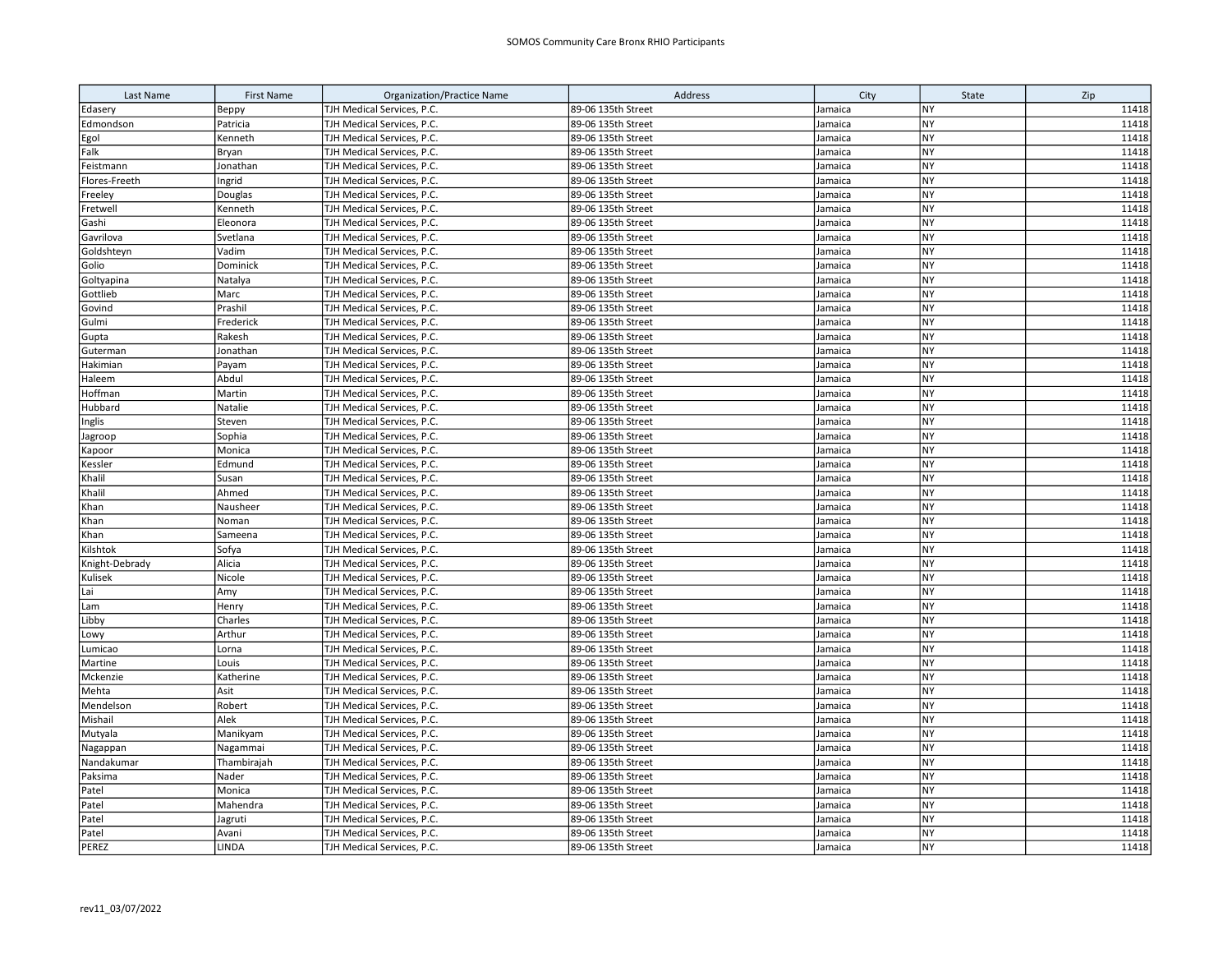SOMOS Community Care Bronx RHIO Participants

| Last Name | First Name | Organization/Practice Name | Address | City | State | Zip |
|---|---|---|---|---|---|---|
| Edasery | Beppy | TJH Medical Services, P.C. | 89-06 135th Street | Jamaica | NY | 11418 |
| Edmondson | Patricia | TJH Medical Services, P.C. | 89-06 135th Street | Jamaica | NY | 11418 |
| Egol | Kenneth | TJH Medical Services, P.C. | 89-06 135th Street | Jamaica | NY | 11418 |
| Falk | Bryan | TJH Medical Services, P.C. | 89-06 135th Street | Jamaica | NY | 11418 |
| Feistmann | Jonathan | TJH Medical Services, P.C. | 89-06 135th Street | Jamaica | NY | 11418 |
| Flores-Freeth | Ingrid | TJH Medical Services, P.C. | 89-06 135th Street | Jamaica | NY | 11418 |
| Freeley | Douglas | TJH Medical Services, P.C. | 89-06 135th Street | Jamaica | NY | 11418 |
| Fretwell | Kenneth | TJH Medical Services, P.C. | 89-06 135th Street | Jamaica | NY | 11418 |
| Gashi | Eleonora | TJH Medical Services, P.C. | 89-06 135th Street | Jamaica | NY | 11418 |
| Gavrilova | Svetlana | TJH Medical Services, P.C. | 89-06 135th Street | Jamaica | NY | 11418 |
| Goldshteyn | Vadim | TJH Medical Services, P.C. | 89-06 135th Street | Jamaica | NY | 11418 |
| Golio | Dominick | TJH Medical Services, P.C. | 89-06 135th Street | Jamaica | NY | 11418 |
| Goltyapina | Natalya | TJH Medical Services, P.C. | 89-06 135th Street | Jamaica | NY | 11418 |
| Gottlieb | Marc | TJH Medical Services, P.C. | 89-06 135th Street | Jamaica | NY | 11418 |
| Govind | Prashil | TJH Medical Services, P.C. | 89-06 135th Street | Jamaica | NY | 11418 |
| Gulmi | Frederick | TJH Medical Services, P.C. | 89-06 135th Street | Jamaica | NY | 11418 |
| Gupta | Rakesh | TJH Medical Services, P.C. | 89-06 135th Street | Jamaica | NY | 11418 |
| Guterman | Jonathan | TJH Medical Services, P.C. | 89-06 135th Street | Jamaica | NY | 11418 |
| Hakimian | Payam | TJH Medical Services, P.C. | 89-06 135th Street | Jamaica | NY | 11418 |
| Haleem | Abdul | TJH Medical Services, P.C. | 89-06 135th Street | Jamaica | NY | 11418 |
| Hoffman | Martin | TJH Medical Services, P.C. | 89-06 135th Street | Jamaica | NY | 11418 |
| Hubbard | Natalie | TJH Medical Services, P.C. | 89-06 135th Street | Jamaica | NY | 11418 |
| Inglis | Steven | TJH Medical Services, P.C. | 89-06 135th Street | Jamaica | NY | 11418 |
| Jagroop | Sophia | TJH Medical Services, P.C. | 89-06 135th Street | Jamaica | NY | 11418 |
| Kapoor | Monica | TJH Medical Services, P.C. | 89-06 135th Street | Jamaica | NY | 11418 |
| Kessler | Edmund | TJH Medical Services, P.C. | 89-06 135th Street | Jamaica | NY | 11418 |
| Khalil | Susan | TJH Medical Services, P.C. | 89-06 135th Street | Jamaica | NY | 11418 |
| Khalil | Ahmed | TJH Medical Services, P.C. | 89-06 135th Street | Jamaica | NY | 11418 |
| Khan | Nausheer | TJH Medical Services, P.C. | 89-06 135th Street | Jamaica | NY | 11418 |
| Khan | Noman | TJH Medical Services, P.C. | 89-06 135th Street | Jamaica | NY | 11418 |
| Khan | Sameena | TJH Medical Services, P.C. | 89-06 135th Street | Jamaica | NY | 11418 |
| Kilshtok | Sofya | TJH Medical Services, P.C. | 89-06 135th Street | Jamaica | NY | 11418 |
| Knight-Debrady | Alicia | TJH Medical Services, P.C. | 89-06 135th Street | Jamaica | NY | 11418 |
| Kulisek | Nicole | TJH Medical Services, P.C. | 89-06 135th Street | Jamaica | NY | 11418 |
| Lai | Amy | TJH Medical Services, P.C. | 89-06 135th Street | Jamaica | NY | 11418 |
| Lam | Henry | TJH Medical Services, P.C. | 89-06 135th Street | Jamaica | NY | 11418 |
| Libby | Charles | TJH Medical Services, P.C. | 89-06 135th Street | Jamaica | NY | 11418 |
| Lowy | Arthur | TJH Medical Services, P.C. | 89-06 135th Street | Jamaica | NY | 11418 |
| Lumicao | Lorna | TJH Medical Services, P.C. | 89-06 135th Street | Jamaica | NY | 11418 |
| Martine | Louis | TJH Medical Services, P.C. | 89-06 135th Street | Jamaica | NY | 11418 |
| Mckenzie | Katherine | TJH Medical Services, P.C. | 89-06 135th Street | Jamaica | NY | 11418 |
| Mehta | Asit | TJH Medical Services, P.C. | 89-06 135th Street | Jamaica | NY | 11418 |
| Mendelson | Robert | TJH Medical Services, P.C. | 89-06 135th Street | Jamaica | NY | 11418 |
| Mishail | Alek | TJH Medical Services, P.C. | 89-06 135th Street | Jamaica | NY | 11418 |
| Mutyala | Manikyam | TJH Medical Services, P.C. | 89-06 135th Street | Jamaica | NY | 11418 |
| Nagappan | Nagammai | TJH Medical Services, P.C. | 89-06 135th Street | Jamaica | NY | 11418 |
| Nandakumar | Thambirajah | TJH Medical Services, P.C. | 89-06 135th Street | Jamaica | NY | 11418 |
| Paksima | Nader | TJH Medical Services, P.C. | 89-06 135th Street | Jamaica | NY | 11418 |
| Patel | Monica | TJH Medical Services, P.C. | 89-06 135th Street | Jamaica | NY | 11418 |
| Patel | Mahendra | TJH Medical Services, P.C. | 89-06 135th Street | Jamaica | NY | 11418 |
| Patel | Jagruti | TJH Medical Services, P.C. | 89-06 135th Street | Jamaica | NY | 11418 |
| Patel | Avani | TJH Medical Services, P.C. | 89-06 135th Street | Jamaica | NY | 11418 |
| PEREZ | LINDA | TJH Medical Services, P.C. | 89-06 135th Street | Jamaica | NY | 11418 |

rev11_03/07/2022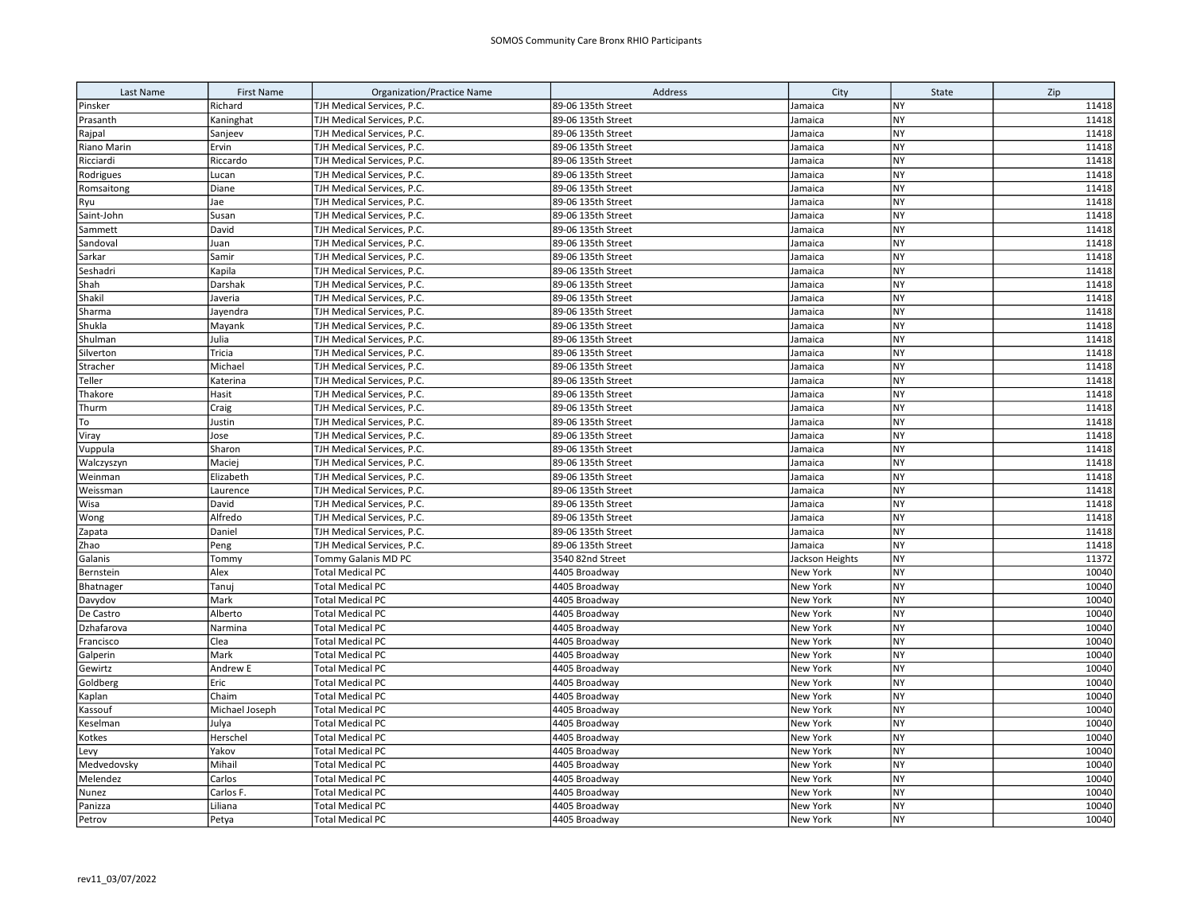SOMOS Community Care Bronx RHIO Participants

| Last Name | First Name | Organization/Practice Name | Address | City | State | Zip |
|---|---|---|---|---|---|---|
| Pinsker | Richard | TJH Medical Services, P.C. | 89-06 135th Street | Jamaica | NY | 11418 |
| Prasanth | Kaninghat | TJH Medical Services, P.C. | 89-06 135th Street | Jamaica | NY | 11418 |
| Rajpal | Sanjeev | TJH Medical Services, P.C. | 89-06 135th Street | Jamaica | NY | 11418 |
| Riano Marin | Ervin | TJH Medical Services, P.C. | 89-06 135th Street | Jamaica | NY | 11418 |
| Ricciardi | Riccardo | TJH Medical Services, P.C. | 89-06 135th Street | Jamaica | NY | 11418 |
| Rodrigues | Lucan | TJH Medical Services, P.C. | 89-06 135th Street | Jamaica | NY | 11418 |
| Romsaitong | Diane | TJH Medical Services, P.C. | 89-06 135th Street | Jamaica | NY | 11418 |
| Ryu | Jae | TJH Medical Services, P.C. | 89-06 135th Street | Jamaica | NY | 11418 |
| Saint-John | Susan | TJH Medical Services, P.C. | 89-06 135th Street | Jamaica | NY | 11418 |
| Sammett | David | TJH Medical Services, P.C. | 89-06 135th Street | Jamaica | NY | 11418 |
| Sandoval | Juan | TJH Medical Services, P.C. | 89-06 135th Street | Jamaica | NY | 11418 |
| Sarkar | Samir | TJH Medical Services, P.C. | 89-06 135th Street | Jamaica | NY | 11418 |
| Seshadri | Kapila | TJH Medical Services, P.C. | 89-06 135th Street | Jamaica | NY | 11418 |
| Shah | Darshak | TJH Medical Services, P.C. | 89-06 135th Street | Jamaica | NY | 11418 |
| Shakil | Javeria | TJH Medical Services, P.C. | 89-06 135th Street | Jamaica | NY | 11418 |
| Sharma | Jayendra | TJH Medical Services, P.C. | 89-06 135th Street | Jamaica | NY | 11418 |
| Shukla | Mayank | TJH Medical Services, P.C. | 89-06 135th Street | Jamaica | NY | 11418 |
| Shulman | Julia | TJH Medical Services, P.C. | 89-06 135th Street | Jamaica | NY | 11418 |
| Silverton | Tricia | TJH Medical Services, P.C. | 89-06 135th Street | Jamaica | NY | 11418 |
| Stracher | Michael | TJH Medical Services, P.C. | 89-06 135th Street | Jamaica | NY | 11418 |
| Teller | Katerina | TJH Medical Services, P.C. | 89-06 135th Street | Jamaica | NY | 11418 |
| Thakore | Hasit | TJH Medical Services, P.C. | 89-06 135th Street | Jamaica | NY | 11418 |
| Thurm | Craig | TJH Medical Services, P.C. | 89-06 135th Street | Jamaica | NY | 11418 |
| To | Justin | TJH Medical Services, P.C. | 89-06 135th Street | Jamaica | NY | 11418 |
| Viray | Jose | TJH Medical Services, P.C. | 89-06 135th Street | Jamaica | NY | 11418 |
| Vuppula | Sharon | TJH Medical Services, P.C. | 89-06 135th Street | Jamaica | NY | 11418 |
| Walczyszyn | Maciej | TJH Medical Services, P.C. | 89-06 135th Street | Jamaica | NY | 11418 |
| Weinman | Elizabeth | TJH Medical Services, P.C. | 89-06 135th Street | Jamaica | NY | 11418 |
| Weissman | Laurence | TJH Medical Services, P.C. | 89-06 135th Street | Jamaica | NY | 11418 |
| Wisa | David | TJH Medical Services, P.C. | 89-06 135th Street | Jamaica | NY | 11418 |
| Wong | Alfredo | TJH Medical Services, P.C. | 89-06 135th Street | Jamaica | NY | 11418 |
| Zapata | Daniel | TJH Medical Services, P.C. | 89-06 135th Street | Jamaica | NY | 11418 |
| Zhao | Peng | TJH Medical Services, P.C. | 89-06 135th Street | Jamaica | NY | 11418 |
| Galanis | Tommy | Tommy Galanis MD PC | 3540 82nd Street | Jackson Heights | NY | 11372 |
| Bernstein | Alex | Total Medical PC | 4405 Broadway | New York | NY | 10040 |
| Bhatnager | Tanuj | Total Medical PC | 4405 Broadway | New York | NY | 10040 |
| Davydov | Mark | Total Medical PC | 4405 Broadway | New York | NY | 10040 |
| De Castro | Alberto | Total Medical PC | 4405 Broadway | New York | NY | 10040 |
| Dzhafarova | Narmina | Total Medical PC | 4405 Broadway | New York | NY | 10040 |
| Francisco | Clea | Total Medical PC | 4405 Broadway | New York | NY | 10040 |
| Galperin | Mark | Total Medical PC | 4405 Broadway | New York | NY | 10040 |
| Gewirtz | Andrew E | Total Medical PC | 4405 Broadway | New York | NY | 10040 |
| Goldberg | Eric | Total Medical PC | 4405 Broadway | New York | NY | 10040 |
| Kaplan | Chaim | Total Medical PC | 4405 Broadway | New York | NY | 10040 |
| Kassouf | Michael Joseph | Total Medical PC | 4405 Broadway | New York | NY | 10040 |
| Keselman | Julya | Total Medical PC | 4405 Broadway | New York | NY | 10040 |
| Kotkes | Herschel | Total Medical PC | 4405 Broadway | New York | NY | 10040 |
| Levy | Yakov | Total Medical PC | 4405 Broadway | New York | NY | 10040 |
| Medvedovsky | Mihail | Total Medical PC | 4405 Broadway | New York | NY | 10040 |
| Melendez | Carlos | Total Medical PC | 4405 Broadway | New York | NY | 10040 |
| Nunez | Carlos F. | Total Medical PC | 4405 Broadway | New York | NY | 10040 |
| Panizza | Liliana | Total Medical PC | 4405 Broadway | New York | NY | 10040 |
| Petrov | Petya | Total Medical PC | 4405 Broadway | New York | NY | 10040 |

rev11_03/07/2022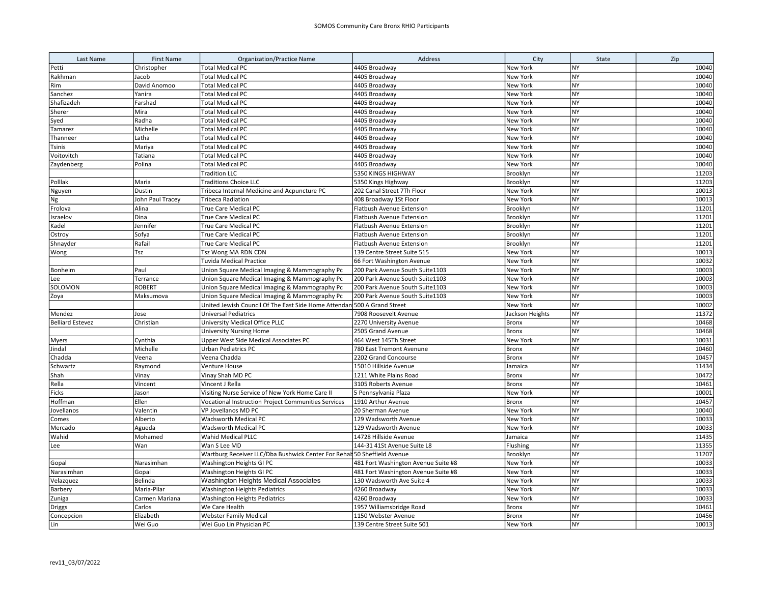| Last Name | First Name | Organization/Practice Name | Address | City | State | Zip |
|---|---|---|---|---|---|---|
| Petti | Christopher | Total Medical PC | 4405 Broadway | New York | NY | 10040 |
| Rakhman | Jacob | Total Medical PC | 4405 Broadway | New York | NY | 10040 |
| Rim | David Anomoo | Total Medical PC | 4405 Broadway | New York | NY | 10040 |
| Sanchez | Yanira | Total Medical PC | 4405 Broadway | New York | NY | 10040 |
| Shafizadeh | Farshad | Total Medical PC | 4405 Broadway | New York | NY | 10040 |
| Sherer | Mira | Total Medical PC | 4405 Broadway | New York | NY | 10040 |
| Syed | Radha | Total Medical PC | 4405 Broadway | New York | NY | 10040 |
| Tamarez | Michelle | Total Medical PC | 4405 Broadway | New York | NY | 10040 |
| Thanneer | Latha | Total Medical PC | 4405 Broadway | New York | NY | 10040 |
| Tsinis | Mariya | Total Medical PC | 4405 Broadway | New York | NY | 10040 |
| Voitovitch | Tatiana | Total Medical PC | 4405 Broadway | New York | NY | 10040 |
| Zaydenberg | Polina | Total Medical PC | 4405 Broadway | New York | NY | 10040 |
| | | Tradition LLC | 5350 KINGS HIGHWAY | Brooklyn | NY | 11203 |
| Polllak | Maria | Traditions Choice LLC | 5350 Kings Highway | Brooklyn | NY | 11203 |
| Nguyen | Dustin | Tribeca Internal Medicine and Acupuncture PC | 202 Canal Street 7Th Floor | New York | NY | 10013 |
| Ng | John Paul Tracey | Tribeca Radiation | 408 Broadway 1St Floor | New York | NY | 10013 |
| Frolova | Alina | True Care Medical PC | Flatbush Avenue Extension | Brooklyn | NY | 11201 |
| Israelov | Dina | True Care Medical PC | Flatbush Avenue Extension | Brooklyn | NY | 11201 |
| Kadel | Jennifer | True Care Medical PC | Flatbush Avenue Extension | Brooklyn | NY | 11201 |
| Ostroy | Sofya | True Care Medical PC | Flatbush Avenue Extension | Brooklyn | NY | 11201 |
| Shnayder | Rafail | True Care Medical PC | Flatbush Avenue Extension | Brooklyn | NY | 11201 |
| Wong | Tsz | Tsz Wong MA RDN CDN | 139 Centre Street Suite 515 | New York | NY | 10013 |
| | | Tuvida Medical Practice | 66 Fort Washington Avenue | New York | NY | 10032 |
| Bonheim | Paul | Union Square Medical Imaging & Mammography Pc | 200 Park Avenue South Suite1103 | New York | NY | 10003 |
| Lee | Terrance | Union Square Medical Imaging & Mammography Pc | 200 Park Avenue South Suite1103 | New York | NY | 10003 |
| SOLOMON | ROBERT | Union Square Medical Imaging & Mammography Pc | 200 Park Avenue South Suite1103 | New York | NY | 10003 |
| Zoya | Maksumova | Union Square Medical Imaging & Mammography Pc | 200 Park Avenue South Suite1103 | New York | NY | 10003 |
| | | United Jewish Council Of The East Side Home Attendan | 500 A Grand Street | New York | NY | 10002 |
| Mendez | Jose | Universal Pediatrics | 7908 Roosevelt Avenue | Jackson Heights | NY | 11372 |
| Belliard Estevez | Christian | University Medical Office PLLC | 2270 University Avenue | Bronx | NY | 10468 |
| | | University Nursing Home | 2505 Grand Avenue | Bronx | NY | 10468 |
| Myers | Cynthia | Upper West Side Medical Associates PC | 464 West 145Th Street | New York | NY | 10031 |
| Jindal | Michelle | Urban Pediatrics PC | 780 East Tremont Avenune | Bronx | NY | 10460 |
| Chadda | Veena | Veena Chadda | 2202 Grand Concourse | Bronx | NY | 10457 |
| Schwartz | Raymond | Venture House | 15010 Hillside Avenue | Jamaica | NY | 11434 |
| Shah | Vinay | Vinay Shah MD PC | 1211 White Plains Road | Bronx | NY | 10472 |
| Rella | Vincent | Vincent J Rella | 3105 Roberts Avenue | Bronx | NY | 10461 |
| Ficks | Jason | Visiting Nurse Service of New York Home Care II | 5 Pennsylvania Plaza | New York | NY | 10001 |
| Hoffman | Ellen | Vocational Instruction Project Communities Services | 1910 Arthur Avenue | Bronx | NY | 10457 |
| Jovellanos | Valentin | VP Jovellanos MD PC | 20 Sherman Avenue | New York | NY | 10040 |
| Comes | Alberto | Wadsworth Medical PC | 129 Wadsworth Avenue | New York | NY | 10033 |
| Mercado | Agueda | Wadsworth Medical PC | 129 Wadsworth Avenue | New York | NY | 10033 |
| Wahid | Mohamed | Wahid Medical PLLC | 14728 Hillside Avenue | Jamaica | NY | 11435 |
| Lee | Wan | Wan S Lee MD | 144-31 41St Avenue Suite L8 | Flushing | NY | 11355 |
| | | Wartburg Receiver LLC/Dba Bushwick Center For Rehab | 50 Sheffield Avenue | Brooklyn | NY | 11207 |
| Gopal | Narasimhan | Washington Heights GI PC | 481 Fort Washington Avenue Suite #8 | New York | NY | 10033 |
| Narasimhan | Gopal | Washington Heights GI PC | 481 Fort Washington Avenue Suite #8 | New York | NY | 10033 |
| Velazquez | Belinda | Washington Heights Medical Associates | 130 Wadsworth Ave Suite 4 | New York | NY | 10033 |
| Barbery | Maria-Pilar | Washington Heights Pediatrics | 4260 Broadway | New York | NY | 10033 |
| Zuniga | Carmen Mariana | Washington Heights Pediatrics | 4260 Broadway | New York | NY | 10033 |
| Driggs | Carlos | We Care Health | 1957 Williamsbridge Road | Bronx | NY | 10461 |
| Concepcion | Elizabeth | Webster Family Medical | 1150 Webster Avenue | Bronx | NY | 10456 |
| Lin | Wei Guo | Wei Guo Lin Physician PC | 139 Centre Street Suite 501 | New York | NY | 10013 |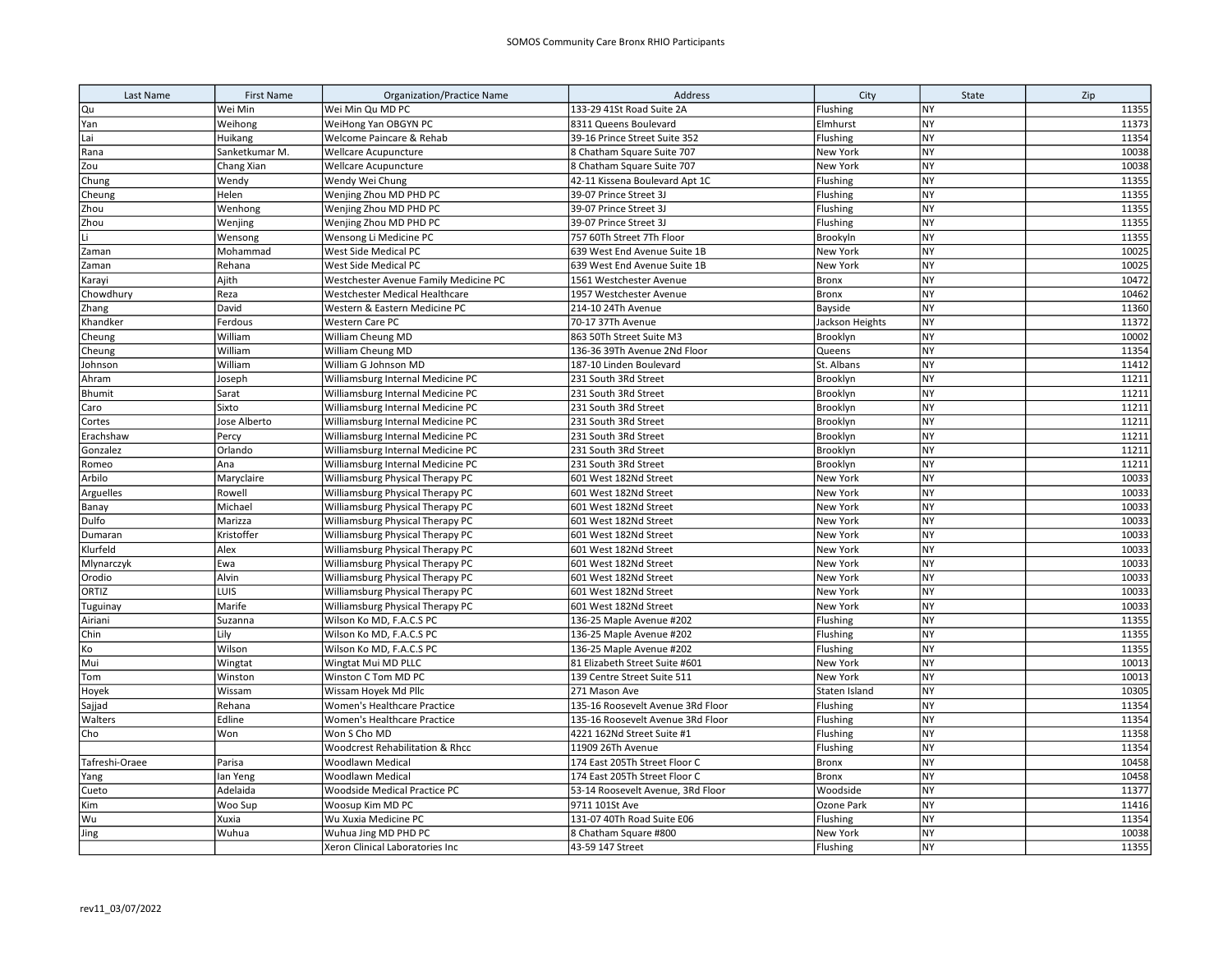SOMOS Community Care Bronx RHIO Participants

| Last Name | First Name | Organization/Practice Name | Address | City | State | Zip |
|---|---|---|---|---|---|---|
| Qu | Wei Min | Wei Min Qu MD PC | 133-29 41St Road Suite 2A | Flushing | NY | 11355 |
| Yan | Weihong | WeiHong Yan OBGYN PC | 8311 Queens Boulevard | Elmhurst | NY | 11373 |
| Lai | Huikang | Welcome Paincare & Rehab | 39-16 Prince Street Suite 352 | Flushing | NY | 11354 |
| Rana | Sanketkumar M. | Wellcare Acupuncture | 8 Chatham Square Suite 707 | New York | NY | 10038 |
| Zou | Chang Xian | Wellcare Acupuncture | 8 Chatham Square Suite 707 | New York | NY | 10038 |
| Chung | Wendy | Wendy Wei Chung | 42-11 Kissena Boulevard Apt 1C | Flushing | NY | 11355 |
| Cheung | Helen | Wenjing Zhou MD PHD PC | 39-07 Prince Street 3J | Flushing | NY | 11355 |
| Zhou | Wenhong | Wenjing Zhou MD PHD PC | 39-07 Prince Street 3J | Flushing | NY | 11355 |
| Zhou | Wenjing | Wenjing Zhou MD PHD PC | 39-07 Prince Street 3J | Flushing | NY | 11355 |
| Li | Wensong | Wensong Li Medicine PC | 757 60Th Street 7Th Floor | Brookyln | NY | 11355 |
| Zaman | Mohammad | West Side Medical PC | 639 West End Avenue Suite 1B | New York | NY | 10025 |
| Zaman | Rehana | West Side Medical PC | 639 West End Avenue Suite 1B | New York | NY | 10025 |
| Karayi | Ajith | Westchester Avenue Family Medicine PC | 1561 Westchester Avenue | Bronx | NY | 10472 |
| Chowdhury | Reza | Westchester Medical Healthcare | 1957 Westchester Avenue | Bronx | NY | 10462 |
| Zhang | David | Western & Eastern Medicine PC | 214-10 24Th Avenue | Bayside | NY | 11360 |
| Khandker | Ferdous | Western Care PC | 70-17 37Th Avenue | Jackson Heights | NY | 11372 |
| Cheung | William | William Cheung MD | 863 50Th Street Suite M3 | Brooklyn | NY | 10002 |
| Cheung | William | William Cheung MD | 136-36 39Th Avenue 2Nd Floor | Queens | NY | 11354 |
| Johnson | William | William G Johnson MD | 187-10 Linden Boulevard | St. Albans | NY | 11412 |
| Ahram | Joseph | Williamsburg Internal Medicine PC | 231 South 3Rd Street | Brooklyn | NY | 11211 |
| Bhumit | Sarat | Williamsburg Internal Medicine PC | 231 South 3Rd Street | Brooklyn | NY | 11211 |
| Caro | Sixto | Williamsburg Internal Medicine PC | 231 South 3Rd Street | Brooklyn | NY | 11211 |
| Cortes | Jose Alberto | Williamsburg Internal Medicine PC | 231 South 3Rd Street | Brooklyn | NY | 11211 |
| Erachshaw | Percy | Williamsburg Internal Medicine PC | 231 South 3Rd Street | Brooklyn | NY | 11211 |
| Gonzalez | Orlando | Williamsburg Internal Medicine PC | 231 South 3Rd Street | Brooklyn | NY | 11211 |
| Romeo | Ana | Williamsburg Internal Medicine PC | 231 South 3Rd Street | Brooklyn | NY | 11211 |
| Arbilo | Maryclaire | Williamsburg Physical Therapy PC | 601 West 182Nd Street | New York | NY | 10033 |
| Arguelles | Rowell | Williamsburg Physical Therapy PC | 601 West 182Nd Street | New York | NY | 10033 |
| Banay | Michael | Williamsburg Physical Therapy PC | 601 West 182Nd Street | New York | NY | 10033 |
| Dulfo | Marizza | Williamsburg Physical Therapy PC | 601 West 182Nd Street | New York | NY | 10033 |
| Dumaran | Kristoffer | Williamsburg Physical Therapy PC | 601 West 182Nd Street | New York | NY | 10033 |
| Klurfeld | Alex | Williamsburg Physical Therapy PC | 601 West 182Nd Street | New York | NY | 10033 |
| Mlynarczyk | Ewa | Williamsburg Physical Therapy PC | 601 West 182Nd Street | New York | NY | 10033 |
| Orodio | Alvin | Williamsburg Physical Therapy PC | 601 West 182Nd Street | New York | NY | 10033 |
| ORTIZ | LUIS | Williamsburg Physical Therapy PC | 601 West 182Nd Street | New York | NY | 10033 |
| Tuguinay | Marife | Williamsburg Physical Therapy PC | 601 West 182Nd Street | New York | NY | 10033 |
| Airiani | Suzanna | Wilson Ko MD, F.A.C.S PC | 136-25 Maple Avenue #202 | Flushing | NY | 11355 |
| Chin | Lily | Wilson Ko MD, F.A.C.S PC | 136-25 Maple Avenue #202 | Flushing | NY | 11355 |
| Ko | Wilson | Wilson Ko MD, F.A.C.S PC | 136-25 Maple Avenue #202 | Flushing | NY | 11355 |
| Mui | Wingtat | Wingtat Mui MD PLLC | 81 Elizabeth Street Suite #601 | New York | NY | 10013 |
| Tom | Winston | Winston C Tom MD PC | 139 Centre Street Suite 511 | New York | NY | 10013 |
| Hoyek | Wissam | Wissam Hoyek Md Pllc | 271 Mason Ave | Staten Island | NY | 10305 |
| Sajjad | Rehana | Women's Healthcare Practice | 135-16 Roosevelt Avenue 3Rd Floor | Flushing | NY | 11354 |
| Walters | Edline | Women's Healthcare Practice | 135-16 Roosevelt Avenue 3Rd Floor | Flushing | NY | 11354 |
| Cho | Won | Won S Cho MD | 4221 162Nd Street Suite #1 | Flushing | NY | 11358 |
| | | Woodcrest Rehabilitation & Rhcc | 11909 26Th Avenue | Flushing | NY | 11354 |
| Tafreshi-Oraee | Parisa | Woodlawn Medical | 174 East 205Th Street Floor C | Bronx | NY | 10458 |
| Yang | Ian Yeng | Woodlawn Medical | 174 East 205Th Street Floor C | Bronx | NY | 10458 |
| Cueto | Adelaida | Woodside Medical Practice PC | 53-14 Roosevelt Avenue, 3Rd Floor | Woodside | NY | 11377 |
| Kim | Woo Sup | Woosup Kim MD PC | 9711 101St Ave | Ozone Park | NY | 11416 |
| Wu | Xuxia | Wu Xuxia Medicine PC | 131-07 40Th Road Suite E06 | Flushing | NY | 11354 |
| Jing | Wuhua | Wuhua Jing MD PHD PC | 8 Chatham Square #800 | New York | NY | 10038 |
| | | Xeron Clinical Laboratories Inc | 43-59 147 Street | Flushing | NY | 11355 |

rev11_03/07/2022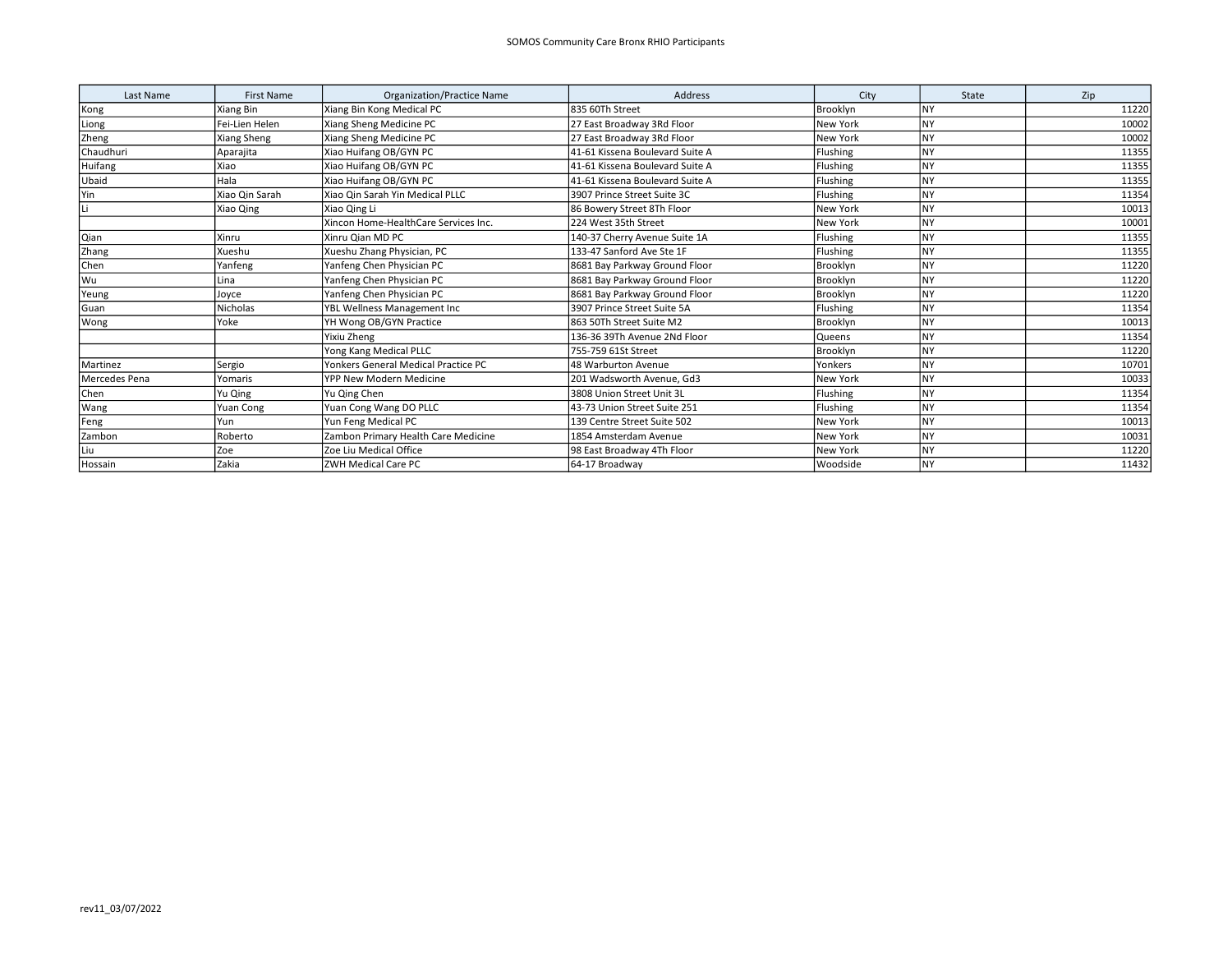| Last Name | First Name | Organization/Practice Name | Address | City | State | Zip |
|---|---|---|---|---|---|---|
| Kong | Xiang Bin | Xiang Bin Kong Medical PC | 835 60Th Street | Brooklyn | NY | 11220 |
| Liong | Fei-Lien Helen | Xiang Sheng Medicine PC | 27 East Broadway 3Rd Floor | New York | NY | 10002 |
| Zheng | Xiang Sheng | Xiang Sheng Medicine PC | 27 East Broadway 3Rd Floor | New York | NY | 10002 |
| Chaudhuri | Aparajita | Xiao Huifang OB/GYN PC | 41-61 Kissena Boulevard Suite A | Flushing | NY | 11355 |
| Huifang | Xiao | Xiao Huifang OB/GYN PC | 41-61 Kissena Boulevard Suite A | Flushing | NY | 11355 |
| Ubaid | Hala | Xiao Huifang OB/GYN PC | 41-61 Kissena Boulevard Suite A | Flushing | NY | 11355 |
| Yin | Xiao Qin Sarah | Xiao Qin Sarah Yin Medical PLLC | 3907 Prince Street Suite 3C | Flushing | NY | 11354 |
| Li | Xiao Qing | Xiao Qing Li | 86 Bowery Street 8Th Floor | New York | NY | 10013 |
| | | Xincon Home-HealthCare Services Inc. | 224 West 35th Street | New York | NY | 10001 |
| Qian | Xinru | Xinru Qian MD PC | 140-37 Cherry Avenue Suite 1A | Flushing | NY | 11355 |
| Zhang | Xueshu | Xueshu Zhang Physician, PC | 133-47 Sanford Ave Ste 1F | Flushing | NY | 11355 |
| Chen | Yanfeng | Yanfeng Chen Physician PC | 8681 Bay Parkway Ground Floor | Brooklyn | NY | 11220 |
| Wu | Lina | Yanfeng Chen Physician PC | 8681 Bay Parkway Ground Floor | Brooklyn | NY | 11220 |
| Yeung | Joyce | Yanfeng Chen Physician PC | 8681 Bay Parkway Ground Floor | Brooklyn | NY | 11220 |
| Guan | Nicholas | YBL Wellness Management Inc | 3907 Prince Street Suite 5A | Flushing | NY | 11354 |
| Wong | Yoke | YH Wong OB/GYN Practice | 863 50Th Street Suite M2 | Brooklyn | NY | 10013 |
| | | Yixiu Zheng | 136-36 39Th Avenue 2Nd Floor | Queens | NY | 11354 |
| | | Yong Kang Medical PLLC | 755-759 61St Street | Brooklyn | NY | 11220 |
| Martinez | Sergio | Yonkers General Medical Practice PC | 48 Warburton Avenue | Yonkers | NY | 10701 |
| Mercedes Pena | Yomaris | YPP New Modern Medicine | 201 Wadsworth Avenue, Gd3 | New York | NY | 10033 |
| Chen | Yu Qing | Yu Qing Chen | 3808 Union Street Unit 3L | Flushing | NY | 11354 |
| Wang | Yuan Cong | Yuan Cong Wang DO PLLC | 43-73 Union Street Suite 251 | Flushing | NY | 11354 |
| Feng | Yun | Yun Feng Medical PC | 139 Centre Street Suite 502 | New York | NY | 10013 |
| Zambon | Roberto | Zambon Primary Health Care Medicine | 1854 Amsterdam Avenue | New York | NY | 10031 |
| Liu | Zoe | Zoe Liu Medical Office | 98 East Broadway 4Th Floor | New York | NY | 11220 |
| Hossain | Zakia | ZWH Medical Care PC | 64-17 Broadway | Woodside | NY | 11432 |